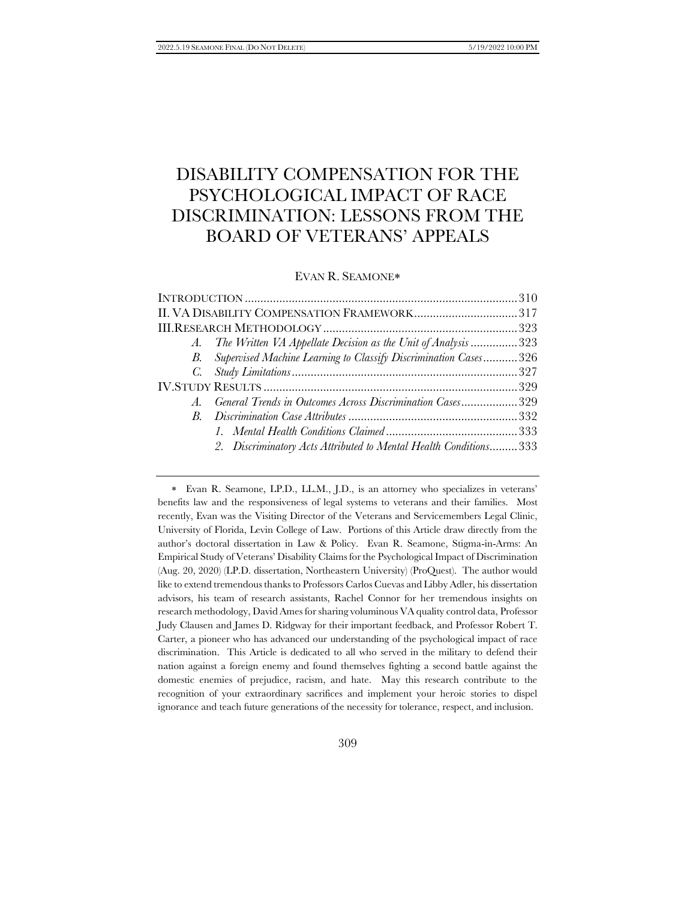# DISABILITY COMPENSATION FOR THE PSYCHOLOGICAL IMPACT OF RACE DISCRIMINATION: LESSONS FROM THE BOARD OF VETERANS' APPEALS

EVAN R. SEAMONE*

| | |
|---|---|
| INTRODUCTION | 310 |
| II. VA DISABILITY COMPENSATION FRAMEWORK | 317 |
| III. RESEARCH METHODOLOGY | 323 |
| *A. The Written VA Appellate Decision as the Unit of Analysis* | 323 |
| *B. Supervised Machine Learning to Classify Discrimination Cases* | 326 |
| *C. Study Limitations* | 327 |
| IV. STUDY RESULTS | 329 |
| *A. General Trends in Outcomes Across Discrimination Cases* | 329 |
| *B. Discrimination Case Attributes* | 332 |
| *1. Mental Health Conditions Claimed* | 333 |
| *2. Discriminatory Acts Attributed to Mental Health Conditions* | 333 |

\* Evan R. Seamone, LP.D., LL.M., J.D., is an attorney who specializes in veterans' benefits law and the responsiveness of legal systems to veterans and their families. Most recently, Evan was the Visiting Director of the Veterans and Servicemembers Legal Clinic, University of Florida, Levin College of Law. Portions of this Article draw directly from the author's doctoral dissertation in Law & Policy. Evan R. Seamone, Stigma-in-Arms: An Empirical Study of Veterans' Disability Claims for the Psychological Impact of Discrimination (Aug. 20, 2020) (LP.D. dissertation, Northeastern University) (ProQuest). The author would like to extend tremendous thanks to Professors Carlos Cuevas and Libby Adler, his dissertation advisors, his team of research assistants, Rachel Connor for her tremendous insights on research methodology, David Ames for sharing voluminous VA quality control data, Professor Judy Clausen and James D. Ridgway for their important feedback, and Professor Robert T. Carter, a pioneer who has advanced our understanding of the psychological impact of race discrimination. This Article is dedicated to all who served in the military to defend their nation against a foreign enemy and found themselves fighting a second battle against the domestic enemies of prejudice, racism, and hate. May this research contribute to the recognition of your extraordinary sacrifices and implement your heroic stories to dispel ignorance and teach future generations of the necessity for tolerance, respect, and inclusion.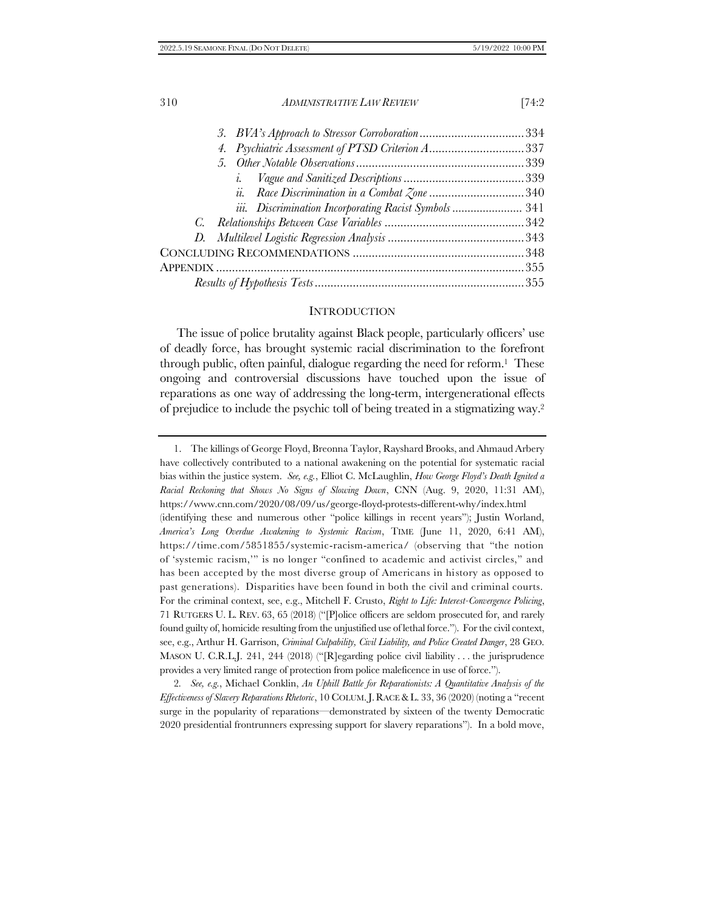3. *BVA's Approach to Stressor Corroboration* ................................ 334
4. *Psychiatric Assessment of PTSD Criterion A* ............................. 337
5. *Other Notable Observations* ..................................................... 339
   i. *Vague and Sanitized Descriptions* ...................................... 339
   ii. *Race Discrimination in a Combat Zone* .............................. 340
   iii. *Discrimination Incorporating Racist Symbols* ....................... 341

C. *Relationships Between Case Variables* ............................................ 342
D. *Multilevel Logistic Regression Analysis* ........................................... 343

CONCLUDING RECOMMENDATIONS ...................................................... 348
APPENDIX .................................................................................................. 355
*Results of Hypothesis Tests* ................................................................. 355

## INTRODUCTION

The issue of police brutality against Black people, particularly officers' use of deadly force, has brought systemic racial discrimination to the forefront through public, often painful, dialogue regarding the need for reform.[1] These ongoing and controversial discussions have touched upon the issue of reparations as one way of addressing the long-term, intergenerational effects of prejudice to include the psychic toll of being treated in a stigmatizing way.[2]

---

1. The killings of George Floyd, Breonna Taylor, Rayshard Brooks, and Ahmaud Arbery have collectively contributed to a national awakening on the potential for systematic racial bias within the justice system. *See, e.g.*, Elliot C. McLaughlin, *How George Floyd's Death Ignited a Racial Reckoning that Shows No Signs of Slowing Down*, CNN (Aug. 9, 2020, 11:31 AM), https://www.cnn.com/2020/08/09/us/george-floyd-protests-different-why/index.html (identifying these and numerous other "police killings in recent years"); Justin Worland, *America's Long Overdue Awakening to Systemic Racism*, TIME (June 11, 2020, 6:41 AM), https://time.com/5851855/systemic-racism-america/ (observing that "the notion of 'systemic racism,'" is no longer "confined to academic and activist circles," and has been accepted by the most diverse group of Americans in history as opposed to past generations). Disparities have been found in both the civil and criminal courts. For the criminal context, see, e.g., Mitchell F. Crusto, *Right to Life: Interest-Convergence Policing*, 71 RUTGERS U. L. REV. 63, 65 (2018) ("[P]olice officers are seldom prosecuted for, and rarely found guilty of, homicide resulting from the unjustified use of lethal force."). For the civil context, see, e.g., Arthur H. Garrison, *Criminal Culpability, Civil Liability, and Police Created Danger*, 28 GEO. MASON U. C.R.L.J. 241, 244 (2018) ("[R]egarding police civil liability . . . the jurisprudence provides a very limited range of protection from police maleficence in use of force.").

2. *See, e.g.*, Michael Conklin, *An Uphill Battle for Reparationists: A Quantitative Analysis of the Effectiveness of Slavery Reparations Rhetoric*, 10 COLUM. J. RACE & L. 33, 36 (2020) (noting a "recent surge in the popularity of reparations—demonstrated by sixteen of the twenty Democratic 2020 presidential frontrunners expressing support for slavery reparations"). In a bold move,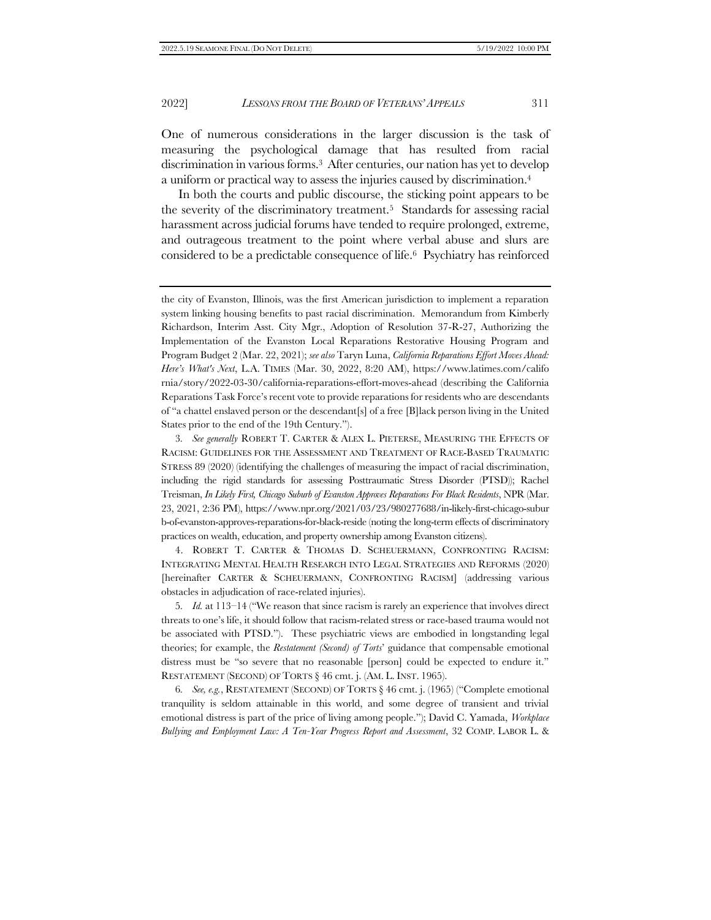One of numerous considerations in the larger discussion is the task of measuring the psychological damage that has resulted from racial discrimination in various forms.[3] After centuries, our nation has yet to develop a uniform or practical way to assess the injuries caused by discrimination.[4]

In both the courts and public discourse, the sticking point appears to be the severity of the discriminatory treatment.[5] Standards for assessing racial harassment across judicial forums have tended to require prolonged, extreme, and outrageous treatment to the point where verbal abuse and slurs are considered to be a predictable consequence of life.[6] Psychiatry has reinforced

---

the city of Evanston, Illinois, was the first American jurisdiction to implement a reparation system linking housing benefits to past racial discrimination. Memorandum from Kimberly Richardson, Interim Asst. City Mgr., Adoption of Resolution 37-R-27, Authorizing the Implementation of the Evanston Local Reparations Restorative Housing Program and Program Budget 2 (Mar. 22, 2021); *see also* Taryn Luna, *California Reparations Effort Moves Ahead: Here's What's Next*, L.A. TIMES (Mar. 30, 2022, 8:20 AM), https://www.latimes.com/california/story/2022-03-30/california-reparations-effort-moves-ahead (describing the California Reparations Task Force's recent vote to provide reparations for residents who are descendants of "a chattel enslaved person or the descendant[s] of a free [B]lack person living in the United States prior to the end of the 19th Century.").

3. *See generally* ROBERT T. CARTER & ALEX L. PIETERSE, MEASURING THE EFFECTS OF RACISM: GUIDELINES FOR THE ASSESSMENT AND TREATMENT OF RACE-BASED TRAUMATIC STRESS 89 (2020) (identifying the challenges of measuring the impact of racial discrimination, including the rigid standards for assessing Posttraumatic Stress Disorder (PTSD)); Rachel Treisman, *In Likely First, Chicago Suburb of Evanston Approves Reparations For Black Residents*, NPR (Mar. 23, 2021, 2:36 PM), https://www.npr.org/2021/03/23/980277688/in-likely-first-chicago-suburb-of-evanston-approves-reparations-for-black-reside (noting the long-term effects of discriminatory practices on wealth, education, and property ownership among Evanston citizens).

4. ROBERT T. CARTER & THOMAS D. SCHEUERMANN, CONFRONTING RACISM: INTEGRATING MENTAL HEALTH RESEARCH INTO LEGAL STRATEGIES AND REFORMS (2020) [hereinafter CARTER & SCHEUERMANN, CONFRONTING RACISM] (addressing various obstacles in adjudication of race-related injuries).

5. *Id.* at 113–14 ("We reason that since racism is rarely an experience that involves direct threats to one's life, it should follow that racism-related stress or race-based trauma would not be associated with PTSD."). These psychiatric views are embodied in longstanding legal theories; for example, the *Restatement (Second) of Torts*' guidance that compensable emotional distress must be "so severe that no reasonable [person] could be expected to endure it." RESTATEMENT (SECOND) OF TORTS § 46 cmt. j. (AM. L. INST. 1965).

6. *See, e.g.*, RESTATEMENT (SECOND) OF TORTS § 46 cmt. j. (1965) ("Complete emotional tranquility is seldom attainable in this world, and some degree of transient and trivial emotional distress is part of the price of living among people."); David C. Yamada, *Workplace Bullying and Employment Law: A Ten-Year Progress Report and Assessment*, 32 COMP. LABOR L. &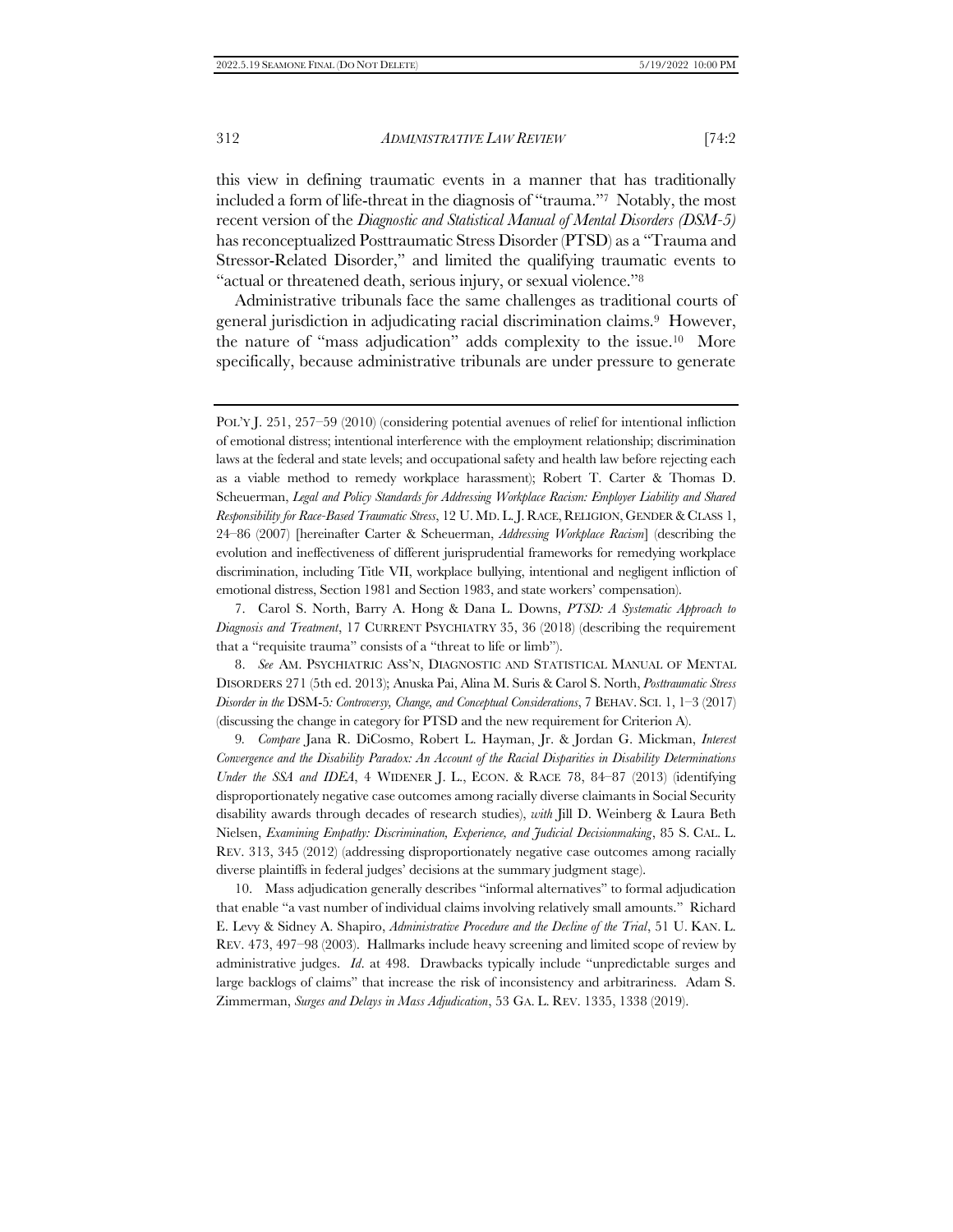this view in defining traumatic events in a manner that has traditionally included a form of life-threat in the diagnosis of "trauma."[7] Notably, the most recent version of the *Diagnostic and Statistical Manual of Mental Disorders (DSM-5)* has reconceptualized Posttraumatic Stress Disorder (PTSD) as a "Trauma and Stressor-Related Disorder," and limited the qualifying traumatic events to "actual or threatened death, serious injury, or sexual violence."[8]

Administrative tribunals face the same challenges as traditional courts of general jurisdiction in adjudicating racial discrimination claims.[9] However, the nature of "mass adjudication" adds complexity to the issue.[10] More specifically, because administrative tribunals are under pressure to generate

---

POL'Y J. 251, 257–59 (2010) (considering potential avenues of relief for intentional infliction of emotional distress; intentional interference with the employment relationship; discrimination laws at the federal and state levels; and occupational safety and health law before rejecting each as a viable method to remedy workplace harassment); Robert T. Carter & Thomas D. Scheuerman, *Legal and Policy Standards for Addressing Workplace Racism: Employer Liability and Shared Responsibility for Race-Based Traumatic Stress*, 12 U. MD. L. J. RACE, RELIGION, GENDER & CLASS 1, 24–86 (2007) [hereinafter Carter & Scheuerman, *Addressing Workplace Racism*] (describing the evolution and ineffectiveness of different jurisprudential frameworks for remedying workplace discrimination, including Title VII, workplace bullying, intentional and negligent infliction of emotional distress, Section 1981 and Section 1983, and state workers' compensation).

7. Carol S. North, Barry A. Hong & Dana L. Downs, *PTSD: A Systematic Approach to Diagnosis and Treatment*, 17 CURRENT PSYCHIATRY 35, 36 (2018) (describing the requirement that a "requisite trauma" consists of a "threat to life or limb").

8. *See* AM. PSYCHIATRIC ASS'N, DIAGNOSTIC AND STATISTICAL MANUAL OF MENTAL DISORDERS 271 (5th ed. 2013); Anuska Pai, Alina M. Suris & Carol S. North, *Posttraumatic Stress Disorder in the* DSM-5*: Controversy, Change, and Conceptual Considerations*, 7 BEHAV. SCI. 1, 1–3 (2017) (discussing the change in category for PTSD and the new requirement for Criterion A).

9. *Compare* Jana R. DiCosmo, Robert L. Hayman, Jr. & Jordan G. Mickman, *Interest Convergence and the Disability Paradox: An Account of the Racial Disparities in Disability Determinations Under the SSA and IDEA*, 4 WIDENER J. L., ECON. & RACE 78, 84–87 (2013) (identifying disproportionately negative case outcomes among racially diverse claimants in Social Security disability awards through decades of research studies), *with* Jill D. Weinberg & Laura Beth Nielsen, *Examining Empathy: Discrimination, Experience, and Judicial Decisionmaking*, 85 S. CAL. L. REV. 313, 345 (2012) (addressing disproportionately negative case outcomes among racially diverse plaintiffs in federal judges' decisions at the summary judgment stage).

10. Mass adjudication generally describes "informal alternatives" to formal adjudication that enable "a vast number of individual claims involving relatively small amounts." Richard E. Levy & Sidney A. Shapiro, *Administrative Procedure and the Decline of the Trial*, 51 U. KAN. L. REV. 473, 497–98 (2003). Hallmarks include heavy screening and limited scope of review by administrative judges. *Id*. at 498. Drawbacks typically include "unpredictable surges and large backlogs of claims" that increase the risk of inconsistency and arbitrariness. Adam S. Zimmerman, *Surges and Delays in Mass Adjudication*, 53 GA. L. REV. 1335, 1338 (2019).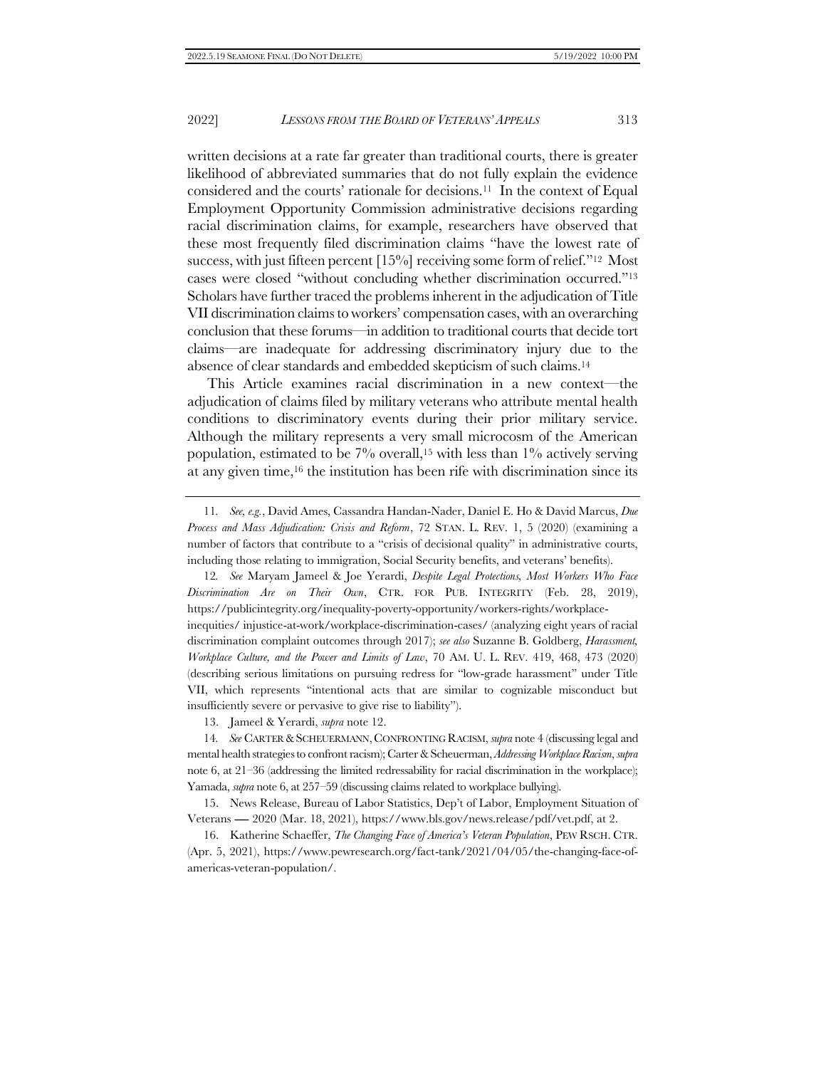written decisions at a rate far greater than traditional courts, there is greater likelihood of abbreviated summaries that do not fully explain the evidence considered and the courts' rationale for decisions.[11] In the context of Equal Employment Opportunity Commission administrative decisions regarding racial discrimination claims, for example, researchers have observed that these most frequently filed discrimination claims "have the lowest rate of success, with just fifteen percent [15%] receiving some form of relief."[12] Most cases were closed "without concluding whether discrimination occurred."[13] Scholars have further traced the problems inherent in the adjudication of Title VII discrimination claims to workers' compensation cases, with an overarching conclusion that these forums—in addition to traditional courts that decide tort claims—are inadequate for addressing discriminatory injury due to the absence of clear standards and embedded skepticism of such claims.[14]

This Article examines racial discrimination in a new context—the adjudication of claims filed by military veterans who attribute mental health conditions to discriminatory events during their prior military service. Although the military represents a very small microcosm of the American population, estimated to be 7% overall,[15] with less than 1% actively serving at any given time,[16] the institution has been rife with discrimination since its

---

11. *See, e.g.*, David Ames, Cassandra Handan-Nader, Daniel E. Ho & David Marcus, *Due Process and Mass Adjudication: Crisis and Reform*, 72 STAN. L. REV. 1, 5 (2020) (examining a number of factors that contribute to a "crisis of decisional quality" in administrative courts, including those relating to immigration, Social Security benefits, and veterans' benefits).

12. *See* Maryam Jameel & Joe Yerardi, *Despite Legal Protections, Most Workers Who Face Discrimination Are on Their Own*, CTR. FOR PUB. INTEGRITY (Feb. 28, 2019), https://publicintegrity.org/inequality-poverty-opportunity/workers-rights/workplace-inequities/ injustice-at-work/workplace-discrimination-cases/ (analyzing eight years of racial discrimination complaint outcomes through 2017); *see also* Suzanne B. Goldberg, *Harassment, Workplace Culture, and the Power and Limits of Law*, 70 AM. U. L. REV. 419, 468, 473 (2020) (describing serious limitations on pursuing redress for "low-grade harassment" under Title VII, which represents "intentional acts that are similar to cognizable misconduct but insufficiently severe or pervasive to give rise to liability").

13. Jameel & Yerardi, *supra* note 12.

14. *See* CARTER & SCHEUERMANN, CONFRONTING RACISM, *supra* note 4 (discussing legal and mental health strategies to confront racism); Carter & Scheuerman, *Addressing Workplace Racism*, *supra* note 6, at 21–36 (addressing the limited redressability for racial discrimination in the workplace); Yamada, *supra* note 6, at 257–59 (discussing claims related to workplace bullying).

15. News Release, Bureau of Labor Statistics, Dep't of Labor, Employment Situation of Veterans — 2020 (Mar. 18, 2021), https://www.bls.gov/news.release/pdf/vet.pdf, at 2.

16. Katherine Schaeffer, *The Changing Face of America's Veteran Population*, PEW RSCH. CTR. (Apr. 5, 2021), https://www.pewresearch.org/fact-tank/2021/04/05/the-changing-face-of-americas-veteran-population/.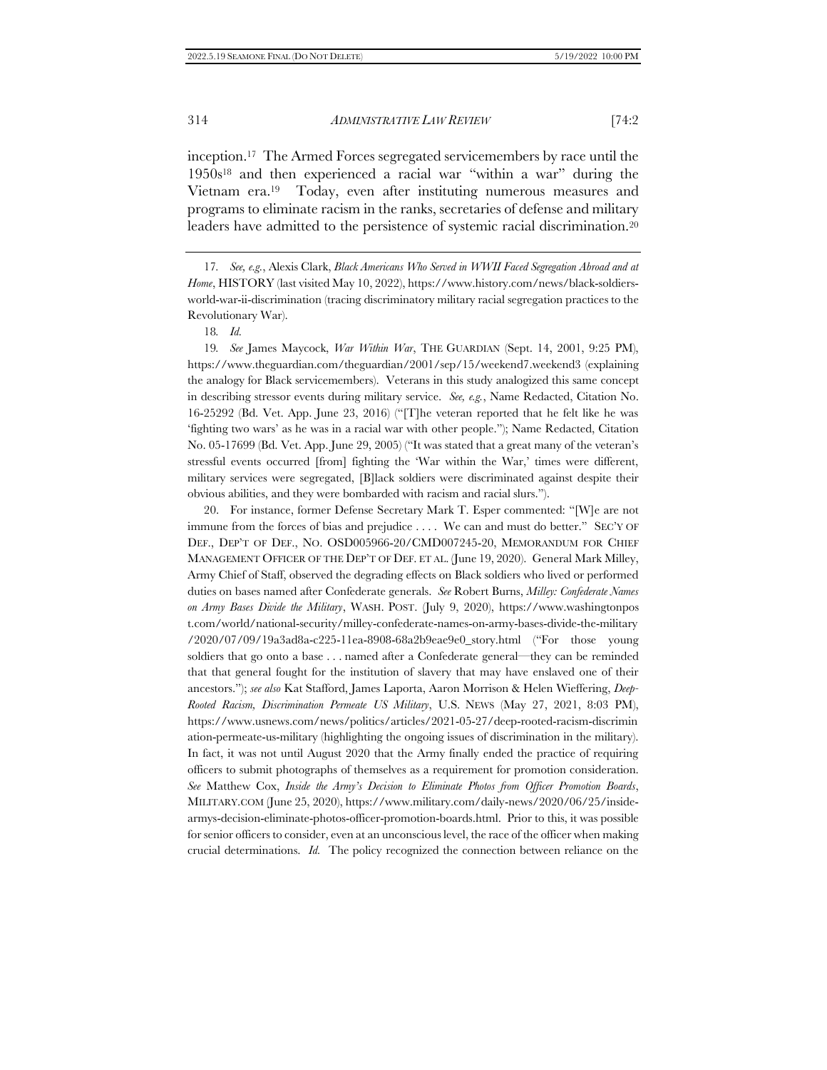inception.[17] The Armed Forces segregated servicemembers by race until the 1950s[18] and then experienced a racial war "within a war" during the Vietnam era.[19] Today, even after instituting numerous measures and programs to eliminate racism in the ranks, secretaries of defense and military leaders have admitted to the persistence of systemic racial discrimination.[20]

---

17. *See, e.g.*, Alexis Clark, *Black Americans Who Served in WWII Faced Segregation Abroad and at Home*, HISTORY (last visited May 10, 2022), https://www.history.com/news/black-soldiers-world-war-ii-discrimination (tracing discriminatory military racial segregation practices to the Revolutionary War).

18. *Id.*

19. *See* James Maycock, *War Within War*, THE GUARDIAN (Sept. 14, 2001, 9:25 PM), https://www.theguardian.com/theguardian/2001/sep/15/weekend7.weekend3 (explaining the analogy for Black servicemembers). Veterans in this study analogized this same concept in describing stressor events during military service. *See, e.g.*, Name Redacted, Citation No. 16-25292 (Bd. Vet. App. June 23, 2016) ("[T]he veteran reported that he felt like he was 'fighting two wars' as he was in a racial war with other people."); Name Redacted, Citation No. 05-17699 (Bd. Vet. App. June 29, 2005) ("It was stated that a great many of the veteran's stressful events occurred [from] fighting the 'War within the War,' times were different, military services were segregated, [B]lack soldiers were discriminated against despite their obvious abilities, and they were bombarded with racism and racial slurs.").

20. For instance, former Defense Secretary Mark T. Esper commented: "[W]e are not immune from the forces of bias and prejudice . . . . We can and must do better." SEC'Y OF DEF., DEP'T OF DEF., NO. OSD005966-20/CMD007245-20, MEMORANDUM FOR CHIEF MANAGEMENT OFFICER OF THE DEP'T OF DEF. ET AL. (June 19, 2020). General Mark Milley, Army Chief of Staff, observed the degrading effects on Black soldiers who lived or performed duties on bases named after Confederate generals. *See* Robert Burns, *Milley: Confederate Names on Army Bases Divide the Military*, WASH. POST. (July 9, 2020), https://www.washingtonpost.com/world/national-security/milley-confederate-names-on-army-bases-divide-the-military/2020/07/09/19a3ad8a-c225-11ea-8908-68a2b9eae9e0_story.html ("For those young soldiers that go onto a base . . . named after a Confederate general—they can be reminded that that general fought for the institution of slavery that may have enslaved one of their ancestors."); *see also* Kat Stafford, James Laporta, Aaron Morrison & Helen Wieffering, *Deep-Rooted Racism, Discrimination Permeate US Military*, U.S. NEWS (May 27, 2021, 8:03 PM), https://www.usnews.com/news/politics/articles/2021-05-27/deep-rooted-racism-discrimination-permeate-us-military (highlighting the ongoing issues of discrimination in the military). In fact, it was not until August 2020 that the Army finally ended the practice of requiring officers to submit photographs of themselves as a requirement for promotion consideration. *See* Matthew Cox, *Inside the Army's Decision to Eliminate Photos from Officer Promotion Boards*, MILITARY.COM (June 25, 2020), https://www.military.com/daily-news/2020/06/25/inside-armys-decision-eliminate-photos-officer-promotion-boards.html. Prior to this, it was possible for senior officers to consider, even at an unconscious level, the race of the officer when making crucial determinations. *Id.* The policy recognized the connection between reliance on the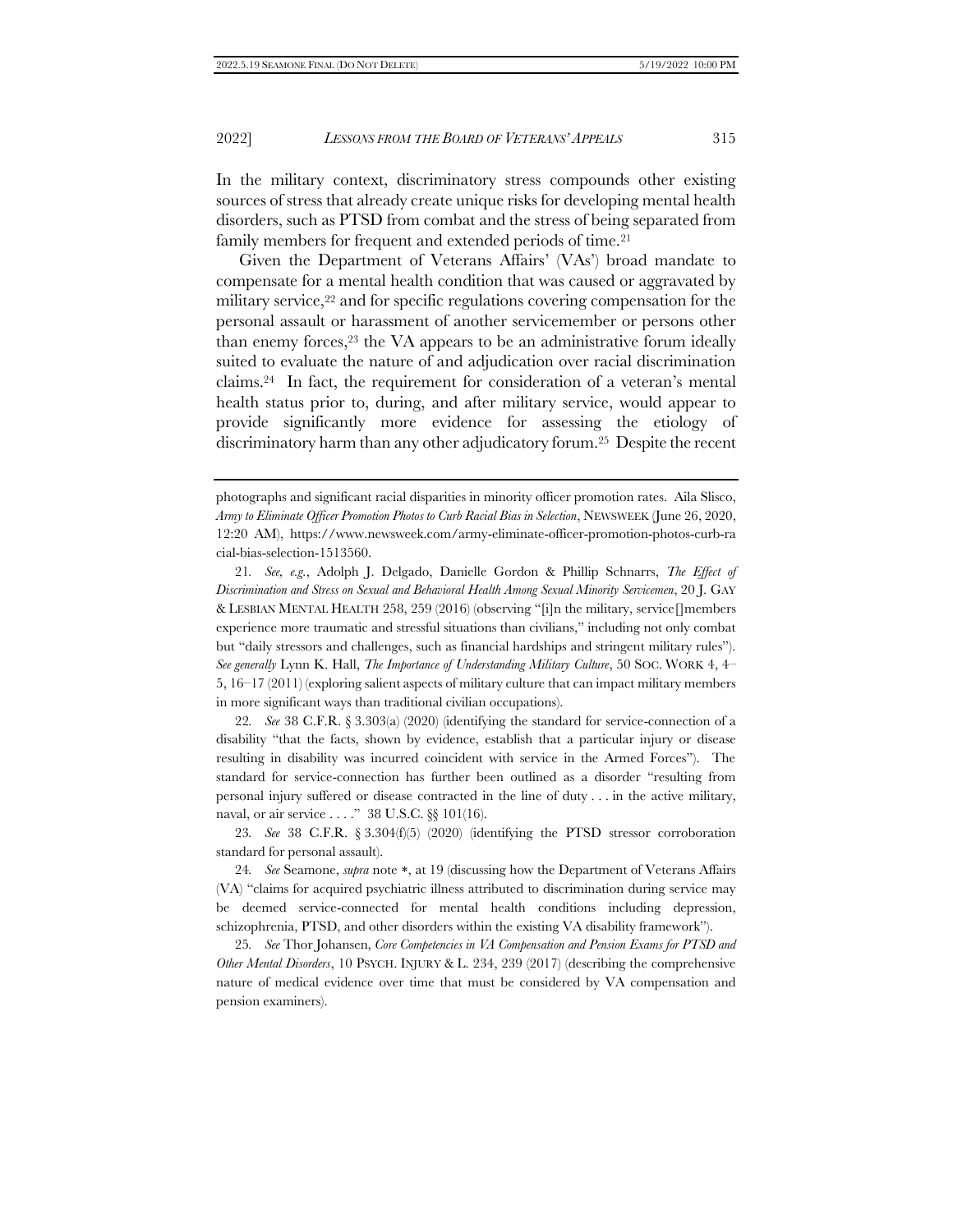In the military context, discriminatory stress compounds other existing sources of stress that already create unique risks for developing mental health disorders, such as PTSD from combat and the stress of being separated from family members for frequent and extended periods of time.[21]

Given the Department of Veterans Affairs' (VAs') broad mandate to compensate for a mental health condition that was caused or aggravated by military service,[22] and for specific regulations covering compensation for the personal assault or harassment of another servicemember or persons other than enemy forces,[23] the VA appears to be an administrative forum ideally suited to evaluate the nature of and adjudication over racial discrimination claims.[24] In fact, the requirement for consideration of a veteran's mental health status prior to, during, and after military service, would appear to provide significantly more evidence for assessing the etiology of discriminatory harm than any other adjudicatory forum.[25] Despite the recent

---

photographs and significant racial disparities in minority officer promotion rates. Aila Slisco, *Army to Eliminate Officer Promotion Photos to Curb Racial Bias in Selection*, NEWSWEEK (June 26, 2020, 12:20 AM), https://www.newsweek.com/army-eliminate-officer-promotion-photos-curb-racial-bias-selection-1513560.

21. *See, e.g.*, Adolph J. Delgado, Danielle Gordon & Phillip Schnarrs, *The Effect of Discrimination and Stress on Sexual and Behavioral Health Among Sexual Minority Servicemen*, 20 J. GAY & LESBIAN MENTAL HEALTH 258, 259 (2016) (observing "[i]n the military, service[]members experience more traumatic and stressful situations than civilians," including not only combat but "daily stressors and challenges, such as financial hardships and stringent military rules"). *See generally* Lynn K. Hall, *The Importance of Understanding Military Culture*, 50 SOC. WORK 4, 4–5, 16–17 (2011) (exploring salient aspects of military culture that can impact military members in more significant ways than traditional civilian occupations).

22. *See* 38 C.F.R. § 3.303(a) (2020) (identifying the standard for service-connection of a disability "that the facts, shown by evidence, establish that a particular injury or disease resulting in disability was incurred coincident with service in the Armed Forces"). The standard for service-connection has further been outlined as a disorder "resulting from personal injury suffered or disease contracted in the line of duty . . . in the active military, naval, or air service . . . ." 38 U.S.C. §§ 101(16).

23. *See* 38 C.F.R. § 3.304(f)(5) (2020) (identifying the PTSD stressor corroboration standard for personal assault).

24. *See* Seamone, *supra* note \*, at 19 (discussing how the Department of Veterans Affairs (VA) "claims for acquired psychiatric illness attributed to discrimination during service may be deemed service-connected for mental health conditions including depression, schizophrenia, PTSD, and other disorders within the existing VA disability framework").

25. *See* Thor Johansen, *Core Competencies in VA Compensation and Pension Exams for PTSD and Other Mental Disorders*, 10 PSYCH. INJURY & L. 234, 239 (2017) (describing the comprehensive nature of medical evidence over time that must be considered by VA compensation and pension examiners).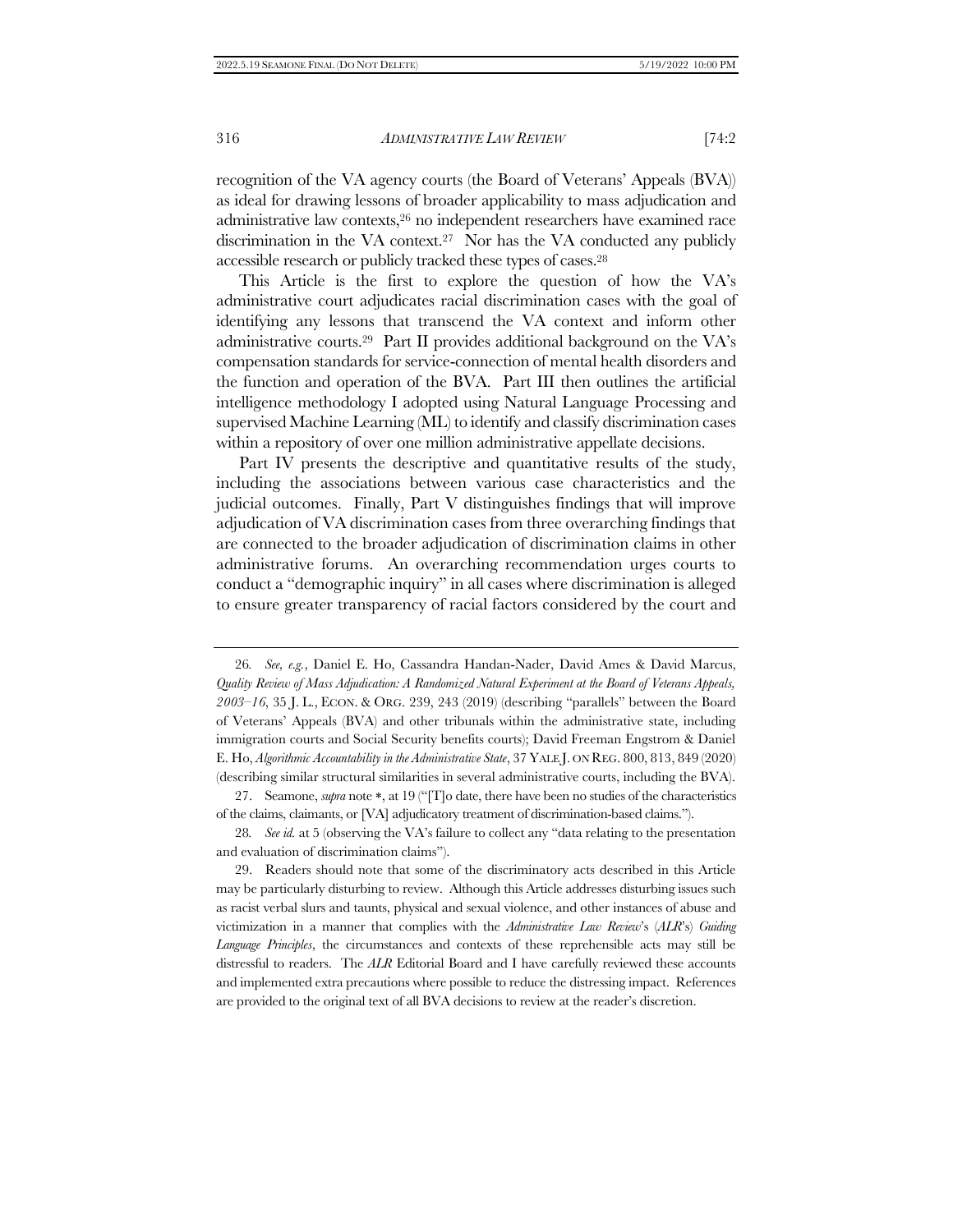recognition of the VA agency courts (the Board of Veterans' Appeals (BVA)) as ideal for drawing lessons of broader applicability to mass adjudication and administrative law contexts,[26] no independent researchers have examined race discrimination in the VA context.[27] Nor has the VA conducted any publicly accessible research or publicly tracked these types of cases.[28]

This Article is the first to explore the question of how the VA's administrative court adjudicates racial discrimination cases with the goal of identifying any lessons that transcend the VA context and inform other administrative courts.[29] Part II provides additional background on the VA's compensation standards for service-connection of mental health disorders and the function and operation of the BVA. Part III then outlines the artificial intelligence methodology I adopted using Natural Language Processing and supervised Machine Learning (ML) to identify and classify discrimination cases within a repository of over one million administrative appellate decisions.

Part IV presents the descriptive and quantitative results of the study, including the associations between various case characteristics and the judicial outcomes. Finally, Part V distinguishes findings that will improve adjudication of VA discrimination cases from three overarching findings that are connected to the broader adjudication of discrimination claims in other administrative forums. An overarching recommendation urges courts to conduct a "demographic inquiry" in all cases where discrimination is alleged to ensure greater transparency of racial factors considered by the court and

---

26. *See, e.g.*, Daniel E. Ho, Cassandra Handan-Nader, David Ames & David Marcus, *Quality Review of Mass Adjudication: A Randomized Natural Experiment at the Board of Veterans Appeals, 2003–16*, 35 J. L., ECON. & ORG. 239, 243 (2019) (describing "parallels" between the Board of Veterans' Appeals (BVA) and other tribunals within the administrative state, including immigration courts and Social Security benefits courts); David Freeman Engstrom & Daniel E. Ho, *Algorithmic Accountability in the Administrative State*, 37 YALE J. ON REG. 800, 813, 849 (2020) (describing similar structural similarities in several administrative courts, including the BVA).

27. Seamone, *supra* note *, at 19 ("[T]o date, there have been no studies of the characteristics of the claims, claimants, or [VA] adjudicatory treatment of discrimination-based claims.").

28. *See id.* at 5 (observing the VA's failure to collect any "data relating to the presentation and evaluation of discrimination claims").

29. Readers should note that some of the discriminatory acts described in this Article may be particularly disturbing to review. Although this Article addresses disturbing issues such as racist verbal slurs and taunts, physical and sexual violence, and other instances of abuse and victimization in a manner that complies with the *Administrative Law Review*'s (*ALR*'s) *Guiding Language Principles*, the circumstances and contexts of these reprehensible acts may still be distressful to readers. The *ALR* Editorial Board and I have carefully reviewed these accounts and implemented extra precautions where possible to reduce the distressing impact. References are provided to the original text of all BVA decisions to review at the reader's discretion.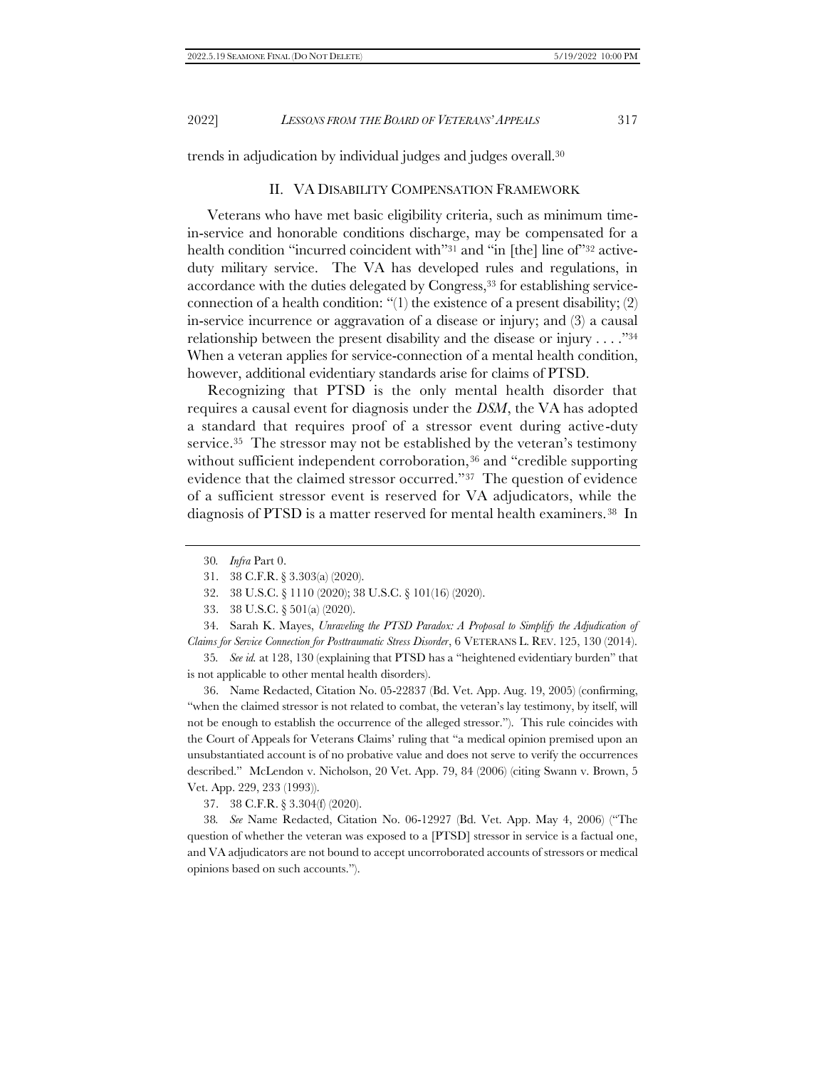trends in adjudication by individual judges and judges overall.[30]

## II. VA Disability Compensation Framework

Veterans who have met basic eligibility criteria, such as minimum time-in-service and honorable conditions discharge, may be compensated for a health condition "incurred coincident with"[31] and "in [the] line of"[32] active-duty military service. The VA has developed rules and regulations, in accordance with the duties delegated by Congress,[33] for establishing service-connection of a health condition: "(1) the existence of a present disability; (2) in-service incurrence or aggravation of a disease or injury; and (3) a causal relationship between the present disability and the disease or injury . . . ."[34] When a veteran applies for service-connection of a mental health condition, however, additional evidentiary standards arise for claims of PTSD.

Recognizing that PTSD is the only mental health disorder that requires a causal event for diagnosis under the *DSM*, the VA has adopted a standard that requires proof of a stressor event during active-duty service.[35] The stressor may not be established by the veteran's testimony without sufficient independent corroboration,[36] and "credible supporting evidence that the claimed stressor occurred."[37] The question of evidence of a sufficient stressor event is reserved for VA adjudicators, while the diagnosis of PTSD is a matter reserved for mental health examiners.[38] In

---

30. *Infra* Part 0.

31. 38 C.F.R. § 3.303(a) (2020).

32. 38 U.S.C. § 1110 (2020); 38 U.S.C. § 101(16) (2020).

33. 38 U.S.C. § 501(a) (2020).

34. Sarah K. Mayes, *Unraveling the PTSD Paradox: A Proposal to Simplify the Adjudication of Claims for Service Connection for Posttraumatic Stress Disorder*, 6 VETERANS L. REV. 125, 130 (2014).

35. *See id.* at 128, 130 (explaining that PTSD has a "heightened evidentiary burden" that is not applicable to other mental health disorders).

36. Name Redacted, Citation No. 05-22837 (Bd. Vet. App. Aug. 19, 2005) (confirming, "when the claimed stressor is not related to combat, the veteran's lay testimony, by itself, will not be enough to establish the occurrence of the alleged stressor."). This rule coincides with the Court of Appeals for Veterans Claims' ruling that "a medical opinion premised upon an unsubstantiated account is of no probative value and does not serve to verify the occurrences described." McLendon v. Nicholson, 20 Vet. App. 79, 84 (2006) (citing Swann v. Brown, 5 Vet. App. 229, 233 (1993)).

37. 38 C.F.R. § 3.304(f) (2020).

38. *See* Name Redacted, Citation No. 06-12927 (Bd. Vet. App. May 4, 2006) ("The question of whether the veteran was exposed to a [PTSD] stressor in service is a factual one, and VA adjudicators are not bound to accept uncorroborated accounts of stressors or medical opinions based on such accounts.").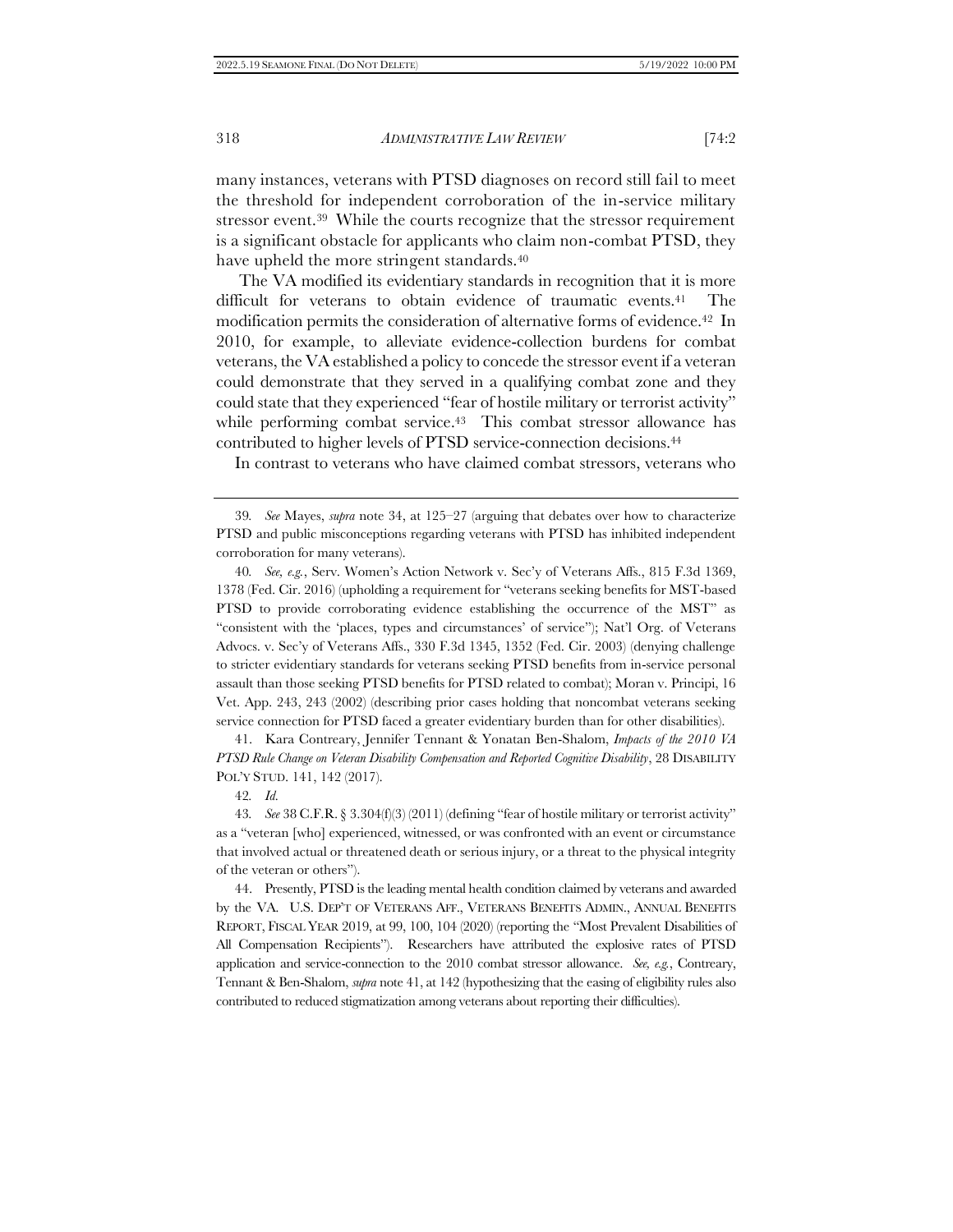many instances, veterans with PTSD diagnoses on record still fail to meet the threshold for independent corroboration of the in-service military stressor event.[39] While the courts recognize that the stressor requirement is a significant obstacle for applicants who claim non-combat PTSD, they have upheld the more stringent standards.[40]

The VA modified its evidentiary standards in recognition that it is more difficult for veterans to obtain evidence of traumatic events.[41] The modification permits the consideration of alternative forms of evidence.[42] In 2010, for example, to alleviate evidence-collection burdens for combat veterans, the VA established a policy to concede the stressor event if a veteran could demonstrate that they served in a qualifying combat zone and they could state that they experienced "fear of hostile military or terrorist activity" while performing combat service.[43] This combat stressor allowance has contributed to higher levels of PTSD service-connection decisions.[44]

In contrast to veterans who have claimed combat stressors, veterans who

---

39. *See* Mayes, *supra* note 34, at 125–27 (arguing that debates over how to characterize PTSD and public misconceptions regarding veterans with PTSD has inhibited independent corroboration for many veterans).

40. *See, e.g.*, Serv. Women's Action Network v. Sec'y of Veterans Affs., 815 F.3d 1369, 1378 (Fed. Cir. 2016) (upholding a requirement for "veterans seeking benefits for MST-based PTSD to provide corroborating evidence establishing the occurrence of the MST" as "consistent with the 'places, types and circumstances' of service"); Nat'l Org. of Veterans Advocs. v. Sec'y of Veterans Affs., 330 F.3d 1345, 1352 (Fed. Cir. 2003) (denying challenge to stricter evidentiary standards for veterans seeking PTSD benefits from in-service personal assault than those seeking PTSD benefits for PTSD related to combat); Moran v. Principi, 16 Vet. App. 243, 243 (2002) (describing prior cases holding that noncombat veterans seeking service connection for PTSD faced a greater evidentiary burden than for other disabilities).

41. Kara Contreary, Jennifer Tennant & Yonatan Ben-Shalom, *Impacts of the 2010 VA PTSD Rule Change on Veteran Disability Compensation and Reported Cognitive Disability*, 28 DISABILITY POL'Y STUD. 141, 142 (2017).

42. *Id.*

43. *See* 38 C.F.R. § 3.304(f)(3) (2011) (defining "fear of hostile military or terrorist activity" as a "veteran [who] experienced, witnessed, or was confronted with an event or circumstance that involved actual or threatened death or serious injury, or a threat to the physical integrity of the veteran or others").

44. Presently, PTSD is the leading mental health condition claimed by veterans and awarded by the VA. U.S. DEP'T OF VETERANS AFF., VETERANS BENEFITS ADMIN., ANNUAL BENEFITS REPORT, FISCAL YEAR 2019, at 99, 100, 104 (2020) (reporting the "Most Prevalent Disabilities of All Compensation Recipients"). Researchers have attributed the explosive rates of PTSD application and service-connection to the 2010 combat stressor allowance. *See, e.g.*, Contreary, Tennant & Ben-Shalom, *supra* note 41, at 142 (hypothesizing that the easing of eligibility rules also contributed to reduced stigmatization among veterans about reporting their difficulties).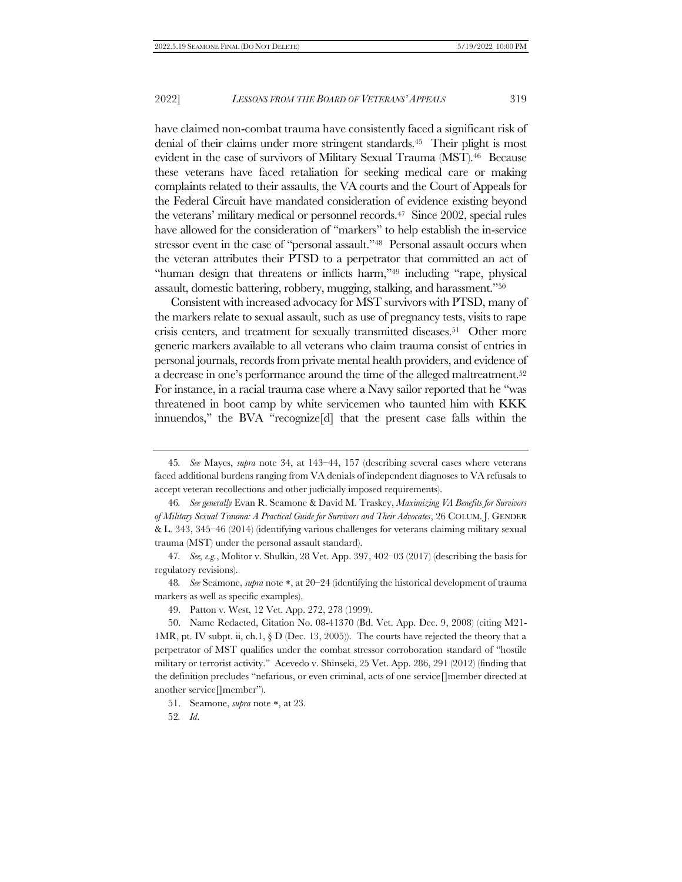have claimed non-combat trauma have consistently faced a significant risk of denial of their claims under more stringent standards.[45] Their plight is most evident in the case of survivors of Military Sexual Trauma (MST).[46] Because these veterans have faced retaliation for seeking medical care or making complaints related to their assaults, the VA courts and the Court of Appeals for the Federal Circuit have mandated consideration of evidence existing beyond the veterans' military medical or personnel records.[47] Since 2002, special rules have allowed for the consideration of "markers" to help establish the in-service stressor event in the case of "personal assault."[48] Personal assault occurs when the veteran attributes their PTSD to a perpetrator that committed an act of "human design that threatens or inflicts harm,"[49] including "rape, physical assault, domestic battering, robbery, mugging, stalking, and harassment."[50]

Consistent with increased advocacy for MST survivors with PTSD, many of the markers relate to sexual assault, such as use of pregnancy tests, visits to rape crisis centers, and treatment for sexually transmitted diseases.[51] Other more generic markers available to all veterans who claim trauma consist of entries in personal journals, records from private mental health providers, and evidence of a decrease in one's performance around the time of the alleged maltreatment.[52] For instance, in a racial trauma case where a Navy sailor reported that he "was threatened in boot camp by white servicemen who taunted him with KKK innuendos," the BVA "recognize[d] that the present case falls within the

---

45. *See* Mayes, *supra* note 34, at 143–44, 157 (describing several cases where veterans faced additional burdens ranging from VA denials of independent diagnoses to VA refusals to accept veteran recollections and other judicially imposed requirements).

46. *See generally* Evan R. Seamone & David M. Traskey, *Maximizing VA Benefits for Survivors of Military Sexual Trauma: A Practical Guide for Survivors and Their Advocates*, 26 COLUM. J. GENDER & L. 343, 345–46 (2014) (identifying various challenges for veterans claiming military sexual trauma (MST) under the personal assault standard).

47. *See, e.g.*, Molitor v. Shulkin, 28 Vet. App. 397, 402–03 (2017) (describing the basis for regulatory revisions).

48. *See* Seamone, *supra* note \*, at 20–24 (identifying the historical development of trauma markers as well as specific examples).

49. Patton v. West, 12 Vet. App. 272, 278 (1999).

50. Name Redacted, Citation No. 08-41370 (Bd. Vet. App. Dec. 9, 2008) (citing M21-1MR, pt. IV subpt. ii, ch.1, § D (Dec. 13, 2005)). The courts have rejected the theory that a perpetrator of MST qualifies under the combat stressor corroboration standard of "hostile military or terrorist activity." Acevedo v. Shinseki, 25 Vet. App. 286, 291 (2012) (finding that the definition precludes "nefarious, or even criminal, acts of one service[]member directed at another service[]member").

51. Seamone, *supra* note \*, at 23.

52. *Id.*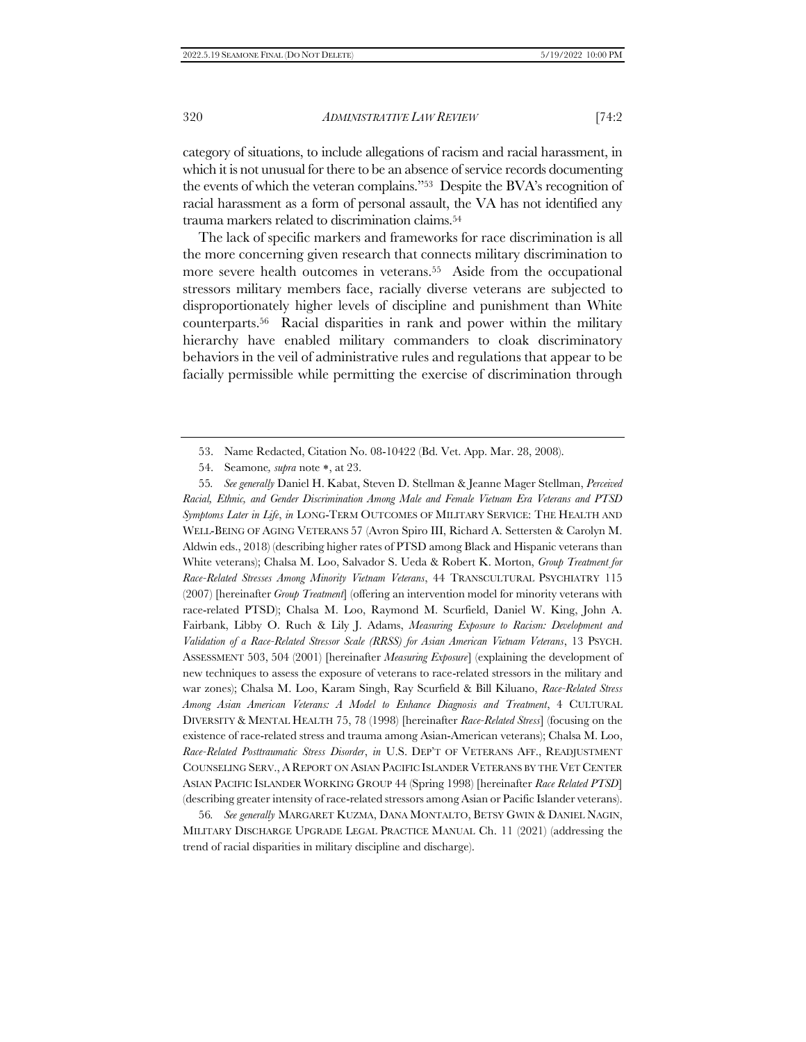category of situations, to include allegations of racism and racial harassment, in which it is not unusual for there to be an absence of service records documenting the events of which the veteran complains."[53] Despite the BVA's recognition of racial harassment as a form of personal assault, the VA has not identified any trauma markers related to discrimination claims.[54]

The lack of specific markers and frameworks for race discrimination is all the more concerning given research that connects military discrimination to more severe health outcomes in veterans.[55] Aside from the occupational stressors military members face, racially diverse veterans are subjected to disproportionately higher levels of discipline and punishment than White counterparts.[56] Racial disparities in rank and power within the military hierarchy have enabled military commanders to cloak discriminatory behaviors in the veil of administrative rules and regulations that appear to be facially permissible while permitting the exercise of discrimination through

---

53. Name Redacted, Citation No. 08-10422 (Bd. Vet. App. Mar. 28, 2008).

54. Seamone, *supra* note *, at 23.

55. *See generally* Daniel H. Kabat, Steven D. Stellman & Jeanne Mager Stellman, *Perceived Racial, Ethnic, and Gender Discrimination Among Male and Female Vietnam Era Veterans and PTSD Symptoms Later in Life*, *in* LONG-TERM OUTCOMES OF MILITARY SERVICE: THE HEALTH AND WELL-BEING OF AGING VETERANS 57 (Avron Spiro III, Richard A. Settersten & Carolyn M. Aldwin eds., 2018) (describing higher rates of PTSD among Black and Hispanic veterans than White veterans); Chalsa M. Loo, Salvador S. Ueda & Robert K. Morton, *Group Treatment for Race-Related Stresses Among Minority Vietnam Veterans*, 44 TRANSCULTURAL PSYCHIATRY 115 (2007) [hereinafter *Group Treatment*] (offering an intervention model for minority veterans with race-related PTSD); Chalsa M. Loo, Raymond M. Scurfield, Daniel W. King, John A. Fairbank, Libby O. Ruch & Lily J. Adams, *Measuring Exposure to Racism: Development and Validation of a Race-Related Stressor Scale (RRSS) for Asian American Vietnam Veterans*, 13 PSYCH. ASSESSMENT 503, 504 (2001) [hereinafter *Measuring Exposure*] (explaining the development of new techniques to assess the exposure of veterans to race-related stressors in the military and war zones); Chalsa M. Loo, Karam Singh, Ray Scurfield & Bill Kiluano, *Race-Related Stress Among Asian American Veterans: A Model to Enhance Diagnosis and Treatment*, 4 CULTURAL DIVERSITY & MENTAL HEALTH 75, 78 (1998) [hereinafter *Race-Related Stress*] (focusing on the existence of race-related stress and trauma among Asian-American veterans); Chalsa M. Loo, *Race-Related Posttraumatic Stress Disorder*, *in* U.S. DEP'T OF VETERANS AFF., READJUSTMENT COUNSELING SERV., A REPORT ON ASIAN PACIFIC ISLANDER VETERANS BY THE VET CENTER ASIAN PACIFIC ISLANDER WORKING GROUP 44 (Spring 1998) [hereinafter *Race Related PTSD*] (describing greater intensity of race-related stressors among Asian or Pacific Islander veterans).

56. *See generally* MARGARET KUZMA, DANA MONTALTO, BETSY GWIN & DANIEL NAGIN, MILITARY DISCHARGE UPGRADE LEGAL PRACTICE MANUAL Ch. 11 (2021) (addressing the trend of racial disparities in military discipline and discharge).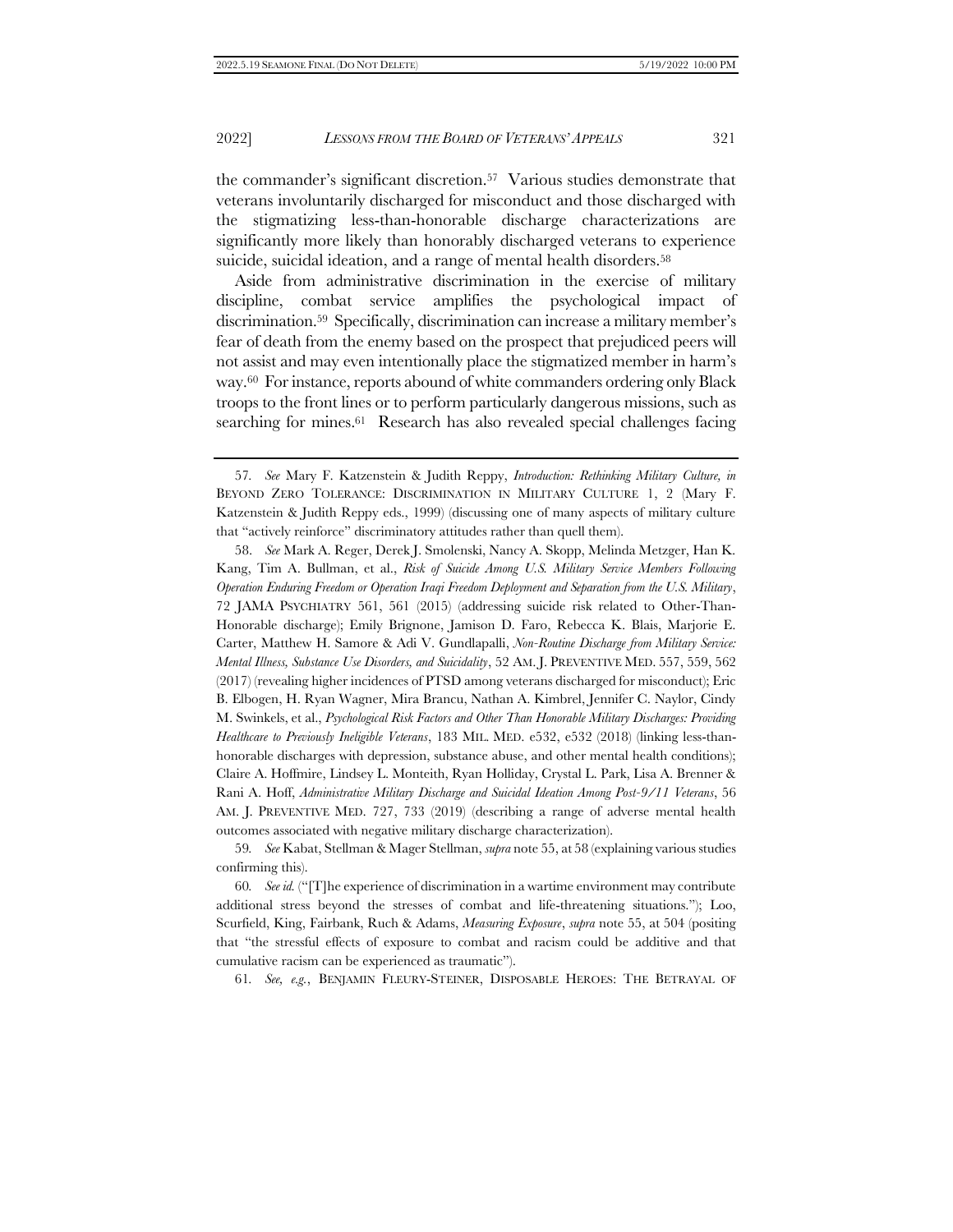the commander's significant discretion.[57] Various studies demonstrate that veterans involuntarily discharged for misconduct and those discharged with the stigmatizing less-than-honorable discharge characterizations are significantly more likely than honorably discharged veterans to experience suicide, suicidal ideation, and a range of mental health disorders.[58]

Aside from administrative discrimination in the exercise of military discipline, combat service amplifies the psychological impact of discrimination.[59] Specifically, discrimination can increase a military member's fear of death from the enemy based on the prospect that prejudiced peers will not assist and may even intentionally place the stigmatized member in harm's way.[60] For instance, reports abound of white commanders ordering only Black troops to the front lines or to perform particularly dangerous missions, such as searching for mines.[61] Research has also revealed special challenges facing

---

57. *See* Mary F. Katzenstein & Judith Reppy, *Introduction: Rethinking Military Culture*, *in* BEYOND ZERO TOLERANCE: DISCRIMINATION IN MILITARY CULTURE 1, 2 (Mary F. Katzenstein & Judith Reppy eds., 1999) (discussing one of many aspects of military culture that "actively reinforce" discriminatory attitudes rather than quell them).

58. *See* Mark A. Reger, Derek J. Smolenski, Nancy A. Skopp, Melinda Metzger, Han K. Kang, Tim A. Bullman, et al., *Risk of Suicide Among U.S. Military Service Members Following Operation Enduring Freedom or Operation Iraqi Freedom Deployment and Separation from the U.S. Military*, 72 JAMA PSYCHIATRY 561, 561 (2015) (addressing suicide risk related to Other-Than-Honorable discharge); Emily Brignone, Jamison D. Faro, Rebecca K. Blais, Marjorie E. Carter, Matthew H. Samore & Adi V. Gundlapalli, *Non-Routine Discharge from Military Service: Mental Illness, Substance Use Disorders, and Suicidality*, 52 AM. J. PREVENTIVE MED. 557, 559, 562 (2017) (revealing higher incidences of PTSD among veterans discharged for misconduct); Eric B. Elbogen, H. Ryan Wagner, Mira Brancu, Nathan A. Kimbrel, Jennifer C. Naylor, Cindy M. Swinkels, et al., *Psychological Risk Factors and Other Than Honorable Military Discharges: Providing Healthcare to Previously Ineligible Veterans*, 183 MIL. MED. e532, e532 (2018) (linking less-than-honorable discharges with depression, substance abuse, and other mental health conditions); Claire A. Hoffmire, Lindsey L. Monteith, Ryan Holliday, Crystal L. Park, Lisa A. Brenner & Rani A. Hoff, *Administrative Military Discharge and Suicidal Ideation Among Post-9/11 Veterans*, 56 AM. J. PREVENTIVE MED. 727, 733 (2019) (describing a range of adverse mental health outcomes associated with negative military discharge characterization).

59. *See* Kabat, Stellman & Mager Stellman, *supra* note 55, at 58 (explaining various studies confirming this).

60. *See id.* ("[T]he experience of discrimination in a wartime environment may contribute additional stress beyond the stresses of combat and life-threatening situations."); Loo, Scurfield, King, Fairbank, Ruch & Adams, *Measuring Exposure*, *supra* note 55, at 504 (positing that "the stressful effects of exposure to combat and racism could be additive and that cumulative racism can be experienced as traumatic").

61. *See, e.g.*, BENJAMIN FLEURY-STEINER, DISPOSABLE HEROES: THE BETRAYAL OF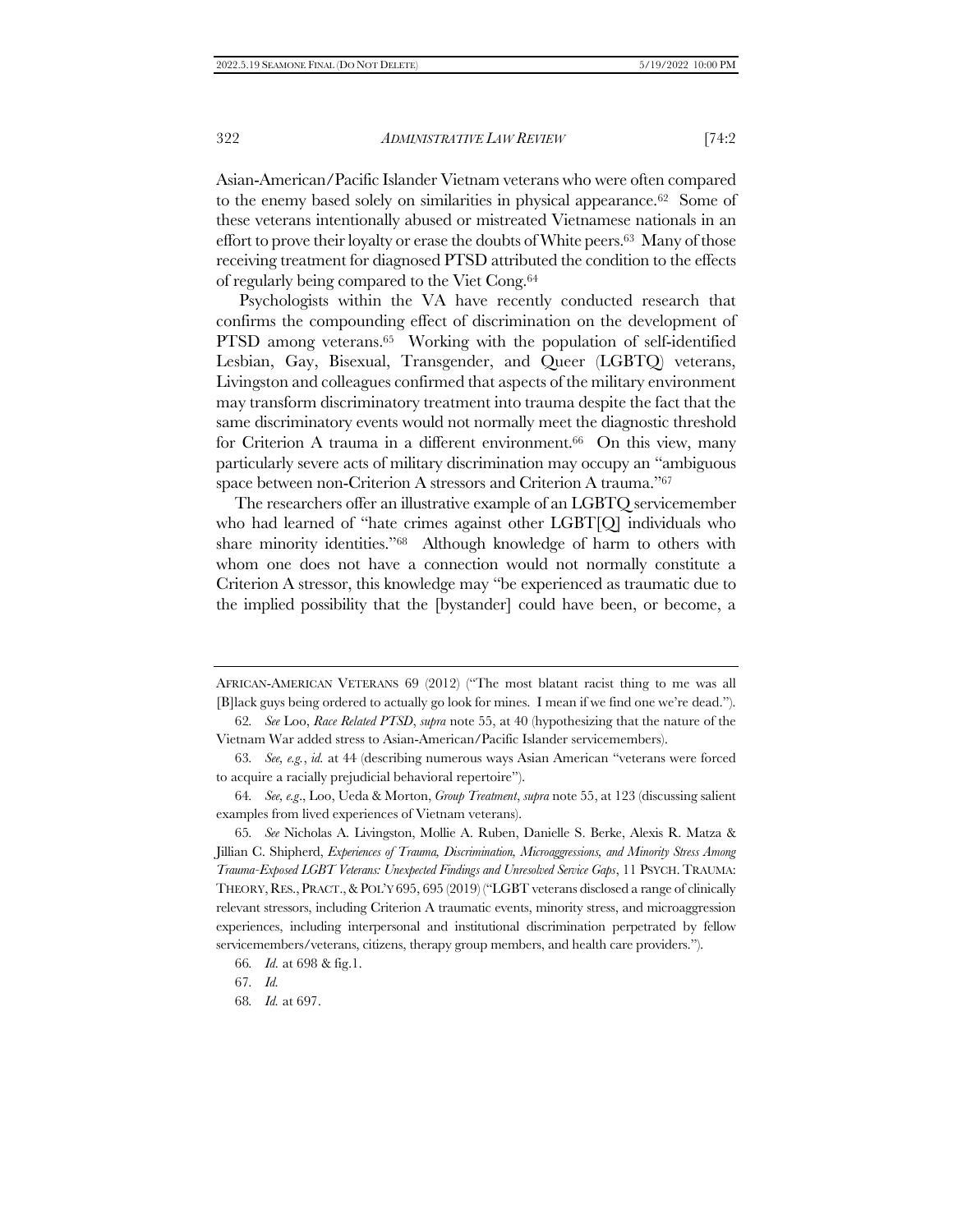Asian-American/Pacific Islander Vietnam veterans who were often compared to the enemy based solely on similarities in physical appearance.[62] Some of these veterans intentionally abused or mistreated Vietnamese nationals in an effort to prove their loyalty or erase the doubts of White peers.[63] Many of those receiving treatment for diagnosed PTSD attributed the condition to the effects of regularly being compared to the Viet Cong.[64]

Psychologists within the VA have recently conducted research that confirms the compounding effect of discrimination on the development of PTSD among veterans.[65] Working with the population of self-identified Lesbian, Gay, Bisexual, Transgender, and Queer (LGBTQ) veterans, Livingston and colleagues confirmed that aspects of the military environment may transform discriminatory treatment into trauma despite the fact that the same discriminatory events would not normally meet the diagnostic threshold for Criterion A trauma in a different environment.[66] On this view, many particularly severe acts of military discrimination may occupy an "ambiguous space between non-Criterion A stressors and Criterion A trauma."[67]

The researchers offer an illustrative example of an LGBTQ servicemember who had learned of "hate crimes against other LGBT[Q] individuals who share minority identities."[68] Although knowledge of harm to others with whom one does not have a connection would not normally constitute a Criterion A stressor, this knowledge may "be experienced as traumatic due to the implied possibility that the [bystander] could have been, or become, a

---

AFRICAN-AMERICAN VETERANS 69 (2012) ("The most blatant racist thing to me was all [B]lack guys being ordered to actually go look for mines. I mean if we find one we're dead.").

62. *See* Loo, *Race Related PTSD*, *supra* note 55, at 40 (hypothesizing that the nature of the Vietnam War added stress to Asian-American/Pacific Islander servicemembers).

63. *See, e.g.*, *id.* at 44 (describing numerous ways Asian American "veterans were forced to acquire a racially prejudicial behavioral repertoire").

64. *See, e.g.*, Loo, Ueda & Morton, *Group Treatment*, *supra* note 55, at 123 (discussing salient examples from lived experiences of Vietnam veterans).

65. *See* Nicholas A. Livingston, Mollie A. Ruben, Danielle S. Berke, Alexis R. Matza & Jillian C. Shipherd, *Experiences of Trauma, Discrimination, Microaggressions, and Minority Stress Among Trauma-Exposed LGBT Veterans: Unexpected Findings and Unresolved Service Gaps*, 11 PSYCH. TRAUMA: THEORY, RES., PRACT., & POL'Y 695, 695 (2019) ("LGBT veterans disclosed a range of clinically relevant stressors, including Criterion A traumatic events, minority stress, and microaggression experiences, including interpersonal and institutional discrimination perpetrated by fellow servicemembers/veterans, citizens, therapy group members, and health care providers.").

66. *Id.* at 698 & fig.1.

67. *Id.*

68. *Id.* at 697.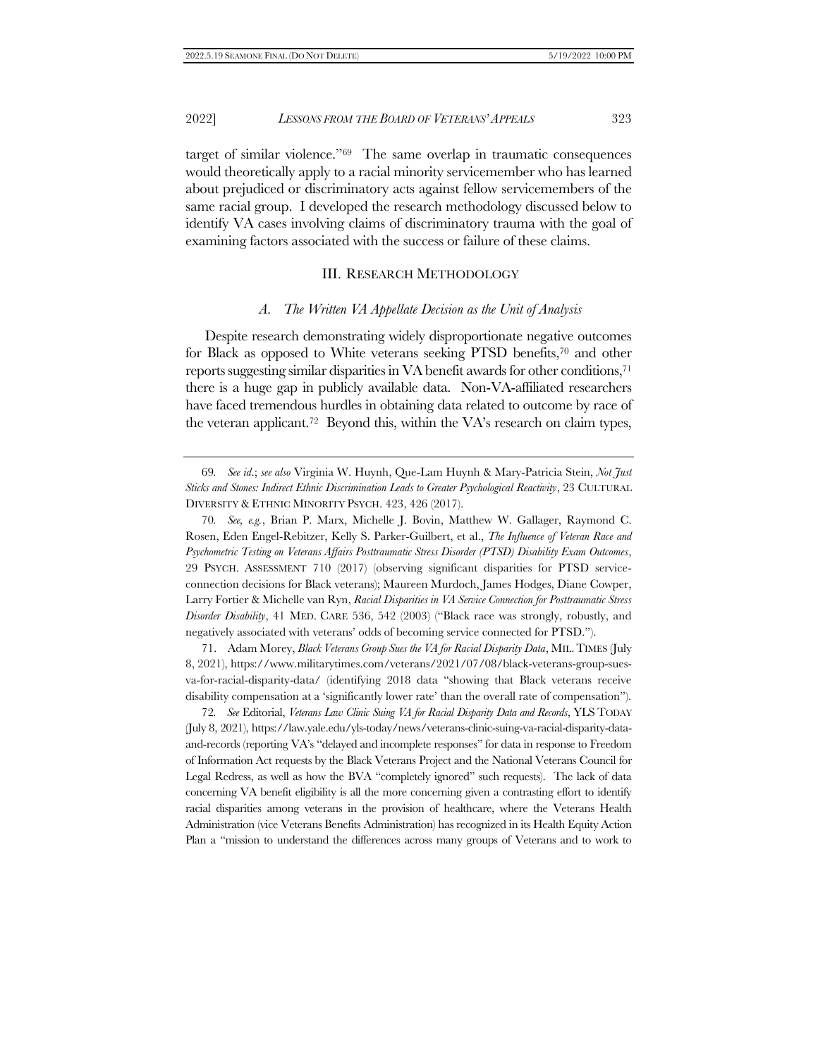target of similar violence."[69] The same overlap in traumatic consequences would theoretically apply to a racial minority servicemember who has learned about prejudiced or discriminatory acts against fellow servicemembers of the same racial group. I developed the research methodology discussed below to identify VA cases involving claims of discriminatory trauma with the goal of examining factors associated with the success or failure of these claims.

## III. Research Methodology

### *A. The Written VA Appellate Decision as the Unit of Analysis*

Despite research demonstrating widely disproportionate negative outcomes for Black as opposed to White veterans seeking PTSD benefits,[70] and other reports suggesting similar disparities in VA benefit awards for other conditions,[71] there is a huge gap in publicly available data. Non-VA-affiliated researchers have faced tremendous hurdles in obtaining data related to outcome by race of the veteran applicant.[72] Beyond this, within the VA's research on claim types,

---

69. *See id.*; *see also* Virginia W. Huynh, Que-Lam Huynh & Mary-Patricia Stein, *Not Just Sticks and Stones: Indirect Ethnic Discrimination Leads to Greater Psychological Reactivity*, 23 CULTURAL DIVERSITY & ETHNIC MINORITY PSYCH. 423, 426 (2017).

70. *See, e.g.*, Brian P. Marx, Michelle J. Bovin, Matthew W. Gallager, Raymond C. Rosen, Eden Engel-Rebitzer, Kelly S. Parker-Guilbert, et al., *The Influence of Veteran Race and Psychometric Testing on Veterans Affairs Posttraumatic Stress Disorder (PTSD) Disability Exam Outcomes*, 29 PSYCH. ASSESSMENT 710 (2017) (observing significant disparities for PTSD service-connection decisions for Black veterans); Maureen Murdoch, James Hodges, Diane Cowper, Larry Fortier & Michelle van Ryn, *Racial Disparities in VA Service Connection for Posttraumatic Stress Disorder Disability*, 41 MED. CARE 536, 542 (2003) ("Black race was strongly, robustly, and negatively associated with veterans' odds of becoming service connected for PTSD.").

71. Adam Morey, *Black Veterans Group Sues the VA for Racial Disparity Data*, MIL. TIMES (July 8, 2021), https://www.militarytimes.com/veterans/2021/07/08/black-veterans-group-sues-va-for-racial-disparity-data/ (identifying 2018 data "showing that Black veterans receive disability compensation at a 'significantly lower rate' than the overall rate of compensation").

72. *See* Editorial, *Veterans Law Clinic Suing VA for Racial Disparity Data and Records*, YLS TODAY (July 8, 2021), https://law.yale.edu/yls-today/news/veterans-clinic-suing-va-racial-disparity-data-and-records (reporting VA's "delayed and incomplete responses" for data in response to Freedom of Information Act requests by the Black Veterans Project and the National Veterans Council for Legal Redress, as well as how the BVA "completely ignored" such requests). The lack of data concerning VA benefit eligibility is all the more concerning given a contrasting effort to identify racial disparities among veterans in the provision of healthcare, where the Veterans Health Administration (vice Veterans Benefits Administration) has recognized in its Health Equity Action Plan a "mission to understand the differences across many groups of Veterans and to work to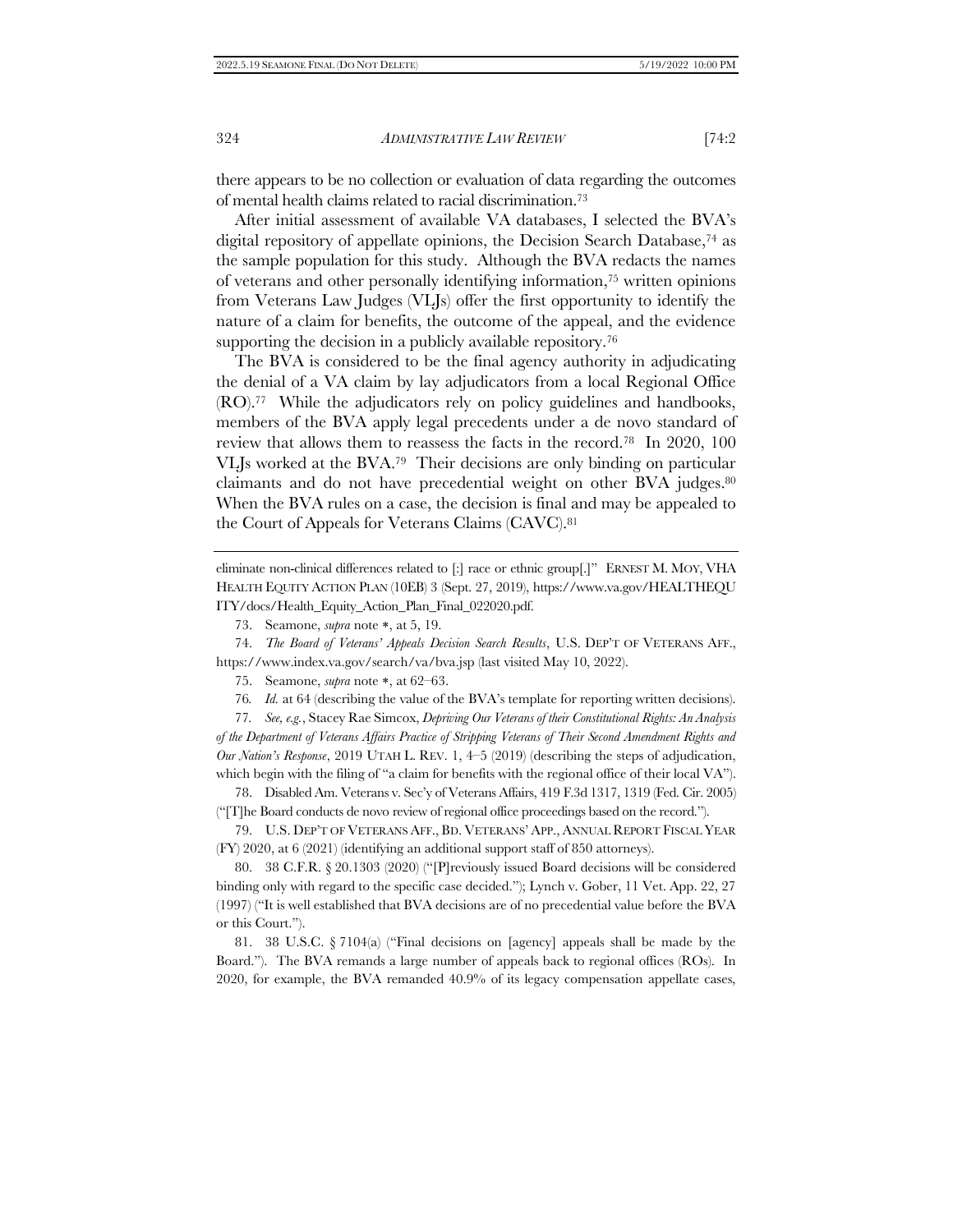there appears to be no collection or evaluation of data regarding the outcomes of mental health claims related to racial discrimination.[73]

After initial assessment of available VA databases, I selected the BVA's digital repository of appellate opinions, the Decision Search Database,[74] as the sample population for this study. Although the BVA redacts the names of veterans and other personally identifying information,[75] written opinions from Veterans Law Judges (VLJs) offer the first opportunity to identify the nature of a claim for benefits, the outcome of the appeal, and the evidence supporting the decision in a publicly available repository.[76]

The BVA is considered to be the final agency authority in adjudicating the denial of a VA claim by lay adjudicators from a local Regional Office (RO).[77] While the adjudicators rely on policy guidelines and handbooks, members of the BVA apply legal precedents under a de novo standard of review that allows them to reassess the facts in the record.[78] In 2020, 100 VLJs worked at the BVA.[79] Their decisions are only binding on particular claimants and do not have precedential weight on other BVA judges.[80] When the BVA rules on a case, the decision is final and may be appealed to the Court of Appeals for Veterans Claims (CAVC).[81]

---

eliminate non-clinical differences related to [:] race or ethnic group[.]" ERNEST M. MOY, VHA HEALTH EQUITY ACTION PLAN (10EB) 3 (Sept. 27, 2019), https://www.va.gov/HEALTHEQUITY/docs/Health_Equity_Action_Plan_Final_022020.pdf.

73. Seamone, *supra* note *, at 5, 19.

74. *The Board of Veterans' Appeals Decision Search Results*, U.S. DEP'T OF VETERANS AFF., https://www.index.va.gov/search/va/bva.jsp (last visited May 10, 2022).

75. Seamone, *supra* note *, at 62–63.

76. *Id.* at 64 (describing the value of the BVA's template for reporting written decisions).

77. *See, e.g.*, Stacey Rae Simcox, *Depriving Our Veterans of their Constitutional Rights: An Analysis of the Department of Veterans Affairs Practice of Stripping Veterans of Their Second Amendment Rights and Our Nation's Response*, 2019 UTAH L. REV. 1, 4–5 (2019) (describing the steps of adjudication, which begin with the filing of "a claim for benefits with the regional office of their local VA").

78. Disabled Am. Veterans v. Sec'y of Veterans Affairs, 419 F.3d 1317, 1319 (Fed. Cir. 2005) ("[T]he Board conducts de novo review of regional office proceedings based on the record.").

79. U.S. DEP'T OF VETERANS AFF., BD. VETERANS' APP., ANNUAL REPORT FISCAL YEAR (FY) 2020, at 6 (2021) (identifying an additional support staff of 850 attorneys).

80. 38 C.F.R. § 20.1303 (2020) ("[P]reviously issued Board decisions will be considered binding only with regard to the specific case decided."); Lynch v. Gober, 11 Vet. App. 22, 27 (1997) ("It is well established that BVA decisions are of no precedential value before the BVA or this Court.").

81. 38 U.S.C. § 7104(a) ("Final decisions on [agency] appeals shall be made by the Board."). The BVA remands a large number of appeals back to regional offices (ROs). In 2020, for example, the BVA remanded 40.9% of its legacy compensation appellate cases,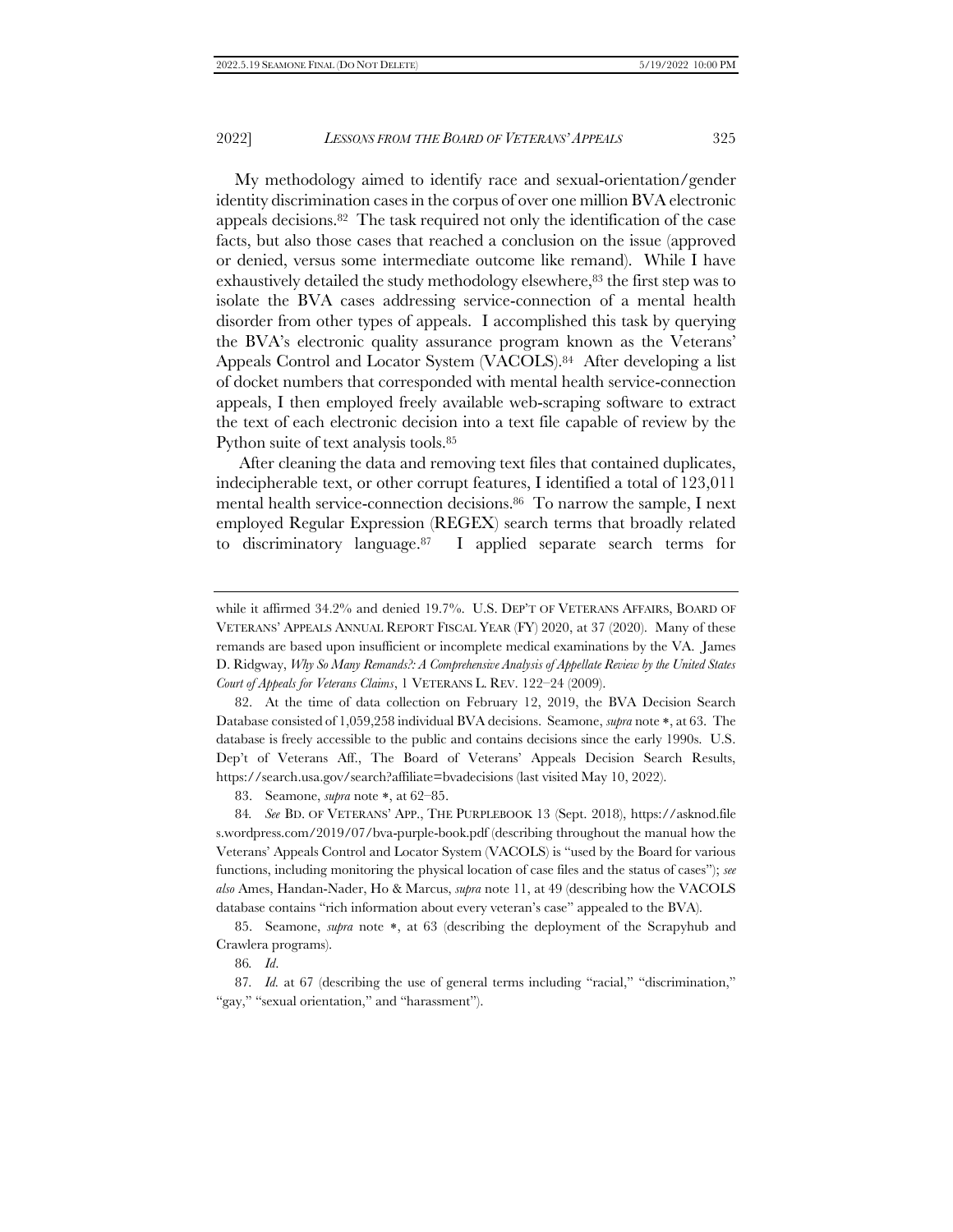My methodology aimed to identify race and sexual-orientation/gender identity discrimination cases in the corpus of over one million BVA electronic appeals decisions.[82] The task required not only the identification of the case facts, but also those cases that reached a conclusion on the issue (approved or denied, versus some intermediate outcome like remand). While I have exhaustively detailed the study methodology elsewhere,[83] the first step was to isolate the BVA cases addressing service-connection of a mental health disorder from other types of appeals. I accomplished this task by querying the BVA's electronic quality assurance program known as the Veterans' Appeals Control and Locator System (VACOLS).[84] After developing a list of docket numbers that corresponded with mental health service-connection appeals, I then employed freely available web-scraping software to extract the text of each electronic decision into a text file capable of review by the Python suite of text analysis tools.[85]

After cleaning the data and removing text files that contained duplicates, indecipherable text, or other corrupt features, I identified a total of 123,011 mental health service-connection decisions.[86] To narrow the sample, I next employed Regular Expression (REGEX) search terms that broadly related to discriminatory language.[87] I applied separate search terms for

---

while it affirmed 34.2% and denied 19.7%. U.S. DEP'T OF VETERANS AFFAIRS, BOARD OF VETERANS' APPEALS ANNUAL REPORT FISCAL YEAR (FY) 2020, at 37 (2020). Many of these remands are based upon insufficient or incomplete medical examinations by the VA. James D. Ridgway, *Why So Many Remands?: A Comprehensive Analysis of Appellate Review by the United States Court of Appeals for Veterans Claims*, 1 VETERANS L. REV. 122–24 (2009).

82. At the time of data collection on February 12, 2019, the BVA Decision Search Database consisted of 1,059,258 individual BVA decisions. Seamone, *supra* note *, at 63. The database is freely accessible to the public and contains decisions since the early 1990s. U.S. Dep't of Veterans Aff., The Board of Veterans' Appeals Decision Search Results, https://search.usa.gov/search?affiliate=bvadecisions (last visited May 10, 2022).

83. Seamone, *supra* note *, at 62–85.

84. *See* BD. OF VETERANS' APP., THE PURPLEBOOK 13 (Sept. 2018), https://asknod.files.wordpress.com/2019/07/bva-purple-book.pdf (describing throughout the manual how the Veterans' Appeals Control and Locator System (VACOLS) is "used by the Board for various functions, including monitoring the physical location of case files and the status of cases"); *see also* Ames, Handan-Nader, Ho & Marcus, *supra* note 11, at 49 (describing how the VACOLS database contains "rich information about every veteran's case" appealed to the BVA).

85. Seamone, *supra* note *, at 63 (describing the deployment of the Scrapyhub and Crawlera programs).

86. *Id.*

87. *Id.* at 67 (describing the use of general terms including "racial," "discrimination," "gay," "sexual orientation," and "harassment").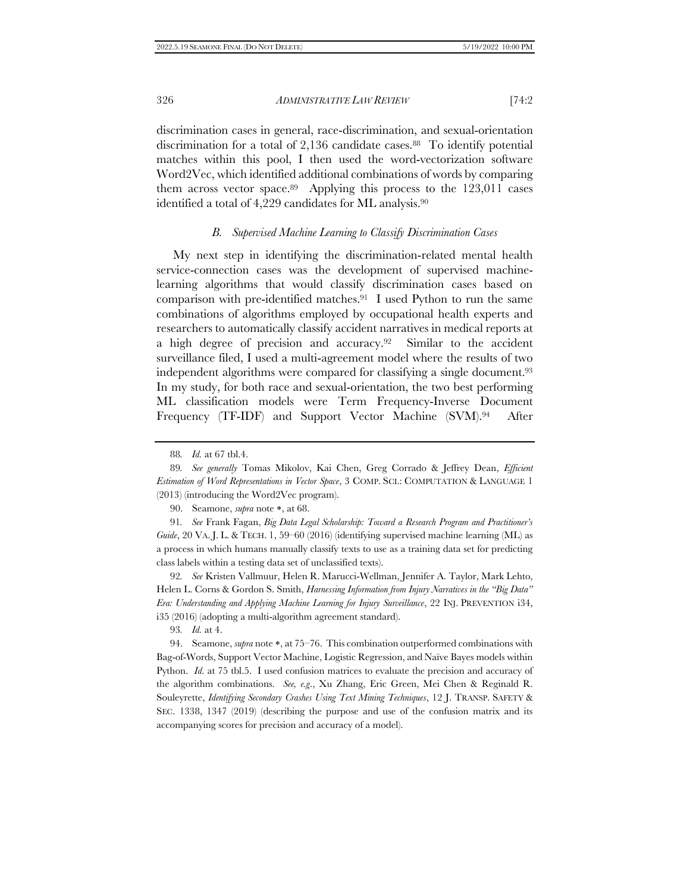discrimination cases in general, race-discrimination, and sexual-orientation discrimination for a total of 2,136 candidate cases.[88] To identify potential matches within this pool, I then used the word-vectorization software Word2Vec, which identified additional combinations of words by comparing them across vector space.[89] Applying this process to the 123,011 cases identified a total of 4,229 candidates for ML analysis.[90]

### *B. Supervised Machine Learning to Classify Discrimination Cases*

My next step in identifying the discrimination-related mental health service-connection cases was the development of supervised machine-learning algorithms that would classify discrimination cases based on comparison with pre-identified matches.[91] I used Python to run the same combinations of algorithms employed by occupational health experts and researchers to automatically classify accident narratives in medical reports at a high degree of precision and accuracy.[92] Similar to the accident surveillance filed, I used a multi-agreement model where the results of two independent algorithms were compared for classifying a single document.[93] In my study, for both race and sexual-orientation, the two best performing ML classification models were Term Frequency-Inverse Document Frequency (TF-IDF) and Support Vector Machine (SVM).[94] After

---

88. *Id.* at 67 tbl.4.

89. *See generally* Tomas Mikolov, Kai Chen, Greg Corrado & Jeffrey Dean, *Efficient Estimation of Word Representations in Vector Space*, 3 COMP. SCI.: COMPUTATION & LANGUAGE 1 (2013) (introducing the Word2Vec program).

90. Seamone, *supra* note *, at 68.

91. *See* Frank Fagan, *Big Data Legal Scholarship: Toward a Research Program and Practitioner's Guide*, 20 VA. J. L. & TECH. 1, 59–60 (2016) (identifying supervised machine learning (ML) as a process in which humans manually classify texts to use as a training data set for predicting class labels within a testing data set of unclassified texts).

92. *See* Kristen Vallmuur, Helen R. Marucci-Wellman, Jennifer A. Taylor, Mark Lehto, Helen L. Corns & Gordon S. Smith, *Harnessing Information from Injury Narratives in the "Big Data" Era: Understanding and Applying Machine Learning for Injury Surveillance*, 22 INJ. PREVENTION i34, i35 (2016) (adopting a multi-algorithm agreement standard).

93. *Id.* at 4.

94. Seamone, *supra* note *, at 75–76. This combination outperformed combinations with Bag-of-Words, Support Vector Machine, Logistic Regression, and Naïve Bayes models within Python. *Id.* at 75 tbl.5. I used confusion matrices to evaluate the precision and accuracy of the algorithm combinations. *See, e.g.*, Xu Zhang, Eric Green, Mei Chen & Reginald R. Souleyrette, *Identifying Secondary Crashes Using Text Mining Techniques*, 12 J. TRANSP. SAFETY & SEC. 1338, 1347 (2019) (describing the purpose and use of the confusion matrix and its accompanying scores for precision and accuracy of a model).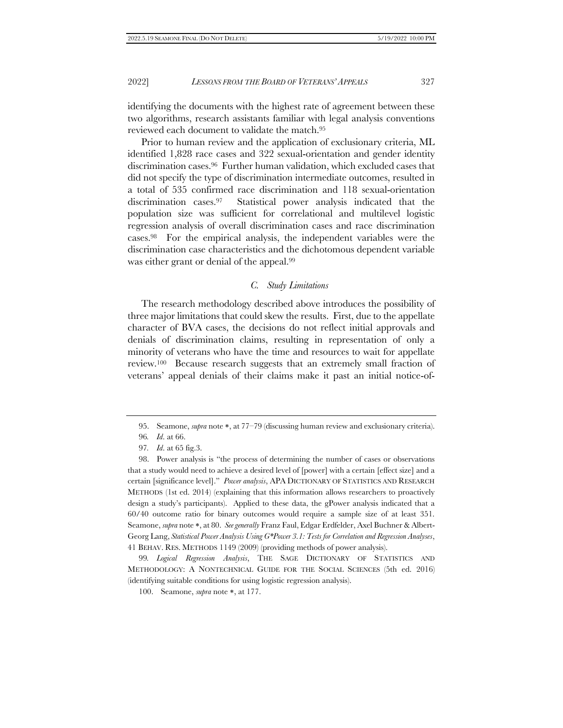identifying the documents with the highest rate of agreement between these two algorithms, research assistants familiar with legal analysis conventions reviewed each document to validate the match.[95]

Prior to human review and the application of exclusionary criteria, ML identified 1,828 race cases and 322 sexual-orientation and gender identity discrimination cases.[96] Further human validation, which excluded cases that did not specify the type of discrimination intermediate outcomes, resulted in a total of 535 confirmed race discrimination and 118 sexual-orientation discrimination cases.[97] Statistical power analysis indicated that the population size was sufficient for correlational and multilevel logistic regression analysis of overall discrimination cases and race discrimination cases.[98] For the empirical analysis, the independent variables were the discrimination case characteristics and the dichotomous dependent variable was either grant or denial of the appeal.[99]

### *C. Study Limitations*

The research methodology described above introduces the possibility of three major limitations that could skew the results. First, due to the appellate character of BVA cases, the decisions do not reflect initial approvals and denials of discrimination claims, resulting in representation of only a minority of veterans who have the time and resources to wait for appellate review.[100] Because research suggests that an extremely small fraction of veterans' appeal denials of their claims make it past an initial notice-of-

---

95. Seamone, *supra* note *, at 77–79 (discussing human review and exclusionary criteria).

96. *Id.* at 66.

97. *Id.* at 65 fig.3.

98. Power analysis is "the process of determining the number of cases or observations that a study would need to achieve a desired level of [power] with a certain [effect size] and a certain [significance level]." *Power analysis*, APA DICTIONARY OF STATISTICS AND RESEARCH METHODS (1st ed. 2014) (explaining that this information allows researchers to proactively design a study's participants). Applied to these data, the gPower analysis indicated that a 60/40 outcome ratio for binary outcomes would require a sample size of at least 351. Seamone, *supra* note *, at 80. *See generally* Franz Faul, Edgar Erdfelder, Axel Buchner & Albert-Georg Lang, *Statistical Power Analysis Using G*Power 3.1: Tests for Correlation and Regression Analyses*, 41 BEHAV. RES. METHODS 1149 (2009) (providing methods of power analysis).

99. *Logical Regression Analysis*, THE SAGE DICTIONARY OF STATISTICS AND METHODOLOGY: A NONTECHNICAL GUIDE FOR THE SOCIAL SCIENCES (5th ed. 2016) (identifying suitable conditions for using logistic regression analysis).

100. Seamone, *supra* note *, at 177.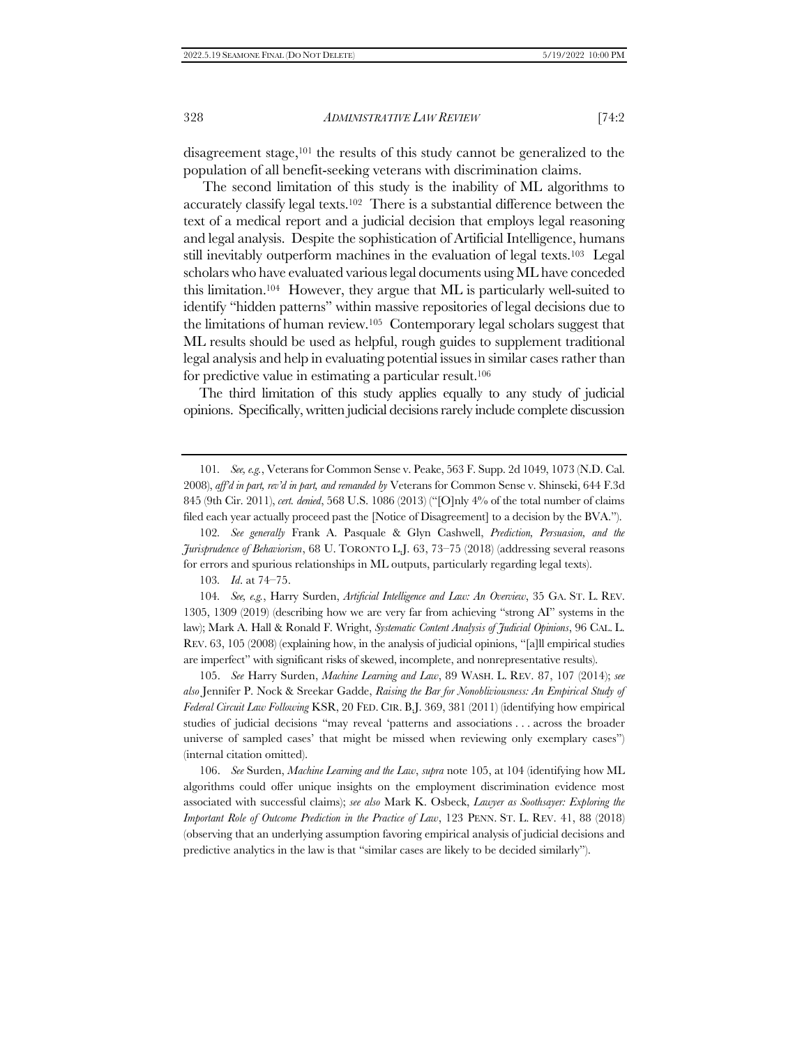disagreement stage,[101] the results of this study cannot be generalized to the population of all benefit-seeking veterans with discrimination claims.

The second limitation of this study is the inability of ML algorithms to accurately classify legal texts.[102] There is a substantial difference between the text of a medical report and a judicial decision that employs legal reasoning and legal analysis. Despite the sophistication of Artificial Intelligence, humans still inevitably outperform machines in the evaluation of legal texts.[103] Legal scholars who have evaluated various legal documents using ML have conceded this limitation.[104] However, they argue that ML is particularly well-suited to identify "hidden patterns" within massive repositories of legal decisions due to the limitations of human review.[105] Contemporary legal scholars suggest that ML results should be used as helpful, rough guides to supplement traditional legal analysis and help in evaluating potential issues in similar cases rather than for predictive value in estimating a particular result.[106]

The third limitation of this study applies equally to any study of judicial opinions. Specifically, written judicial decisions rarely include complete discussion

---

101. *See, e.g.*, Veterans for Common Sense v. Peake, 563 F. Supp. 2d 1049, 1073 (N.D. Cal. 2008), *aff'd in part, rev'd in part, and remanded by* Veterans for Common Sense v. Shinseki, 644 F.3d 845 (9th Cir. 2011), *cert. denied*, 568 U.S. 1086 (2013) ("[O]nly 4% of the total number of claims filed each year actually proceed past the [Notice of Disagreement] to a decision by the BVA.").

102. *See generally* Frank A. Pasquale & Glyn Cashwell, *Prediction, Persuasion, and the Jurisprudence of Behaviorism*, 68 U. TORONTO L.J. 63, 73–75 (2018) (addressing several reasons for errors and spurious relationships in ML outputs, particularly regarding legal texts).

103. *Id*. at 74–75.

104. *See, e.g.*, Harry Surden, *Artificial Intelligence and Law: An Overview*, 35 GA. ST. L. REV. 1305, 1309 (2019) (describing how we are very far from achieving "strong AI" systems in the law); Mark A. Hall & Ronald F. Wright, *Systematic Content Analysis of Judicial Opinions*, 96 CAL. L. REV. 63, 105 (2008) (explaining how, in the analysis of judicial opinions, "[a]ll empirical studies are imperfect" with significant risks of skewed, incomplete, and nonrepresentative results).

105. *See* Harry Surden, *Machine Learning and Law*, 89 WASH. L. REV. 87, 107 (2014); *see also* Jennifer P. Nock & Sreekar Gadde, *Raising the Bar for Nonobliviousness: An Empirical Study of Federal Circuit Law Following* KSR, 20 FED. CIR. B.J. 369, 381 (2011) (identifying how empirical studies of judicial decisions "may reveal 'patterns and associations . . . across the broader universe of sampled cases' that might be missed when reviewing only exemplary cases") (internal citation omitted).

106. *See* Surden, *Machine Learning and the Law*, *supra* note 105, at 104 (identifying how ML algorithms could offer unique insights on the employment discrimination evidence most associated with successful claims); *see also* Mark K. Osbeck, *Lawyer as Soothsayer: Exploring the Important Role of Outcome Prediction in the Practice of Law*, 123 PENN. ST. L. REV. 41, 88 (2018) (observing that an underlying assumption favoring empirical analysis of judicial decisions and predictive analytics in the law is that "similar cases are likely to be decided similarly").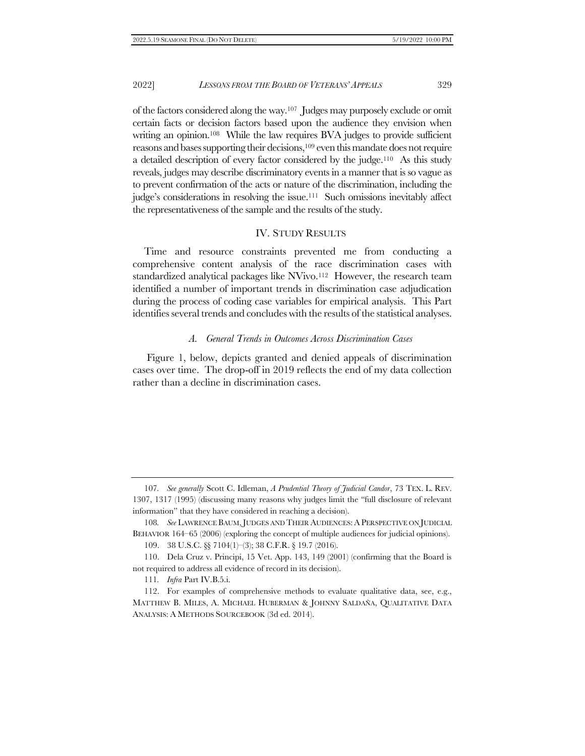of the factors considered along the way.[107] Judges may purposely exclude or omit certain facts or decision factors based upon the audience they envision when writing an opinion.[108] While the law requires BVA judges to provide sufficient reasons and bases supporting their decisions,[109] even this mandate does not require a detailed description of every factor considered by the judge.[110] As this study reveals, judges may describe discriminatory events in a manner that is so vague as to prevent confirmation of the acts or nature of the discrimination, including the judge's considerations in resolving the issue.[111] Such omissions inevitably affect the representativeness of the sample and the results of the study.

## IV. STUDY RESULTS

Time and resource constraints prevented me from conducting a comprehensive content analysis of the race discrimination cases with standardized analytical packages like NVivo.[112] However, the research team identified a number of important trends in discrimination case adjudication during the process of coding case variables for empirical analysis. This Part identifies several trends and concludes with the results of the statistical analyses.

### *A. General Trends in Outcomes Across Discrimination Cases*

Figure 1, below, depicts granted and denied appeals of discrimination cases over time. The drop-off in 2019 reflects the end of my data collection rather than a decline in discrimination cases.

---

107. *See generally* Scott C. Idleman, *A Prudential Theory of Judicial Candor*, 73 TEX. L. REV. 1307, 1317 (1995) (discussing many reasons why judges limit the "full disclosure of relevant information" that they have considered in reaching a decision).

108. *See* LAWRENCE BAUM, JUDGES AND THEIR AUDIENCES: A PERSPECTIVE ON JUDICIAL BEHAVIOR 164–65 (2006) (exploring the concept of multiple audiences for judicial opinions).

109. 38 U.S.C. §§ 7104(1)–(3); 38 C.F.R. § 19.7 (2016).

110. Dela Cruz v. Principi, 15 Vet. App. 143, 149 (2001) (confirming that the Board is not required to address all evidence of record in its decision).

111. *Infra* Part IV.B.5.i.

112. For examples of comprehensive methods to evaluate qualitative data, see, e.g., MATTHEW B. MILES, A. MICHAEL HUBERMAN & JOHNNY SALDAÑA, QUALITATIVE DATA ANALYSIS: A METHODS SOURCEBOOK (3d ed. 2014).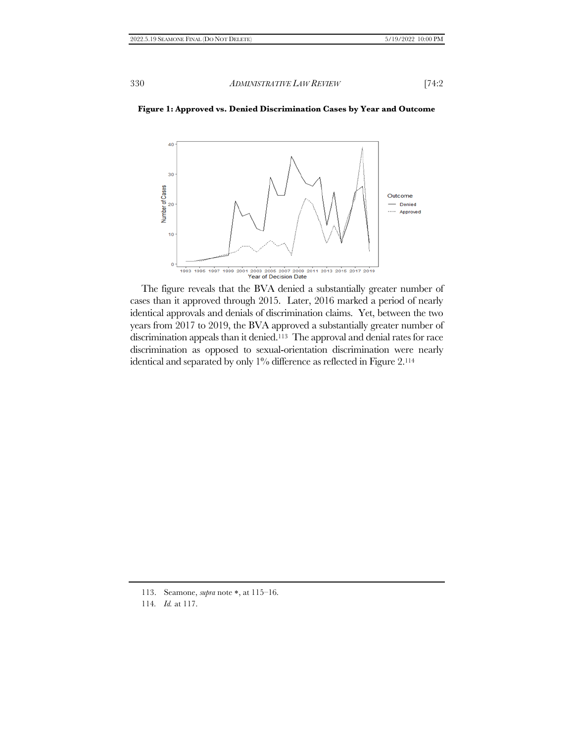**Figure 1: Approved vs. Denied Discrimination Cases by Year and Outcome**

The figure reveals that the BVA denied a substantially greater number of cases than it approved through 2015. Later, 2016 marked a period of nearly identical approvals and denials of discrimination claims. Yet, between the two years from 2017 to 2019, the BVA approved a substantially greater number of discrimination appeals than it denied.[113] The approval and denial rates for race discrimination as opposed to sexual-orientation discrimination were nearly identical and separated by only 1% difference as reflected in Figure 2.[114]

113. Seamone, *supra* note *, at 115–16.

114. *Id.* at 117.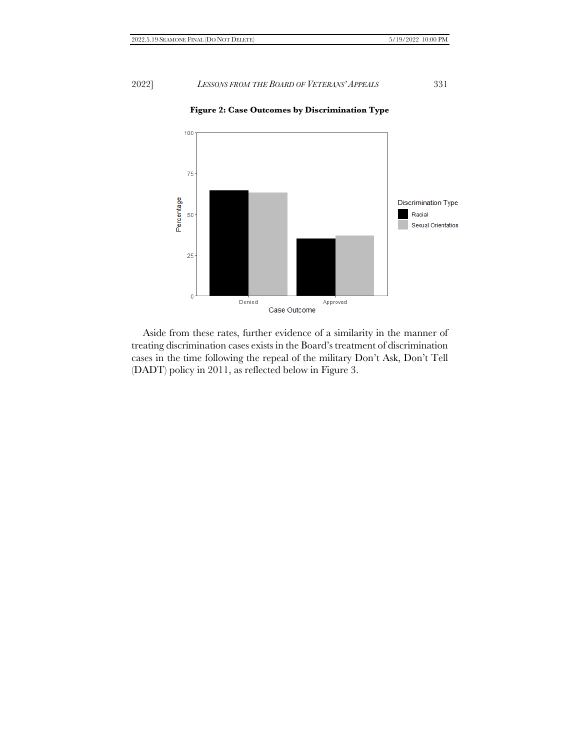**Figure 2: Case Outcomes by Discrimination Type**

Aside from these rates, further evidence of a similarity in the manner of treating discrimination cases exists in the Board's treatment of discrimination cases in the time following the repeal of the military Don't Ask, Don't Tell (DADT) policy in 2011, as reflected below in Figure 3.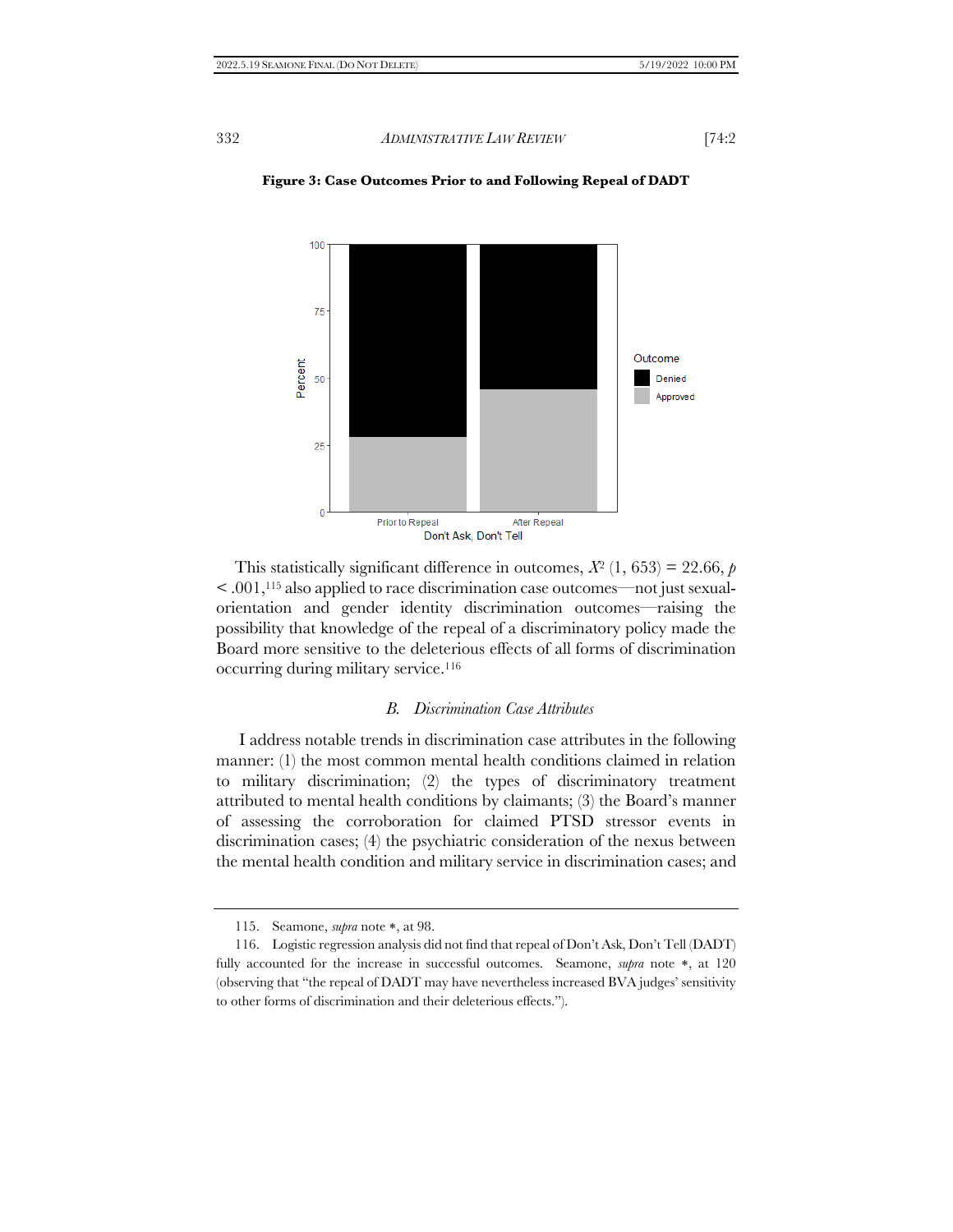**Figure 3: Case Outcomes Prior to and Following Repeal of DADT**

This statistically significant difference in outcomes, $X^2$ (1, 653) = 22.66, $p < .001$,[115] also applied to race discrimination case outcomes—not just sexual-orientation and gender identity discrimination outcomes—raising the possibility that knowledge of the repeal of a discriminatory policy made the Board more sensitive to the deleterious effects of all forms of discrimination occurring during military service.[116]

### *B. Discrimination Case Attributes*

I address notable trends in discrimination case attributes in the following manner: (1) the most common mental health conditions claimed in relation to military discrimination; (2) the types of discriminatory treatment attributed to mental health conditions by claimants; (3) the Board's manner of assessing the corroboration for claimed PTSD stressor events in discrimination cases; (4) the psychiatric consideration of the nexus between the mental health condition and military service in discrimination cases; and

---

115. Seamone, *supra* note *, at 98.

116. Logistic regression analysis did not find that repeal of Don't Ask, Don't Tell (DADT) fully accounted for the increase in successful outcomes. Seamone, *supra* note *, at 120 (observing that "the repeal of DADT may have nevertheless increased BVA judges' sensitivity to other forms of discrimination and their deleterious effects.").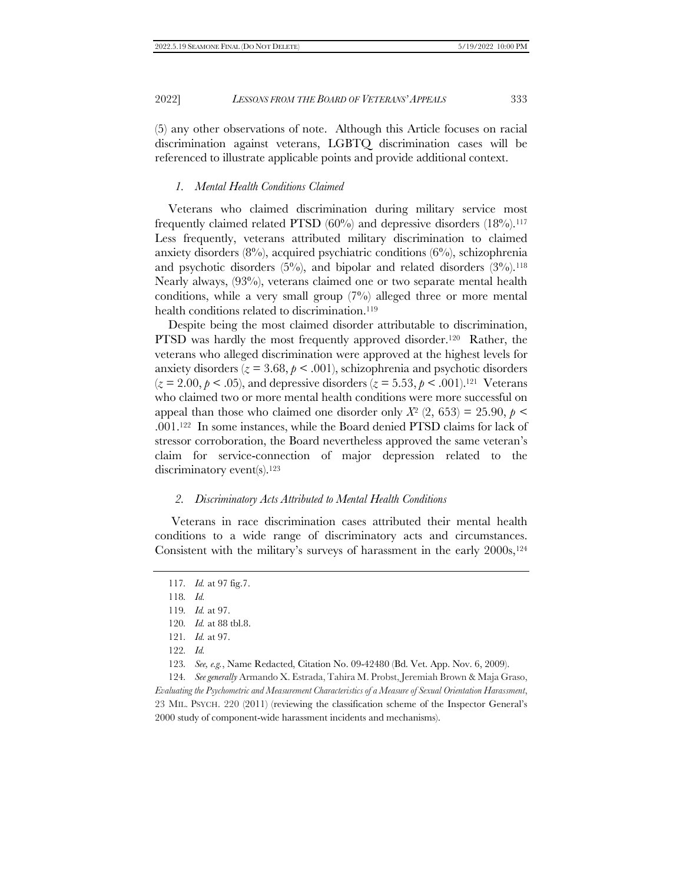(5) any other observations of note. Although this Article focuses on racial discrimination against veterans, LGBTQ discrimination cases will be referenced to illustrate applicable points and provide additional context.

### *1. Mental Health Conditions Claimed*

Veterans who claimed discrimination during military service most frequently claimed related PTSD (60%) and depressive disorders (18%).[117] Less frequently, veterans attributed military discrimination to claimed anxiety disorders (8%), acquired psychiatric conditions (6%), schizophrenia and psychotic disorders (5%), and bipolar and related disorders (3%).[118] Nearly always, (93%), veterans claimed one or two separate mental health conditions, while a very small group (7%) alleged three or more mental health conditions related to discrimination.[119]

Despite being the most claimed disorder attributable to discrimination, PTSD was hardly the most frequently approved disorder.[120] Rather, the veterans who alleged discrimination were approved at the highest levels for anxiety disorders ($z = 3.68, p < .001$), schizophrenia and psychotic disorders ($z = 2.00, p < .05$), and depressive disorders ($z = 5.53, p < .001$).[121] Veterans who claimed two or more mental health conditions were more successful on appeal than those who claimed one disorder only $X^2 (2, 653) = 25.90, p < .001$.[122] In some instances, while the Board denied PTSD claims for lack of stressor corroboration, the Board nevertheless approved the same veteran's claim for service-connection of major depression related to the discriminatory event(s).[123]

### *2. Discriminatory Acts Attributed to Mental Health Conditions*

Veterans in race discrimination cases attributed their mental health conditions to a wide range of discriminatory acts and circumstances. Consistent with the military's surveys of harassment in the early 2000s,[124]

---

117. *Id.* at 97 fig.7.

118. *Id.*

119. *Id.* at 97.

120. *Id.* at 88 tbl.8.

121. *Id.* at 97.

122. *Id.*

123. *See, e.g.*, Name Redacted, Citation No. 09-42480 (Bd. Vet. App. Nov. 6, 2009).

124. *See generally* Armando X. Estrada, Tahira M. Probst, Jeremiah Brown & Maja Graso, *Evaluating the Psychometric and Measurement Characteristics of a Measure of Sexual Orientation Harassment*, 23 MIL. PSYCH. 220 (2011) (reviewing the classification scheme of the Inspector General's 2000 study of component-wide harassment incidents and mechanisms).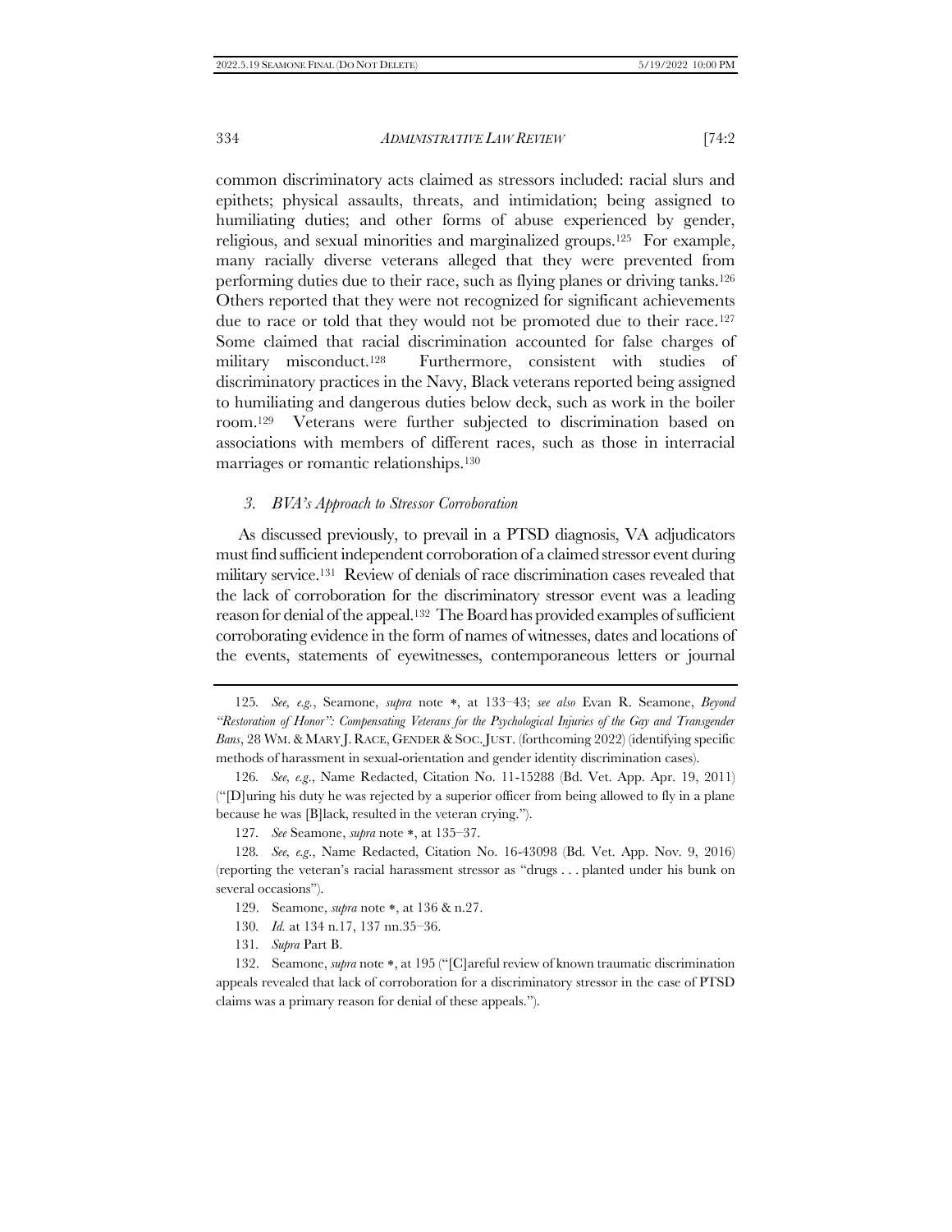common discriminatory acts claimed as stressors included: racial slurs and epithets; physical assaults, threats, and intimidation; being assigned to humiliating duties; and other forms of abuse experienced by gender, religious, and sexual minorities and marginalized groups.[125] For example, many racially diverse veterans alleged that they were prevented from performing duties due to their race, such as flying planes or driving tanks.[126] Others reported that they were not recognized for significant achievements due to race or told that they would not be promoted due to their race.[127] Some claimed that racial discrimination accounted for false charges of military misconduct.[128] Furthermore, consistent with studies of discriminatory practices in the Navy, Black veterans reported being assigned to humiliating and dangerous duties below deck, such as work in the boiler room.[129] Veterans were further subjected to discrimination based on associations with members of different races, such as those in interracial marriages or romantic relationships.[130]

### *3. BVA's Approach to Stressor Corroboration*

As discussed previously, to prevail in a PTSD diagnosis, VA adjudicators must find sufficient independent corroboration of a claimed stressor event during military service.[131] Review of denials of race discrimination cases revealed that the lack of corroboration for the discriminatory stressor event was a leading reason for denial of the appeal.[132] The Board has provided examples of sufficient corroborating evidence in the form of names of witnesses, dates and locations of the events, statements of eyewitnesses, contemporaneous letters or journal

---

125. *See, e.g.*, Seamone, *supra* note \*, at 133–43; *see also* Evan R. Seamone, *Beyond "Restoration of Honor": Compensating Veterans for the Psychological Injuries of the Gay and Transgender Bans*, 28 WM. & MARY J. RACE, GENDER & SOC. JUST. (forthcoming 2022) (identifying specific methods of harassment in sexual-orientation and gender identity discrimination cases).

126. *See, e.g.*, Name Redacted, Citation No. 11-15288 (Bd. Vet. App. Apr. 19, 2011) ("[D]uring his duty he was rejected by a superior officer from being allowed to fly in a plane because he was [B]lack, resulted in the veteran crying.").

127. *See* Seamone, *supra* note \*, at 135–37.

128. *See, e.g.*, Name Redacted, Citation No. 16-43098 (Bd. Vet. App. Nov. 9, 2016) (reporting the veteran's racial harassment stressor as "drugs . . . planted under his bunk on several occasions").

129. Seamone, *supra* note \*, at 136 & n.27.

130. *Id.* at 134 n.17, 137 nn.35–36.

131. *Supra* Part B.

132. Seamone, *supra* note \*, at 195 ("[C]areful review of known traumatic discrimination appeals revealed that lack of corroboration for a discriminatory stressor in the case of PTSD claims was a primary reason for denial of these appeals.").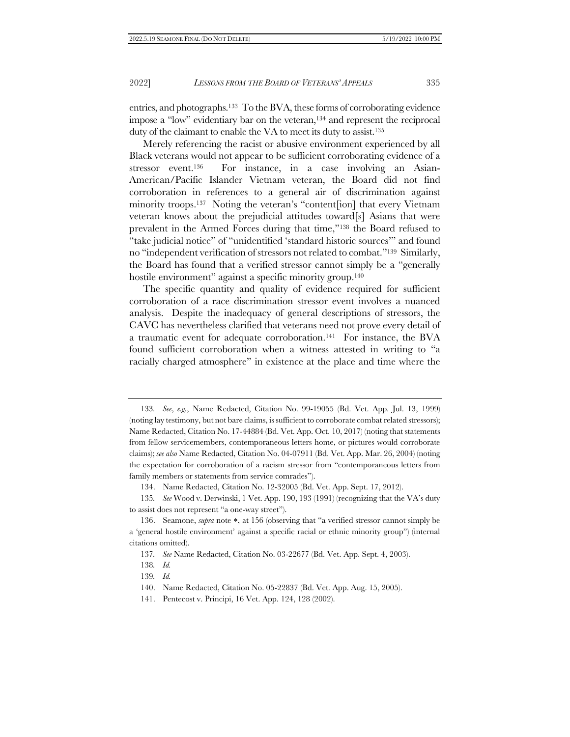entries, and photographs.[133] To the BVA, these forms of corroborating evidence impose a "low" evidentiary bar on the veteran,[134] and represent the reciprocal duty of the claimant to enable the VA to meet its duty to assist.[135]

Merely referencing the racist or abusive environment experienced by all Black veterans would not appear to be sufficient corroborating evidence of a stressor event.[136] For instance, in a case involving an Asian-American/Pacific Islander Vietnam veteran, the Board did not find corroboration in references to a general air of discrimination against minority troops.[137] Noting the veteran's "content[ion] that every Vietnam veteran knows about the prejudicial attitudes toward[s] Asians that were prevalent in the Armed Forces during that time,"[138] the Board refused to "take judicial notice" of "unidentified 'standard historic sources'" and found no "independent verification of stressors not related to combat."[139] Similarly, the Board has found that a verified stressor cannot simply be a "generally hostile environment" against a specific minority group.[140]

The specific quantity and quality of evidence required for sufficient corroboration of a race discrimination stressor event involves a nuanced analysis. Despite the inadequacy of general descriptions of stressors, the CAVC has nevertheless clarified that veterans need not prove every detail of a traumatic event for adequate corroboration.[141] For instance, the BVA found sufficient corroboration when a witness attested in writing to "a racially charged atmosphere" in existence at the place and time where the

---

133. *See*, *e.g.*, Name Redacted, Citation No. 99-19055 (Bd. Vet. App. Jul. 13, 1999) (noting lay testimony, but not bare claims, is sufficient to corroborate combat related stressors); Name Redacted, Citation No. 17-44884 (Bd. Vet. App. Oct. 10, 2017) (noting that statements from fellow servicemembers, contemporaneous letters home, or pictures would corroborate claims); *see also* Name Redacted, Citation No. 04-07911 (Bd. Vet. App. Mar. 26, 2004) (noting the expectation for corroboration of a racism stressor from "contemporaneous letters from family members or statements from service comrades").

134. Name Redacted, Citation No. 12-32005 (Bd. Vet. App. Sept. 17, 2012).

135. *See* Wood v. Derwinski, 1 Vet. App. 190, 193 (1991) (recognizing that the VA's duty to assist does not represent "a one-way street").

136. Seamone, *supra* note *, at 156 (observing that "a verified stressor cannot simply be a 'general hostile environment' against a specific racial or ethnic minority group") (internal citations omitted).

137. *See* Name Redacted, Citation No. 03-22677 (Bd. Vet. App. Sept. 4, 2003).

138. *Id.*

139. *Id.*

140. Name Redacted, Citation No. 05-22837 (Bd. Vet. App. Aug. 15, 2005).

141. Pentecost v. Principi, 16 Vet. App. 124, 128 (2002).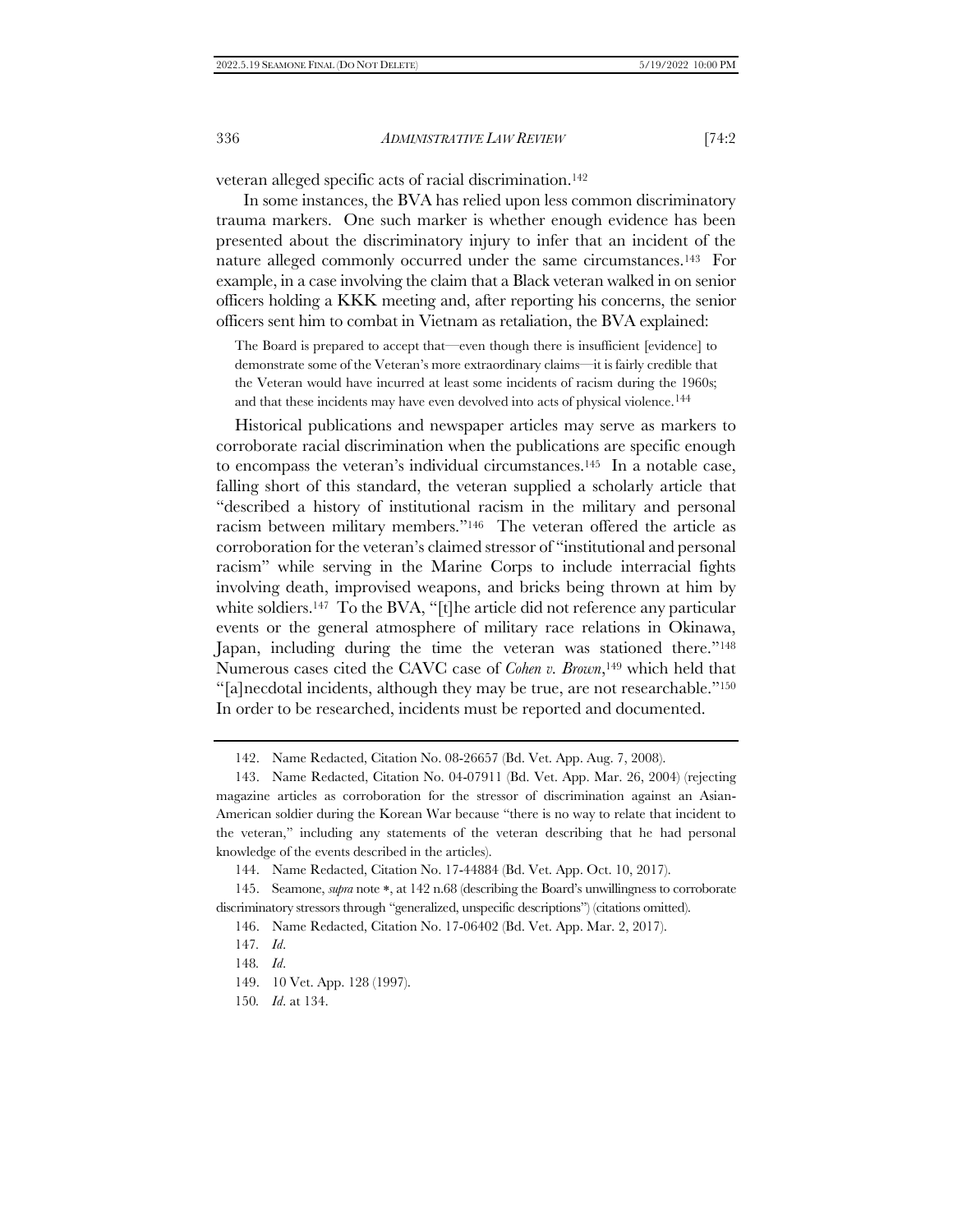veteran alleged specific acts of racial discrimination.[142]

In some instances, the BVA has relied upon less common discriminatory trauma markers. One such marker is whether enough evidence has been presented about the discriminatory injury to infer that an incident of the nature alleged commonly occurred under the same circumstances.[143] For example, in a case involving the claim that a Black veteran walked in on senior officers holding a KKK meeting and, after reporting his concerns, the senior officers sent him to combat in Vietnam as retaliation, the BVA explained:

> The Board is prepared to accept that—even though there is insufficient [evidence] to demonstrate some of the Veteran's more extraordinary claims—it is fairly credible that the Veteran would have incurred at least some incidents of racism during the 1960s; and that these incidents may have even devolved into acts of physical violence.[144]

Historical publications and newspaper articles may serve as markers to corroborate racial discrimination when the publications are specific enough to encompass the veteran's individual circumstances.[145] In a notable case, falling short of this standard, the veteran supplied a scholarly article that "described a history of institutional racism in the military and personal racism between military members."[146] The veteran offered the article as corroboration for the veteran's claimed stressor of "institutional and personal racism" while serving in the Marine Corps to include interracial fights involving death, improvised weapons, and bricks being thrown at him by white soldiers.[147] To the BVA, "[t]he article did not reference any particular events or the general atmosphere of military race relations in Okinawa, Japan, including during the time the veteran was stationed there."[148] Numerous cases cited the CAVC case of *Cohen v. Brown*,[149] which held that "[a]necdotal incidents, although they may be true, are not researchable."[150] In order to be researched, incidents must be reported and documented.

---

142. Name Redacted, Citation No. 08-26657 (Bd. Vet. App. Aug. 7, 2008).

143. Name Redacted, Citation No. 04-07911 (Bd. Vet. App. Mar. 26, 2004) (rejecting magazine articles as corroboration for the stressor of discrimination against an Asian-American soldier during the Korean War because "there is no way to relate that incident to the veteran," including any statements of the veteran describing that he had personal knowledge of the events described in the articles).

144. Name Redacted, Citation No. 17-44884 (Bd. Vet. App. Oct. 10, 2017).

145. Seamone, *supra* note *, at 142 n.68 (describing the Board's unwillingness to corroborate discriminatory stressors through "generalized, unspecific descriptions") (citations omitted).

146. Name Redacted, Citation No. 17-06402 (Bd. Vet. App. Mar. 2, 2017).

147. *Id.*

148. *Id.*

149. 10 Vet. App. 128 (1997).

150. *Id.* at 134.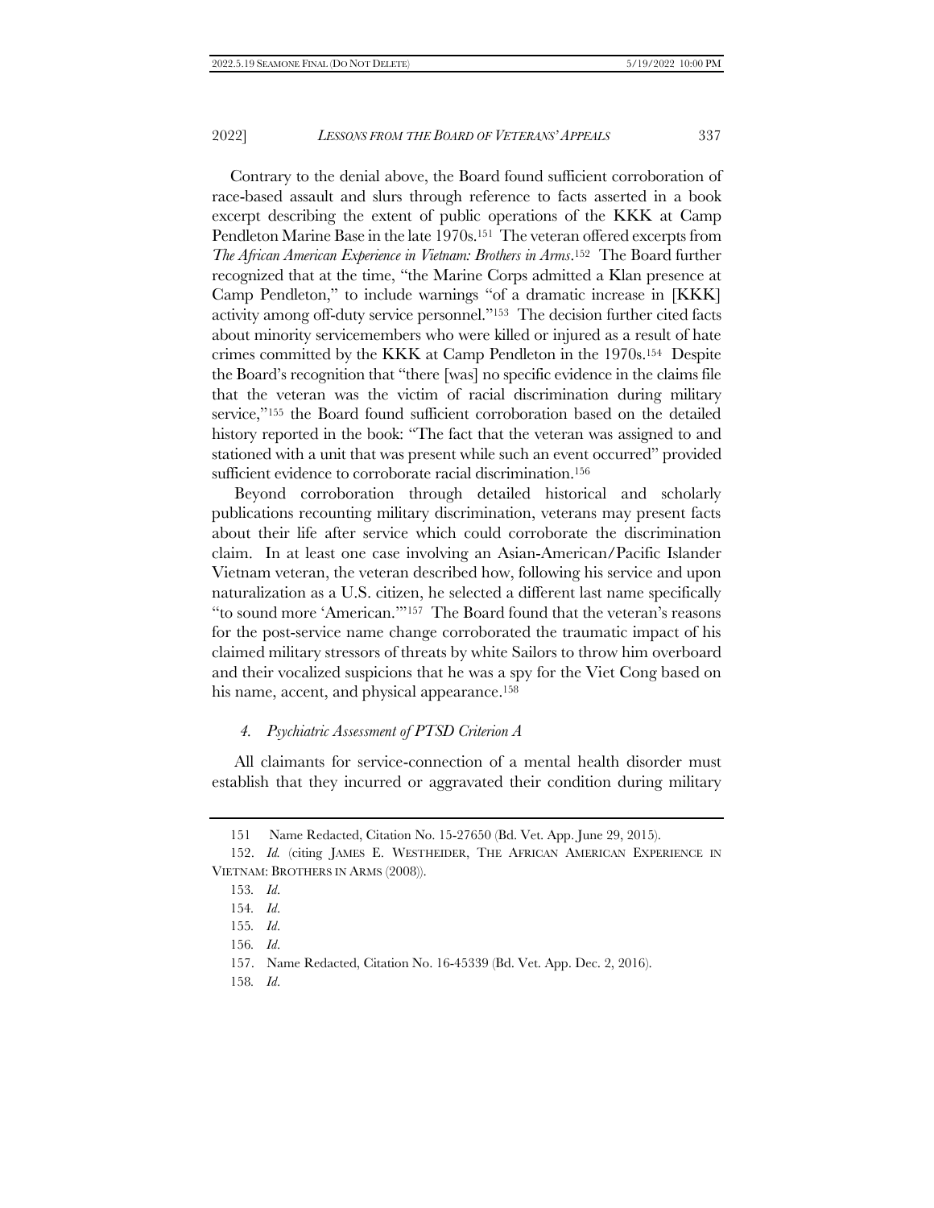Contrary to the denial above, the Board found sufficient corroboration of race-based assault and slurs through reference to facts asserted in a book excerpt describing the extent of public operations of the KKK at Camp Pendleton Marine Base in the late 1970s.[151] The veteran offered excerpts from *The African American Experience in Vietnam: Brothers in Arms*.[152] The Board further recognized that at the time, "the Marine Corps admitted a Klan presence at Camp Pendleton," to include warnings "of a dramatic increase in [KKK] activity among off-duty service personnel."[153] The decision further cited facts about minority servicemembers who were killed or injured as a result of hate crimes committed by the KKK at Camp Pendleton in the 1970s.[154] Despite the Board's recognition that "there [was] no specific evidence in the claims file that the veteran was the victim of racial discrimination during military service,"[155] the Board found sufficient corroboration based on the detailed history reported in the book: "The fact that the veteran was assigned to and stationed with a unit that was present while such an event occurred" provided sufficient evidence to corroborate racial discrimination.[156]

Beyond corroboration through detailed historical and scholarly publications recounting military discrimination, veterans may present facts about their life after service which could corroborate the discrimination claim. In at least one case involving an Asian-American/Pacific Islander Vietnam veteran, the veteran described how, following his service and upon naturalization as a U.S. citizen, he selected a different last name specifically "to sound more 'American.'"[157] The Board found that the veteran's reasons for the post-service name change corroborated the traumatic impact of his claimed military stressors of threats by white Sailors to throw him overboard and their vocalized suspicions that he was a spy for the Viet Cong based on his name, accent, and physical appearance.[158]

#### *4. Psychiatric Assessment of PTSD Criterion A*

All claimants for service-connection of a mental health disorder must establish that they incurred or aggravated their condition during military

---

151 Name Redacted, Citation No. 15-27650 (Bd. Vet. App. June 29, 2015).

152. *Id.* (citing JAMES E. WESTHEIDER, THE AFRICAN AMERICAN EXPERIENCE IN VIETNAM: BROTHERS IN ARMS (2008)).

153. *Id*.

154. *Id*.

155. *Id*.

156. *Id*.

157. Name Redacted, Citation No. 16-45339 (Bd. Vet. App. Dec. 2, 2016).

158. *Id*.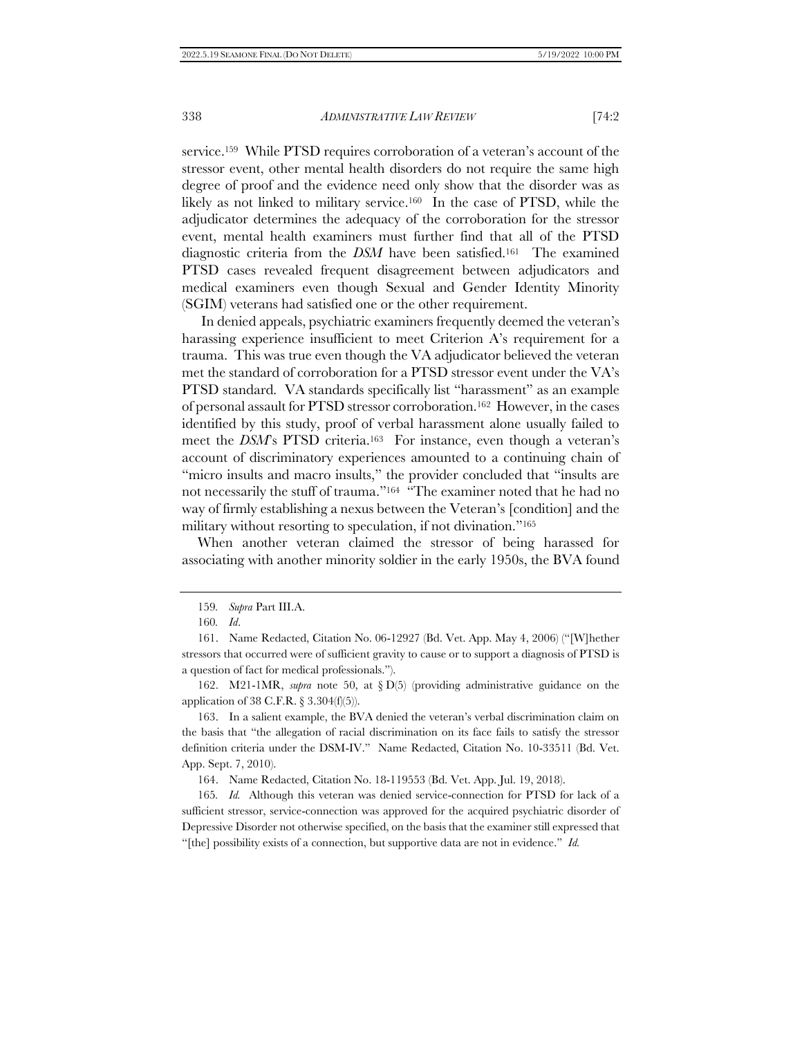service.[159] While PTSD requires corroboration of a veteran's account of the stressor event, other mental health disorders do not require the same high degree of proof and the evidence need only show that the disorder was as likely as not linked to military service.[160] In the case of PTSD, while the adjudicator determines the adequacy of the corroboration for the stressor event, mental health examiners must further find that all of the PTSD diagnostic criteria from the *DSM* have been satisfied.[161] The examined PTSD cases revealed frequent disagreement between adjudicators and medical examiners even though Sexual and Gender Identity Minority (SGIM) veterans had satisfied one or the other requirement.

In denied appeals, psychiatric examiners frequently deemed the veteran's harassing experience insufficient to meet Criterion A's requirement for a trauma. This was true even though the VA adjudicator believed the veteran met the standard of corroboration for a PTSD stressor event under the VA's PTSD standard. VA standards specifically list "harassment" as an example of personal assault for PTSD stressor corroboration.[162] However, in the cases identified by this study, proof of verbal harassment alone usually failed to meet the *DSM*'s PTSD criteria.[163] For instance, even though a veteran's account of discriminatory experiences amounted to a continuing chain of "micro insults and macro insults," the provider concluded that "insults are not necessarily the stuff of trauma."[164] "The examiner noted that he had no way of firmly establishing a nexus between the Veteran's [condition] and the military without resorting to speculation, if not divination."[165]

When another veteran claimed the stressor of being harassed for associating with another minority soldier in the early 1950s, the BVA found

---

159. *Supra* Part III.A.

160. *Id*.

161. Name Redacted, Citation No. 06-12927 (Bd. Vet. App. May 4, 2006) ("[W]hether stressors that occurred were of sufficient gravity to cause or to support a diagnosis of PTSD is a question of fact for medical professionals.").

162. M21-1MR, *supra* note 50, at § D(5) (providing administrative guidance on the application of 38 C.F.R. § 3.304(f)(5)).

163. In a salient example, the BVA denied the veteran's verbal discrimination claim on the basis that "the allegation of racial discrimination on its face fails to satisfy the stressor definition criteria under the DSM-IV." Name Redacted, Citation No. 10-33511 (Bd. Vet. App. Sept. 7, 2010).

164. Name Redacted, Citation No. 18-119553 (Bd. Vet. App. Jul. 19, 2018).

165. *Id.* Although this veteran was denied service-connection for PTSD for lack of a sufficient stressor, service-connection was approved for the acquired psychiatric disorder of Depressive Disorder not otherwise specified, on the basis that the examiner still expressed that "[the] possibility exists of a connection, but supportive data are not in evidence." *Id.*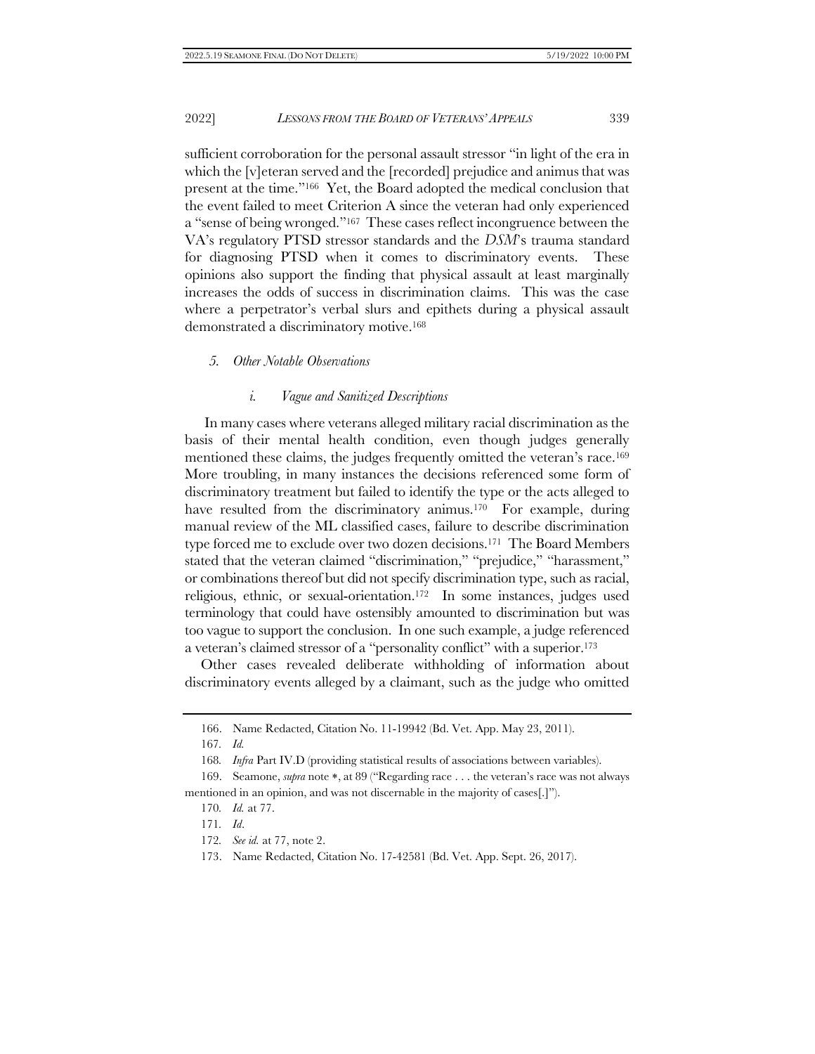sufficient corroboration for the personal assault stressor "in light of the era in which the [v]eteran served and the [recorded] prejudice and animus that was present at the time."[166] Yet, the Board adopted the medical conclusion that the event failed to meet Criterion A since the veteran had only experienced a "sense of being wronged."[167] These cases reflect incongruence between the VA's regulatory PTSD stressor standards and the *DSM*'s trauma standard for diagnosing PTSD when it comes to discriminatory events. These opinions also support the finding that physical assault at least marginally increases the odds of success in discrimination claims. This was the case where a perpetrator's verbal slurs and epithets during a physical assault demonstrated a discriminatory motive.[168]

### *5. Other Notable Observations*

#### *i. Vague and Sanitized Descriptions*

In many cases where veterans alleged military racial discrimination as the basis of their mental health condition, even though judges generally mentioned these claims, the judges frequently omitted the veteran's race.[169] More troubling, in many instances the decisions referenced some form of discriminatory treatment but failed to identify the type or the acts alleged to have resulted from the discriminatory animus.[170] For example, during manual review of the ML classified cases, failure to describe discrimination type forced me to exclude over two dozen decisions.[171] The Board Members stated that the veteran claimed "discrimination," "prejudice," "harassment," or combinations thereof but did not specify discrimination type, such as racial, religious, ethnic, or sexual-orientation.[172] In some instances, judges used terminology that could have ostensibly amounted to discrimination but was too vague to support the conclusion. In one such example, a judge referenced a veteran's claimed stressor of a "personality conflict" with a superior.[173]

Other cases revealed deliberate withholding of information about discriminatory events alleged by a claimant, such as the judge who omitted

---

166. Name Redacted, Citation No. 11-19942 (Bd. Vet. App. May 23, 2011).

167. *Id.*

168. *Infra* Part IV.D (providing statistical results of associations between variables).

169. Seamone, *supra* note *, at 89 ("Regarding race . . . the veteran's race was not always mentioned in an opinion, and was not discernable in the majority of cases[.]").

170. *Id.* at 77.

171. *Id*.

172. *See id.* at 77, note 2.

173. Name Redacted, Citation No. 17-42581 (Bd. Vet. App. Sept. 26, 2017).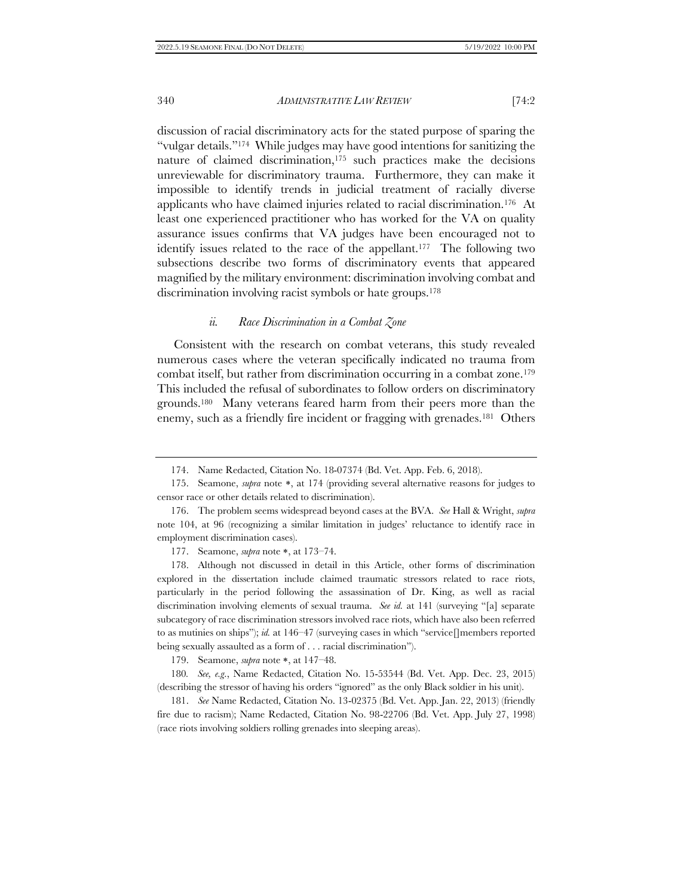discussion of racial discriminatory acts for the stated purpose of sparing the "vulgar details."[174] While judges may have good intentions for sanitizing the nature of claimed discrimination,[175] such practices make the decisions unreviewable for discriminatory trauma. Furthermore, they can make it impossible to identify trends in judicial treatment of racially diverse applicants who have claimed injuries related to racial discrimination.[176] At least one experienced practitioner who has worked for the VA on quality assurance issues confirms that VA judges have been encouraged not to identify issues related to the race of the appellant.[177] The following two subsections describe two forms of discriminatory events that appeared magnified by the military environment: discrimination involving combat and discrimination involving racist symbols or hate groups.[178]

#### *ii. Race Discrimination in a Combat Zone*

Consistent with the research on combat veterans, this study revealed numerous cases where the veteran specifically indicated no trauma from combat itself, but rather from discrimination occurring in a combat zone.[179] This included the refusal of subordinates to follow orders on discriminatory grounds.[180] Many veterans feared harm from their peers more than the enemy, such as a friendly fire incident or fragging with grenades.[181] Others

---

174. Name Redacted, Citation No. 18-07374 (Bd. Vet. App. Feb. 6, 2018).

175. Seamone, *supra* note *, at 174 (providing several alternative reasons for judges to censor race or other details related to discrimination).

176. The problem seems widespread beyond cases at the BVA. *See* Hall & Wright, *supra* note 104, at 96 (recognizing a similar limitation in judges' reluctance to identify race in employment discrimination cases).

177. Seamone, *supra* note *, at 173–74.

178. Although not discussed in detail in this Article, other forms of discrimination explored in the dissertation include claimed traumatic stressors related to race riots, particularly in the period following the assassination of Dr. King, as well as racial discrimination involving elements of sexual trauma. *See id.* at 141 (surveying "[a] separate subcategory of race discrimination stressors involved race riots, which have also been referred to as mutinies on ships"); *id.* at 146–47 (surveying cases in which "service[]members reported being sexually assaulted as a form of . . . racial discrimination").

179. Seamone, *supra* note *, at 147–48.

180. *See, e.g.*, Name Redacted, Citation No. 15-53544 (Bd. Vet. App. Dec. 23, 2015) (describing the stressor of having his orders "ignored" as the only Black soldier in his unit).

181. *See* Name Redacted, Citation No. 13-02375 (Bd. Vet. App. Jan. 22, 2013) (friendly fire due to racism); Name Redacted, Citation No. 98-22706 (Bd. Vet. App. July 27, 1998) (race riots involving soldiers rolling grenades into sleeping areas).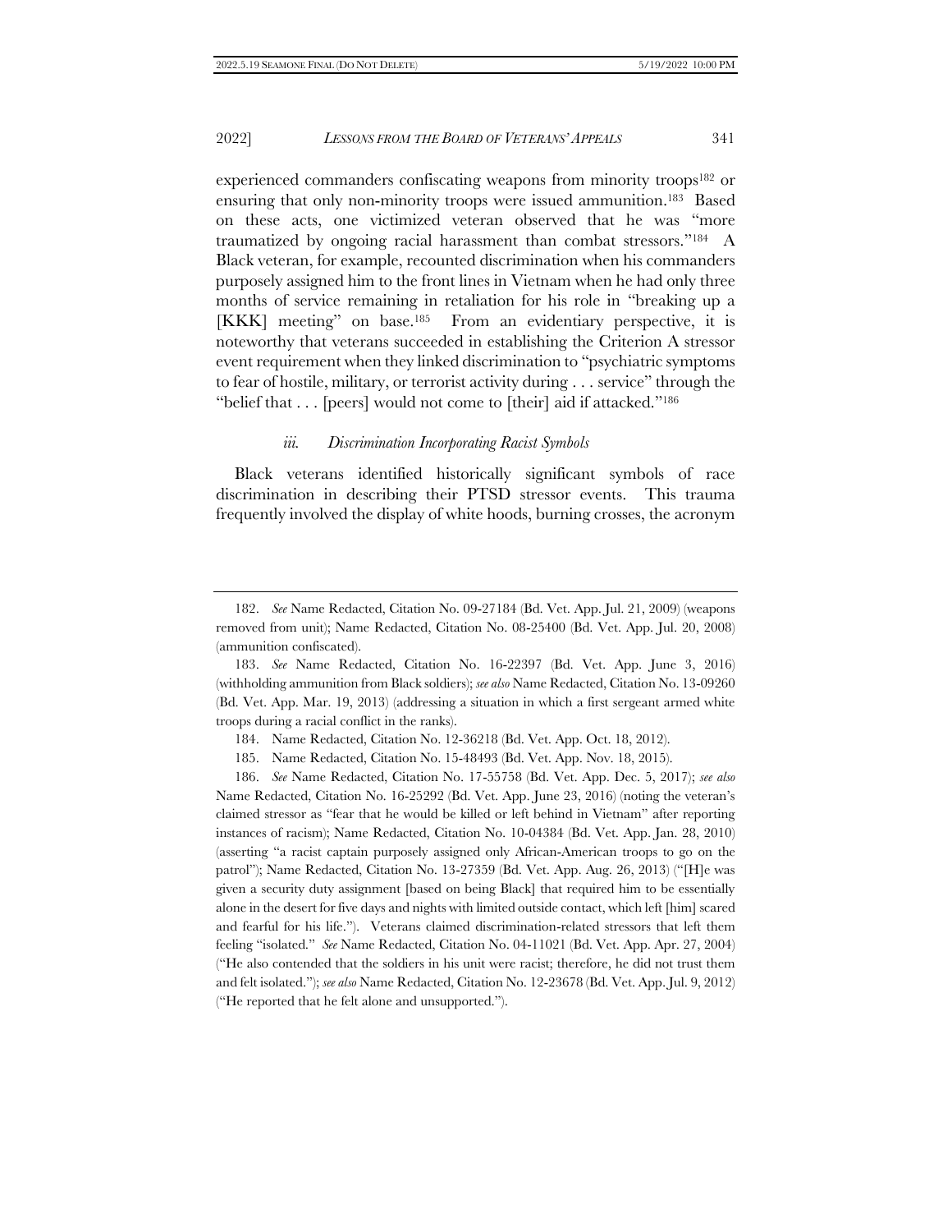experienced commanders confiscating weapons from minority troops[182] or ensuring that only non-minority troops were issued ammunition.[183] Based on these acts, one victimized veteran observed that he was "more traumatized by ongoing racial harassment than combat stressors."[184] A Black veteran, for example, recounted discrimination when his commanders purposely assigned him to the front lines in Vietnam when he had only three months of service remaining in retaliation for his role in "breaking up a [KKK] meeting" on base.[185] From an evidentiary perspective, it is noteworthy that veterans succeeded in establishing the Criterion A stressor event requirement when they linked discrimination to "psychiatric symptoms to fear of hostile, military, or terrorist activity during . . . service" through the "belief that . . . [peers] would not come to [their] aid if attacked."[186]

#### *iii. Discrimination Incorporating Racist Symbols*

Black veterans identified historically significant symbols of race discrimination in describing their PTSD stressor events. This trauma frequently involved the display of white hoods, burning crosses, the acronym

---

182. *See* Name Redacted, Citation No. 09-27184 (Bd. Vet. App. Jul. 21, 2009) (weapons removed from unit); Name Redacted, Citation No. 08-25400 (Bd. Vet. App. Jul. 20, 2008) (ammunition confiscated).

183. *See* Name Redacted, Citation No. 16-22397 (Bd. Vet. App. June 3, 2016) (withholding ammunition from Black soldiers); *see also* Name Redacted, Citation No. 13-09260 (Bd. Vet. App. Mar. 19, 2013) (addressing a situation in which a first sergeant armed white troops during a racial conflict in the ranks).

184. Name Redacted, Citation No. 12-36218 (Bd. Vet. App. Oct. 18, 2012).

185. Name Redacted, Citation No. 15-48493 (Bd. Vet. App. Nov. 18, 2015).

186. *See* Name Redacted, Citation No. 17-55758 (Bd. Vet. App. Dec. 5, 2017); *see also* Name Redacted, Citation No. 16-25292 (Bd. Vet. App. June 23, 2016) (noting the veteran's claimed stressor as "fear that he would be killed or left behind in Vietnam" after reporting instances of racism); Name Redacted, Citation No. 10-04384 (Bd. Vet. App. Jan. 28, 2010) (asserting "a racist captain purposely assigned only African-American troops to go on the patrol"); Name Redacted, Citation No. 13-27359 (Bd. Vet. App. Aug. 26, 2013) ("[H]e was given a security duty assignment [based on being Black] that required him to be essentially alone in the desert for five days and nights with limited outside contact, which left [him] scared and fearful for his life."). Veterans claimed discrimination-related stressors that left them feeling "isolated." *See* Name Redacted, Citation No. 04-11021 (Bd. Vet. App. Apr. 27, 2004) ("He also contended that the soldiers in his unit were racist; therefore, he did not trust them and felt isolated."); *see also* Name Redacted, Citation No. 12-23678 (Bd. Vet. App. Jul. 9, 2012) ("He reported that he felt alone and unsupported.").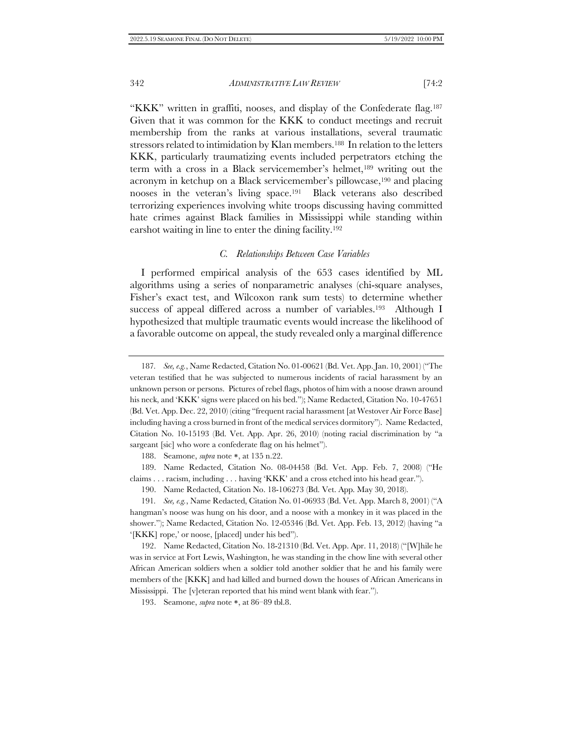"KKK" written in graffiti, nooses, and display of the Confederate flag.[187] Given that it was common for the KKK to conduct meetings and recruit membership from the ranks at various installations, several traumatic stressors related to intimidation by Klan members.[188] In relation to the letters KKK, particularly traumatizing events included perpetrators etching the term with a cross in a Black servicemember's helmet,[189] writing out the acronym in ketchup on a Black servicemember's pillowcase,[190] and placing nooses in the veteran's living space.[191] Black veterans also described terrorizing experiences involving white troops discussing having committed hate crimes against Black families in Mississippi while standing within earshot waiting in line to enter the dining facility.[192]

### *C. Relationships Between Case Variables*

I performed empirical analysis of the 653 cases identified by ML algorithms using a series of nonparametric analyses (chi-square analyses, Fisher's exact test, and Wilcoxon rank sum tests) to determine whether success of appeal differed across a number of variables.[193] Although I hypothesized that multiple traumatic events would increase the likelihood of a favorable outcome on appeal, the study revealed only a marginal difference

---

187. *See, e.g.*, Name Redacted, Citation No. 01-00621 (Bd. Vet. App. Jan. 10, 2001) ("The veteran testified that he was subjected to numerous incidents of racial harassment by an unknown person or persons. Pictures of rebel flags, photos of him with a noose drawn around his neck, and 'KKK' signs were placed on his bed."); Name Redacted, Citation No. 10-47651 (Bd. Vet. App. Dec. 22, 2010) (citing "frequent racial harassment [at Westover Air Force Base] including having a cross burned in front of the medical services dormitory"). Name Redacted, Citation No. 10-15193 (Bd. Vet. App. Apr. 26, 2010) (noting racial discrimination by "a sargeant [sic] who wore a confederate flag on his helmet").

188. Seamone, *supra* note *, at 135 n.22.

189. Name Redacted, Citation No. 08-04458 (Bd. Vet. App. Feb. 7, 2008) ("He claims . . . racism, including . . . having 'KKK' and a cross etched into his head gear.").

190. Name Redacted, Citation No. 18-106273 (Bd. Vet. App. May 30, 2018).

191. *See, e.g.*, Name Redacted, Citation No. 01-06933 (Bd. Vet. App. March 8, 2001) ("A hangman's noose was hung on his door, and a noose with a monkey in it was placed in the shower."); Name Redacted, Citation No. 12-05346 (Bd. Vet. App. Feb. 13, 2012) (having "a '[KKK] rope,' or noose, [placed] under his bed").

192. Name Redacted, Citation No. 18-21310 (Bd. Vet. App. Apr. 11, 2018) ("[W]hile he was in service at Fort Lewis, Washington, he was standing in the chow line with several other African American soldiers when a soldier told another soldier that he and his family were members of the [KKK] and had killed and burned down the houses of African Americans in Mississippi. The [v]eteran reported that his mind went blank with fear.").

193. Seamone, *supra* note *, at 86–89 tbl.8.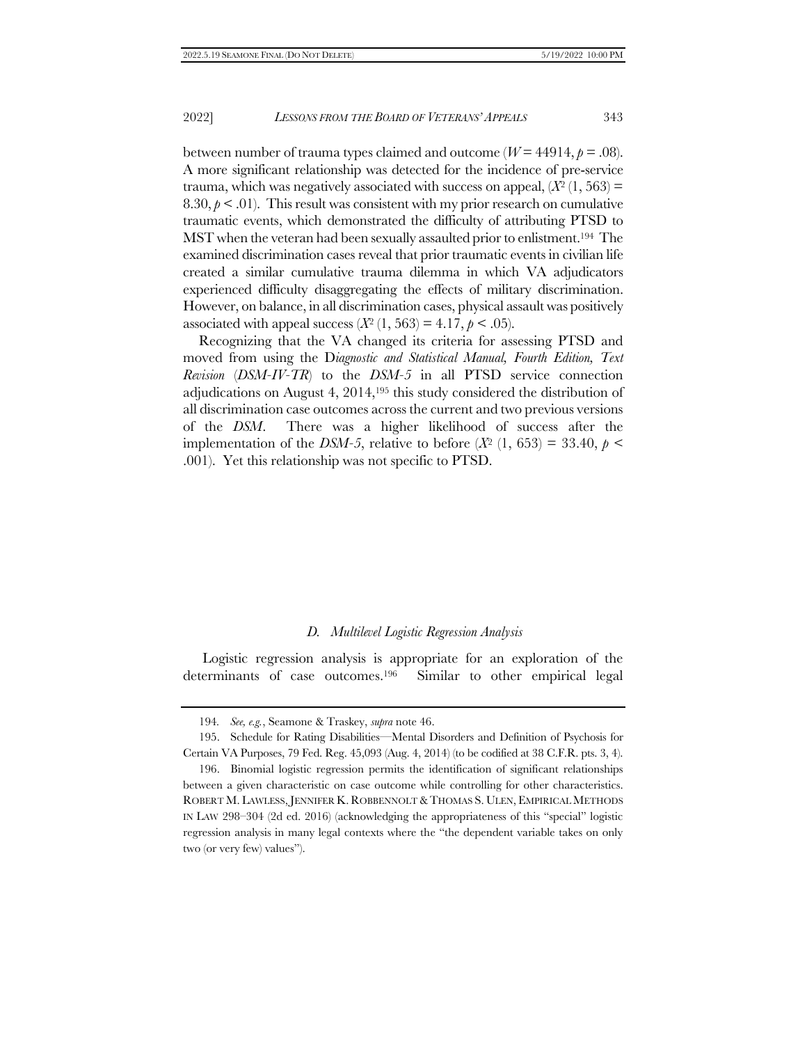between number of trauma types claimed and outcome ($W = 44914$, $p = .08$). A more significant relationship was detected for the incidence of pre-service trauma, which was negatively associated with success on appeal, ($X^2$ (1, 563) = 8.30, $p < .01$). This result was consistent with my prior research on cumulative traumatic events, which demonstrated the difficulty of attributing PTSD to MST when the veteran had been sexually assaulted prior to enlistment.[194] The examined discrimination cases reveal that prior traumatic events in civilian life created a similar cumulative trauma dilemma in which VA adjudicators experienced difficulty disaggregating the effects of military discrimination. However, on balance, in all discrimination cases, physical assault was positively associated with appeal success ($X^2$ (1, 563) = 4.17, $p < .05$).

Recognizing that the VA changed its criteria for assessing PTSD and moved from using the D*iagnostic and Statistical Manual, Fourth Edition, Text Revision* (*DSM-IV-TR*) to the *DSM-5* in all PTSD service connection adjudications on August 4, 2014,[195] this study considered the distribution of all discrimination case outcomes across the current and two previous versions of the *DSM*. There was a higher likelihood of success after the implementation of the *DSM-5*, relative to before ($X^2$ (1, 653) = 33.40, $p < .001$). Yet this relationship was not specific to PTSD.

### *D. Multilevel Logistic Regression Analysis*

Logistic regression analysis is appropriate for an exploration of the determinants of case outcomes.[196] Similar to other empirical legal

---

194. *See, e.g.*, Seamone & Traskey, *supra* note 46.

195. Schedule for Rating Disabilities—Mental Disorders and Definition of Psychosis for Certain VA Purposes, 79 Fed. Reg. 45,093 (Aug. 4, 2014) (to be codified at 38 C.F.R. pts. 3, 4).

196. Binomial logistic regression permits the identification of significant relationships between a given characteristic on case outcome while controlling for other characteristics. ROBERT M. LAWLESS, JENNIFER K. ROBBENNOLT & THOMAS S. ULEN, EMPIRICAL METHODS IN LAW 298–304 (2d ed. 2016) (acknowledging the appropriateness of this "special" logistic regression analysis in many legal contexts where the "the dependent variable takes on only two (or very few) values").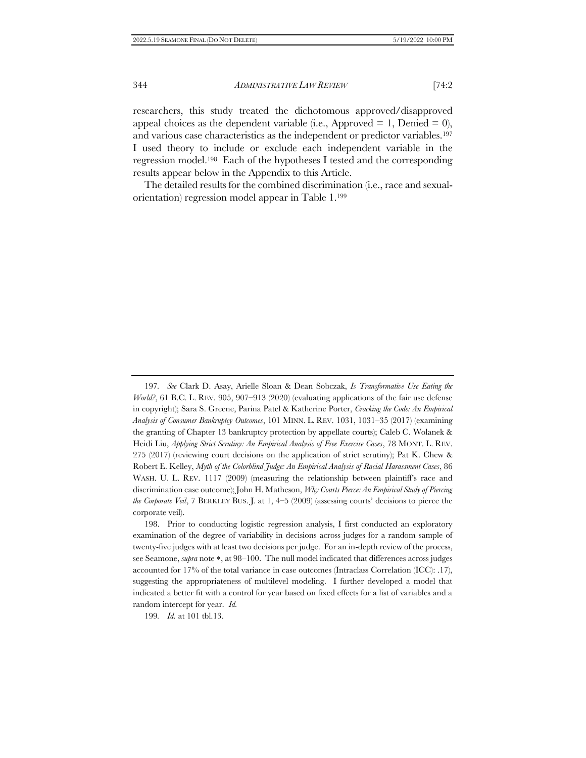researchers, this study treated the dichotomous approved/disapproved appeal choices as the dependent variable (i.e., Approved = 1, Denied = 0), and various case characteristics as the independent or predictor variables.[197] I used theory to include or exclude each independent variable in the regression model.[198] Each of the hypotheses I tested and the corresponding results appear below in the Appendix to this Article.

The detailed results for the combined discrimination (i.e., race and sexual-orientation) regression model appear in Table 1.[199]

---

197. *See* Clark D. Asay, Arielle Sloan & Dean Sobczak, *Is Transformative Use Eating the World?*, 61 B.C. L. REV. 905, 907–913 (2020) (evaluating applications of the fair use defense in copyright); Sara S. Greene, Parina Patel & Katherine Porter, *Cracking the Code: An Empirical Analysis of Consumer Bankruptcy Outcomes*, 101 MINN. L. REV. 1031, 1031–35 (2017) (examining the granting of Chapter 13 bankruptcy protection by appellate courts); Caleb C. Wolanek & Heidi Liu, *Applying Strict Scrutiny: An Empirical Analysis of Free Exercise Cases*, 78 MONT. L. REV. 275 (2017) (reviewing court decisions on the application of strict scrutiny); Pat K. Chew & Robert E. Kelley, *Myth of the Colorblind Judge: An Empirical Analysis of Racial Harassment Cases*, 86 WASH. U. L. REV. 1117 (2009) (measuring the relationship between plaintiff's race and discrimination case outcome); John H. Matheson, *Why Courts Pierce: An Empirical Study of Piercing the Corporate Veil*, 7 BERKLEY BUS. J. at 1, 4–5 (2009) (assessing courts' decisions to pierce the corporate veil).

198. Prior to conducting logistic regression analysis, I first conducted an exploratory examination of the degree of variability in decisions across judges for a random sample of twenty-five judges with at least two decisions per judge. For an in-depth review of the process, see Seamone, *supra* note *, at 98–100. The null model indicated that differences across judges accounted for 17% of the total variance in case outcomes (Intraclass Correlation (ICC): .17), suggesting the appropriateness of multilevel modeling. I further developed a model that indicated a better fit with a control for year based on fixed effects for a list of variables and a random intercept for year. *Id.*

199. *Id.* at 101 tbl.13.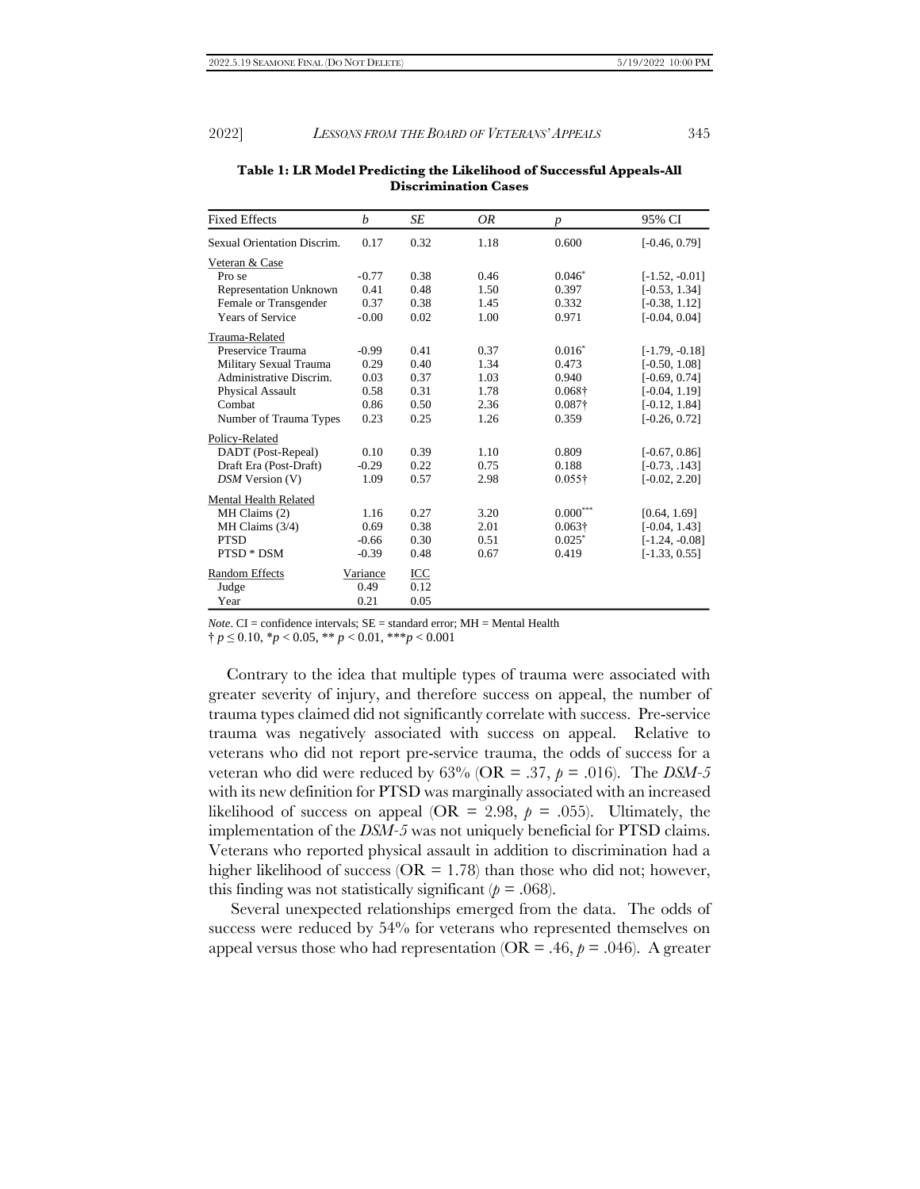**Table 1: LR Model Predicting the Likelihood of Successful Appeals-All Discrimination Cases**

| Fixed Effects | *b* | *SE* | *OR* | *p* | 95% CI |
|---|---|---|---|---|---|
| Sexual Orientation Discrim. | 0.17 | 0.32 | 1.18 | 0.600 | [-0.46, 0.79] |
| Veteran & Case | | | | | |
| Pro se | -0.77 | 0.38 | 0.46 | 0.046* | [-1.52, -0.01] |
| Representation Unknown | 0.41 | 0.48 | 1.50 | 0.397 | [-0.53, 1.34] |
| Female or Transgender | 0.37 | 0.38 | 1.45 | 0.332 | [-0.38, 1.12] |
| Years of Service | -0.00 | 0.02 | 1.00 | 0.971 | [-0.04, 0.04] |
| Trauma-Related | | | | | |
| Preservice Trauma | -0.99 | 0.41 | 0.37 | 0.016* | [-1.79, -0.18] |
| Military Sexual Trauma | 0.29 | 0.40 | 1.34 | 0.473 | [-0.50, 1.08] |
| Administrative Discrim. | 0.03 | 0.37 | 1.03 | 0.940 | [-0.69, 0.74] |
| Physical Assault | 0.58 | 0.31 | 1.78 | 0.068† | [-0.04, 1.19] |
| Combat | 0.86 | 0.50 | 2.36 | 0.087† | [-0.12, 1.84] |
| Number of Trauma Types | 0.23 | 0.25 | 1.26 | 0.359 | [-0.26, 0.72] |
| Policy-Related | | | | | |
| DADT (Post-Repeal) | 0.10 | 0.39 | 1.10 | 0.809 | [-0.67, 0.86] |
| Draft Era (Post-Draft) | -0.29 | 0.22 | 0.75 | 0.188 | [-0.73, .143] |
| *DSM* Version (V) | 1.09 | 0.57 | 2.98 | 0.055† | [-0.02, 2.20] |
| Mental Health Related | | | | | |
| MH Claims (2) | 1.16 | 0.27 | 3.20 | 0.000*** | [0.64, 1.69] |
| MH Claims (3/4) | 0.69 | 0.38 | 2.01 | 0.063† | [-0.04, 1.43] |
| PTSD | -0.66 | 0.30 | 0.51 | 0.025* | [-1.24, -0.08] |
| PTSD * DSM | -0.39 | 0.48 | 0.67 | 0.419 | [-1.33, 0.55] |
| Random Effects | Variance | ICC | | | |
| Judge | 0.49 | 0.12 | | | |
| Year | 0.21 | 0.05 | | | |

*Note*. CI = confidence intervals; SE = standard error; MH = Mental Health
† $p \leq 0.10$, * $p < 0.05$, ** $p < 0.01$, *** $p < 0.001$

Contrary to the idea that multiple types of trauma were associated with greater severity of injury, and therefore success on appeal, the number of trauma types claimed did not significantly correlate with success. Pre-service trauma was negatively associated with success on appeal. Relative to veterans who did not report pre-service trauma, the odds of success for a veteran who did were reduced by 63% (OR = .37, $p = .016$). The *DSM-5* with its new definition for PTSD was marginally associated with an increased likelihood of success on appeal (OR = 2.98, $p = .055$). Ultimately, the implementation of the *DSM-5* was not uniquely beneficial for PTSD claims. Veterans who reported physical assault in addition to discrimination had a higher likelihood of success (OR = 1.78) than those who did not; however, this finding was not statistically significant ($p = .068$).

Several unexpected relationships emerged from the data. The odds of success were reduced by 54% for veterans who represented themselves on appeal versus those who had representation (OR = .46, $p = .046$). A greater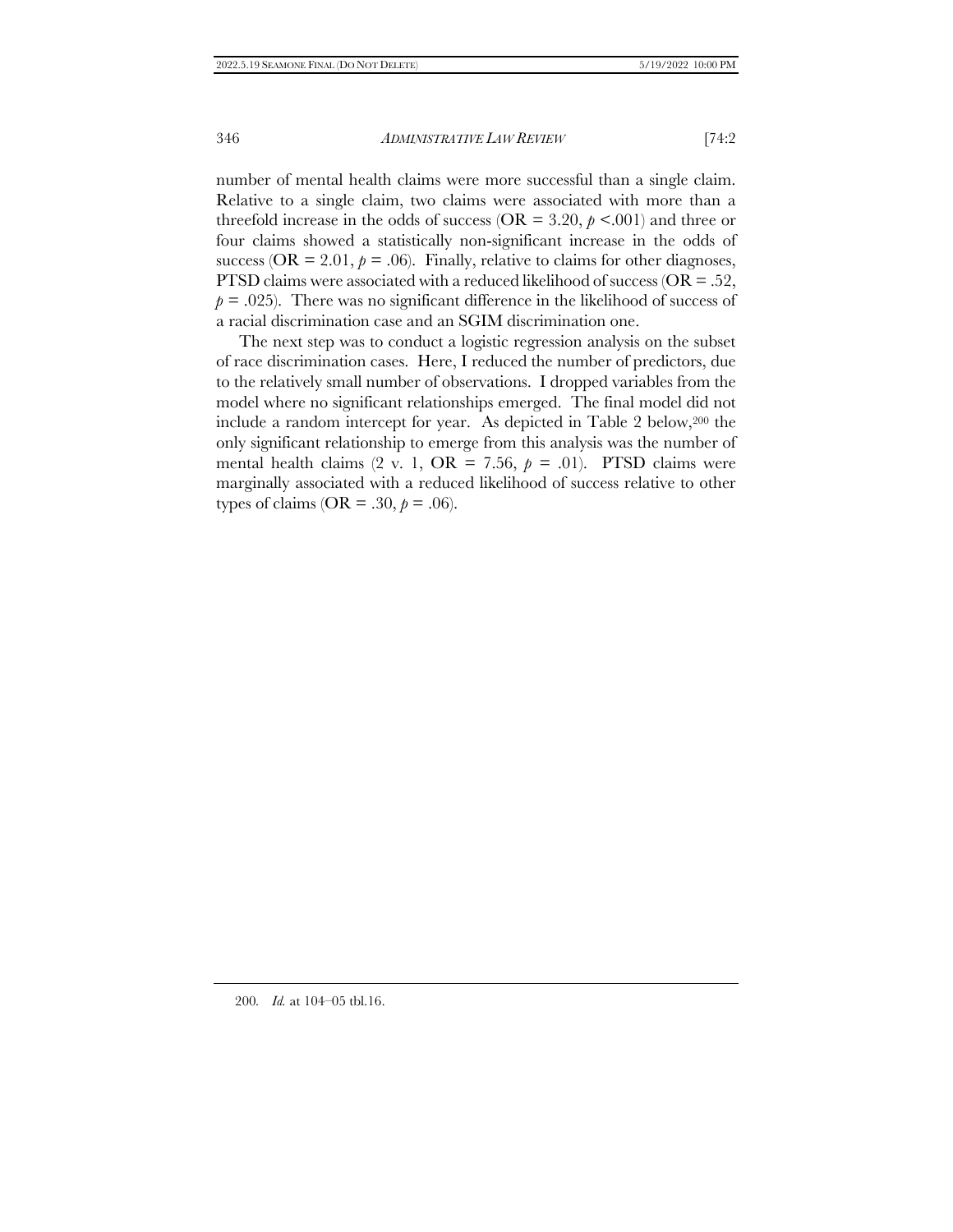number of mental health claims were more successful than a single claim. Relative to a single claim, two claims were associated with more than a threefold increase in the odds of success (OR = 3.20, $p$ <.001) and three or four claims showed a statistically non-significant increase in the odds of success (OR = 2.01, $p$ = .06). Finally, relative to claims for other diagnoses, PTSD claims were associated with a reduced likelihood of success (OR = .52, $p$ = .025). There was no significant difference in the likelihood of success of a racial discrimination case and an SGIM discrimination one.

The next step was to conduct a logistic regression analysis on the subset of race discrimination cases. Here, I reduced the number of predictors, due to the relatively small number of observations. I dropped variables from the model where no significant relationships emerged. The final model did not include a random intercept for year. As depicted in Table 2 below,[200] the only significant relationship to emerge from this analysis was the number of mental health claims (2 v. 1, OR = 7.56, $p$ = .01). PTSD claims were marginally associated with a reduced likelihood of success relative to other types of claims (OR = .30, $p$ = .06).

---

200. *Id.* at 104–05 tbl.16.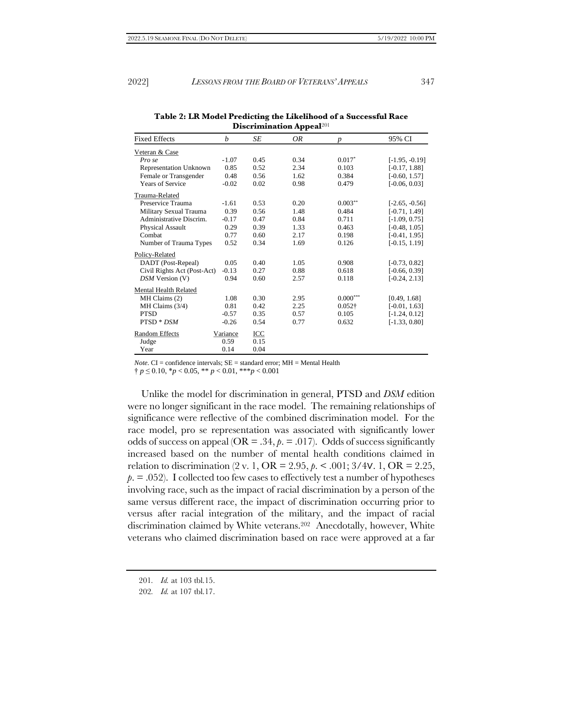**Table 2: LR Model Predicting the Likelihood of a Successful Race Discrimination Appeal**[201]

| Fixed Effects | *b* | *SE* | *OR* | *p* | 95% CI |
|---|---|---|---|---|---|
| Veteran & Case | | | | | |
| *Pro se* | -1.07 | 0.45 | 0.34 | 0.017* | [-1.95, -0.19] |
| Representation Unknown | 0.85 | 0.52 | 2.34 | 0.103 | [-0.17, 1.88] |
| Female or Transgender | 0.48 | 0.56 | 1.62 | 0.384 | [-0.60, 1.57] |
| Years of Service | -0.02 | 0.02 | 0.98 | 0.479 | [-0.06, 0.03] |
| Trauma-Related | | | | | |
| Preservice Trauma | -1.61 | 0.53 | 0.20 | 0.003** | [-2.65, -0.56] |
| Military Sexual Trauma | 0.39 | 0.56 | 1.48 | 0.484 | [-0.71, 1.49] |
| Administrative Discrim. | -0.17 | 0.47 | 0.84 | 0.711 | [-1.09, 0.75] |
| Physical Assault | 0.29 | 0.39 | 1.33 | 0.463 | [-0.48, 1.05] |
| Combat | 0.77 | 0.60 | 2.17 | 0.198 | [-0.41, 1.95] |
| Number of Trauma Types | 0.52 | 0.34 | 1.69 | 0.126 | [-0.15, 1.19] |
| Policy-Related | | | | | |
| DADT (Post-Repeal) | 0.05 | 0.40 | 1.05 | 0.908 | [-0.73, 0.82] |
| Civil Rights Act (Post-Act) | -0.13 | 0.27 | 0.88 | 0.618 | [-0.66, 0.39] |
| *DSM* Version (V) | 0.94 | 0.60 | 2.57 | 0.118 | [-0.24, 2.13] |
| Mental Health Related | | | | | |
| MH Claims (2) | 1.08 | 0.30 | 2.95 | 0.000*** | [0.49, 1.68] |
| MH Claims (3/4) | 0.81 | 0.42 | 2.25 | 0.052† | [-0.01, 1.63] |
| PTSD | -0.57 | 0.35 | 0.57 | 0.105 | [-1.24, 0.12] |
| PTSD * *DSM* | -0.26 | 0.54 | 0.77 | 0.632 | [-1.33, 0.80] |
| Random Effects | Variance | ICC | | | |
| Judge | 0.59 | 0.15 | | | |
| Year | 0.14 | 0.04 | | | |

*Note*. CI = confidence intervals; SE = standard error; MH = Mental Health
† $p \leq 0.10$, \* $p < 0.05$, \*\* $p < 0.01$, \*\*\* $p < 0.001$

Unlike the model for discrimination in general, PTSD and *DSM* edition were no longer significant in the race model. The remaining relationships of significance were reflective of the combined discrimination model. For the race model, pro se representation was associated with significantly lower odds of success on appeal (OR = .34, *p*. = .017). Odds of success significantly increased based on the number of mental health conditions claimed in relation to discrimination (2 v. 1, OR = 2.95, *p*. < .001; 3/4v. 1, OR = 2.25, *p*. = .052). I collected too few cases to effectively test a number of hypotheses involving race, such as the impact of racial discrimination by a person of the same versus different race, the impact of discrimination occurring prior to versus after racial integration of the military, and the impact of racial discrimination claimed by White veterans.[202] Anecdotally, however, White veterans who claimed discrimination based on race were approved at a far

201. *Id.* at 103 tbl.15.

202. *Id.* at 107 tbl.17.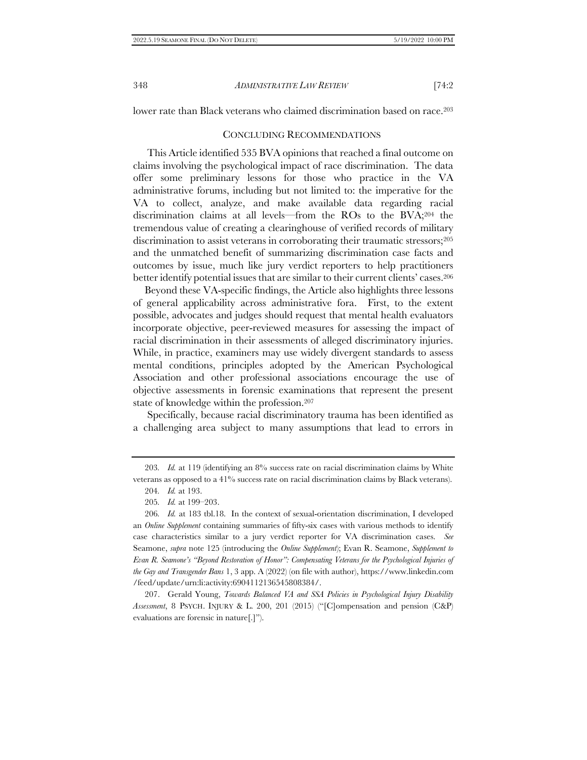lower rate than Black veterans who claimed discrimination based on race.[203]

## CONCLUDING RECOMMENDATIONS

This Article identified 535 BVA opinions that reached a final outcome on claims involving the psychological impact of race discrimination. The data offer some preliminary lessons for those who practice in the VA administrative forums, including but not limited to: the imperative for the VA to collect, analyze, and make available data regarding racial discrimination claims at all levels—from the ROs to the BVA;[204] the tremendous value of creating a clearinghouse of verified records of military discrimination to assist veterans in corroborating their traumatic stressors;[205] and the unmatched benefit of summarizing discrimination case facts and outcomes by issue, much like jury verdict reporters to help practitioners better identify potential issues that are similar to their current clients' cases.[206]

Beyond these VA-specific findings, the Article also highlights three lessons of general applicability across administrative fora. First, to the extent possible, advocates and judges should request that mental health evaluators incorporate objective, peer-reviewed measures for assessing the impact of racial discrimination in their assessments of alleged discriminatory injuries. While, in practice, examiners may use widely divergent standards to assess mental conditions, principles adopted by the American Psychological Association and other professional associations encourage the use of objective assessments in forensic examinations that represent the present state of knowledge within the profession.[207]

Specifically, because racial discriminatory trauma has been identified as a challenging area subject to many assumptions that lead to errors in

---

203. *Id.* at 119 (identifying an 8% success rate on racial discrimination claims by White veterans as opposed to a 41% success rate on racial discrimination claims by Black veterans).

204. *Id.* at 193.

205. *Id.* at 199–203.

206. *Id.* at 183 tbl.18. In the context of sexual-orientation discrimination, I developed an *Online Supplement* containing summaries of fifty-six cases with various methods to identify case characteristics similar to a jury verdict reporter for VA discrimination cases. *See* Seamone, *supra* note 125 (introducing the *Online Supplement*); Evan R. Seamone, *Supplement to Evan R. Seamone's "Beyond Restoration of Honor": Compensating Veterans for the Psychological Injuries of the Gay and Transgender Bans* 1, 3 app. A (2022) (on file with author), https://www.linkedin.com/feed/update/urn:li:activity:6904112136545808384/.

207. Gerald Young, *Towards Balanced VA and SSA Policies in Psychological Injury Disability Assessment*, 8 PSYCH. INJURY & L. 200, 201 (2015) ("[C]ompensation and pension (C&P) evaluations are forensic in nature[.]").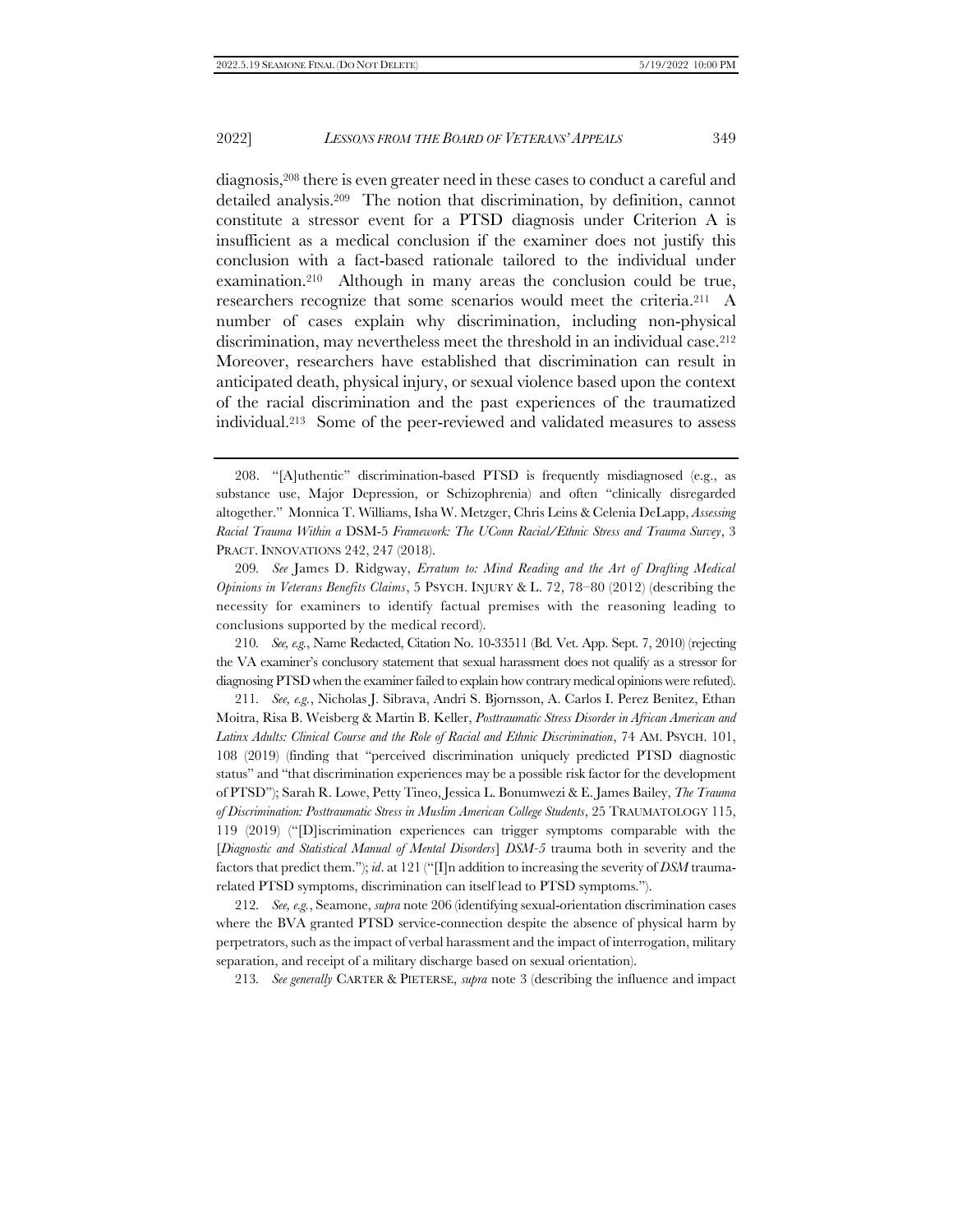diagnosis,[208] there is even greater need in these cases to conduct a careful and detailed analysis.[209] The notion that discrimination, by definition, cannot constitute a stressor event for a PTSD diagnosis under Criterion A is insufficient as a medical conclusion if the examiner does not justify this conclusion with a fact-based rationale tailored to the individual under examination.[210] Although in many areas the conclusion could be true, researchers recognize that some scenarios would meet the criteria.[211] A number of cases explain why discrimination, including non-physical discrimination, may nevertheless meet the threshold in an individual case.[212] Moreover, researchers have established that discrimination can result in anticipated death, physical injury, or sexual violence based upon the context of the racial discrimination and the past experiences of the traumatized individual.[213] Some of the peer-reviewed and validated measures to assess

---

208. "[A]uthentic" discrimination-based PTSD is frequently misdiagnosed (e.g., as substance use, Major Depression, or Schizophrenia) and often "clinically disregarded altogether." Monnica T. Williams, Isha W. Metzger, Chris Leins & Celenia DeLapp, *Assessing Racial Trauma Within a* DSM-5 *Framework: The UConn Racial/Ethnic Stress and Trauma Survey*, 3 PRACT. INNOVATIONS 242, 247 (2018).

209. *See* James D. Ridgway, *Erratum to: Mind Reading and the Art of Drafting Medical Opinions in Veterans Benefits Claims*, 5 PSYCH. INJURY & L. 72, 78–80 (2012) (describing the necessity for examiners to identify factual premises with the reasoning leading to conclusions supported by the medical record).

210. *See, e.g.*, Name Redacted, Citation No. 10-33511 (Bd. Vet. App. Sept. 7, 2010) (rejecting the VA examiner's conclusory statement that sexual harassment does not qualify as a stressor for diagnosing PTSD when the examiner failed to explain how contrary medical opinions were refuted).

211. *See, e.g.*, Nicholas J. Sibrava, Andri S. Bjornsson, A. Carlos I. Perez Benitez, Ethan Moitra, Risa B. Weisberg & Martin B. Keller, *Posttraumatic Stress Disorder in African American and Latinx Adults: Clinical Course and the Role of Racial and Ethnic Discrimination*, 74 AM. PSYCH. 101, 108 (2019) (finding that "perceived discrimination uniquely predicted PTSD diagnostic status" and "that discrimination experiences may be a possible risk factor for the development of PTSD"); Sarah R. Lowe, Petty Tineo, Jessica L. Bonumwezi & E. James Bailey, *The Trauma of Discrimination: Posttraumatic Stress in Muslim American College Students*, 25 TRAUMATOLOGY 115, 119 (2019) ("[D]iscrimination experiences can trigger symptoms comparable with the [*Diagnostic and Statistical Manual of Mental Disorders*] *DSM-5* trauma both in severity and the factors that predict them."); *id*. at 121 ("[I]n addition to increasing the severity of *DSM* trauma-related PTSD symptoms, discrimination can itself lead to PTSD symptoms.").

212. *See, e.g.*, Seamone, *supra* note 206 (identifying sexual-orientation discrimination cases where the BVA granted PTSD service-connection despite the absence of physical harm by perpetrators, such as the impact of verbal harassment and the impact of interrogation, military separation, and receipt of a military discharge based on sexual orientation).

213. *See generally* CARTER & PIETERSE, *supra* note 3 (describing the influence and impact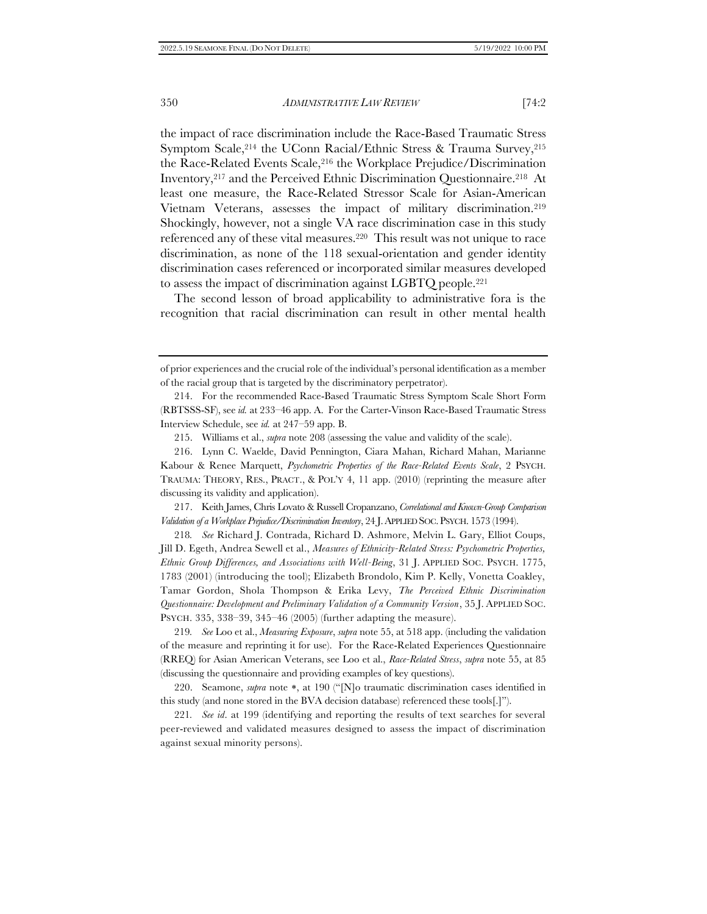the impact of race discrimination include the Race-Based Traumatic Stress Symptom Scale,[214] the UConn Racial/Ethnic Stress & Trauma Survey,[215] the Race-Related Events Scale,[216] the Workplace Prejudice/Discrimination Inventory,[217] and the Perceived Ethnic Discrimination Questionnaire.[218] At least one measure, the Race-Related Stressor Scale for Asian-American Vietnam Veterans, assesses the impact of military discrimination.[219] Shockingly, however, not a single VA race discrimination case in this study referenced any of these vital measures.[220] This result was not unique to race discrimination, as none of the 118 sexual-orientation and gender identity discrimination cases referenced or incorporated similar measures developed to assess the impact of discrimination against LGBTQ people.[221]

The second lesson of broad applicability to administrative fora is the recognition that racial discrimination can result in other mental health

---

of prior experiences and the crucial role of the individual's personal identification as a member of the racial group that is targeted by the discriminatory perpetrator).

214. For the recommended Race-Based Traumatic Stress Symptom Scale Short Form (RBTSSS-SF), see *id.* at 233–46 app. A. For the Carter-Vinson Race-Based Traumatic Stress Interview Schedule, see *id.* at 247–59 app. B.

215. Williams et al., *supra* note 208 (assessing the value and validity of the scale).

216. Lynn C. Waelde, David Pennington, Ciara Mahan, Richard Mahan, Marianne Kabour & Renee Marquett, *Psychometric Properties of the Race-Related Events Scale*, 2 PSYCH. TRAUMA: THEORY, RES., PRACT., & POL'Y 4, 11 app. (2010) (reprinting the measure after discussing its validity and application).

217. Keith James, Chris Lovato & Russell Cropanzano, *Correlational and Known-Group Comparison Validation of a Workplace Prejudice/Discrimination Inventory*, 24 J. APPLIED SOC. PSYCH. 1573 (1994).

218. *See* Richard J. Contrada, Richard D. Ashmore, Melvin L. Gary, Elliot Coups, Jill D. Egeth, Andrea Sewell et al., *Measures of Ethnicity-Related Stress: Psychometric Properties, Ethnic Group Differences, and Associations with Well-Being*, 31 J. APPLIED SOC. PSYCH. 1775, 1783 (2001) (introducing the tool); Elizabeth Brondolo, Kim P. Kelly, Vonetta Coakley, Tamar Gordon, Shola Thompson & Erika Levy, *The Perceived Ethnic Discrimination Questionnaire: Development and Preliminary Validation of a Community Version*, 35 J. APPLIED SOC. PSYCH. 335, 338–39, 345–46 (2005) (further adapting the measure).

219. *See* Loo et al., *Measuring Exposure*, *supra* note 55, at 518 app. (including the validation of the measure and reprinting it for use). For the Race-Related Experiences Questionnaire (RREQ) for Asian American Veterans, see Loo et al., *Race-Related Stress*, *supra* note 55, at 85 (discussing the questionnaire and providing examples of key questions).

220. Seamone, *supra* note *, at 190 ("[N]o traumatic discrimination cases identified in this study (and none stored in the BVA decision database) referenced these tools[.]").

221. *See id*. at 199 (identifying and reporting the results of text searches for several peer-reviewed and validated measures designed to assess the impact of discrimination against sexual minority persons).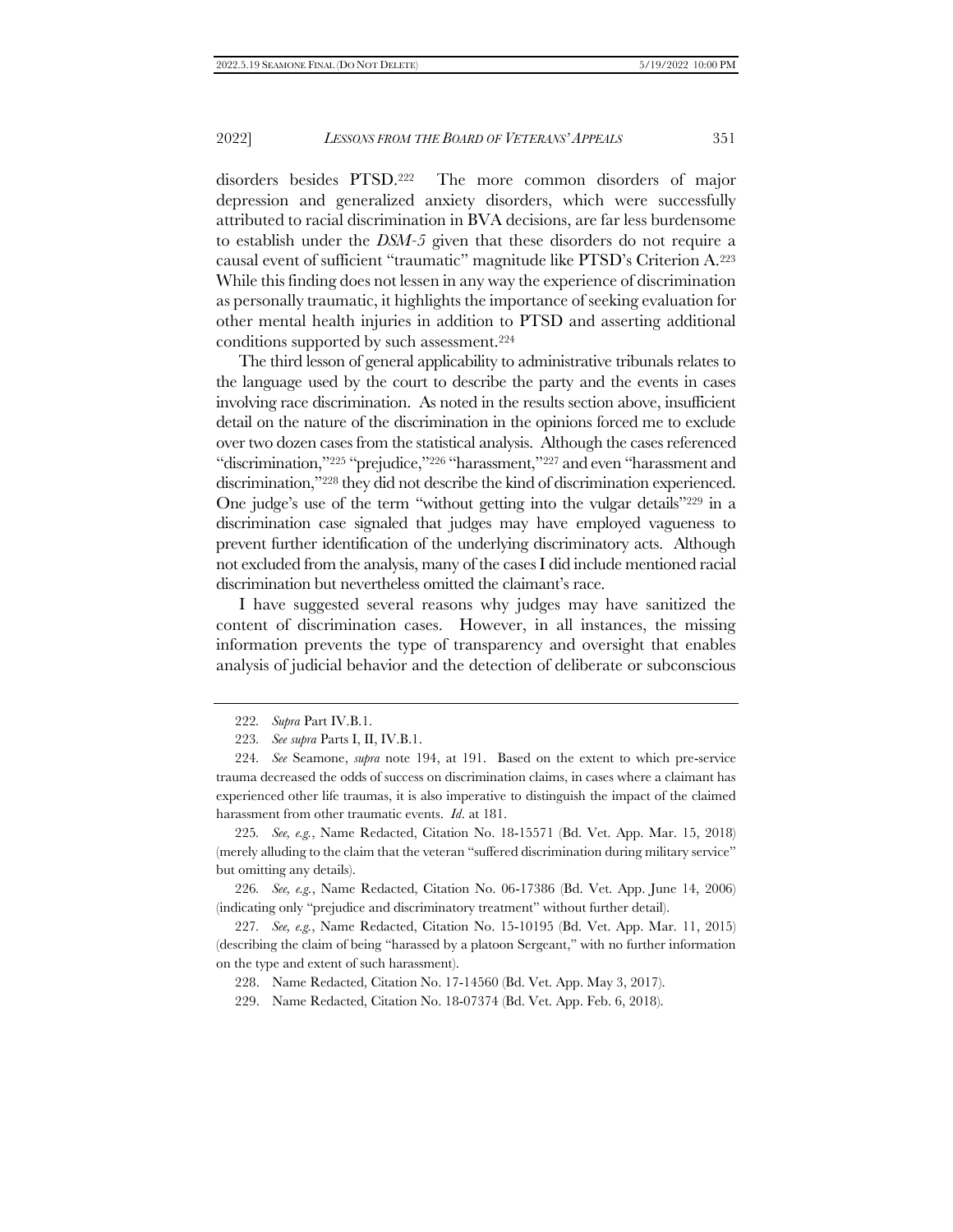disorders besides PTSD.[222] The more common disorders of major depression and generalized anxiety disorders, which were successfully attributed to racial discrimination in BVA decisions, are far less burdensome to establish under the *DSM-5* given that these disorders do not require a causal event of sufficient "traumatic" magnitude like PTSD's Criterion A.[223] While this finding does not lessen in any way the experience of discrimination as personally traumatic, it highlights the importance of seeking evaluation for other mental health injuries in addition to PTSD and asserting additional conditions supported by such assessment.[224]

The third lesson of general applicability to administrative tribunals relates to the language used by the court to describe the party and the events in cases involving race discrimination. As noted in the results section above, insufficient detail on the nature of the discrimination in the opinions forced me to exclude over two dozen cases from the statistical analysis. Although the cases referenced "discrimination,"[225] "prejudice,"[226] "harassment,"[227] and even "harassment and discrimination,"[228] they did not describe the kind of discrimination experienced. One judge's use of the term "without getting into the vulgar details"[229] in a discrimination case signaled that judges may have employed vagueness to prevent further identification of the underlying discriminatory acts. Although not excluded from the analysis, many of the cases I did include mentioned racial discrimination but nevertheless omitted the claimant's race.

I have suggested several reasons why judges may have sanitized the content of discrimination cases. However, in all instances, the missing information prevents the type of transparency and oversight that enables analysis of judicial behavior and the detection of deliberate or subconscious

---

222. *Supra* Part IV.B.1.

223. *See supra* Parts I, II, IV.B.1.

224. *See* Seamone, *supra* note 194, at 191. Based on the extent to which pre-service trauma decreased the odds of success on discrimination claims, in cases where a claimant has experienced other life traumas, it is also imperative to distinguish the impact of the claimed harassment from other traumatic events. *Id.* at 181.

225. *See, e.g.*, Name Redacted, Citation No. 18-15571 (Bd. Vet. App. Mar. 15, 2018) (merely alluding to the claim that the veteran "suffered discrimination during military service" but omitting any details).

226. *See, e.g.*, Name Redacted, Citation No. 06-17386 (Bd. Vet. App. June 14, 2006) (indicating only "prejudice and discriminatory treatment" without further detail).

227. *See, e.g.*, Name Redacted, Citation No. 15-10195 (Bd. Vet. App. Mar. 11, 2015) (describing the claim of being "harassed by a platoon Sergeant," with no further information on the type and extent of such harassment).

228. Name Redacted, Citation No. 17-14560 (Bd. Vet. App. May 3, 2017).

229. Name Redacted, Citation No. 18-07374 (Bd. Vet. App. Feb. 6, 2018).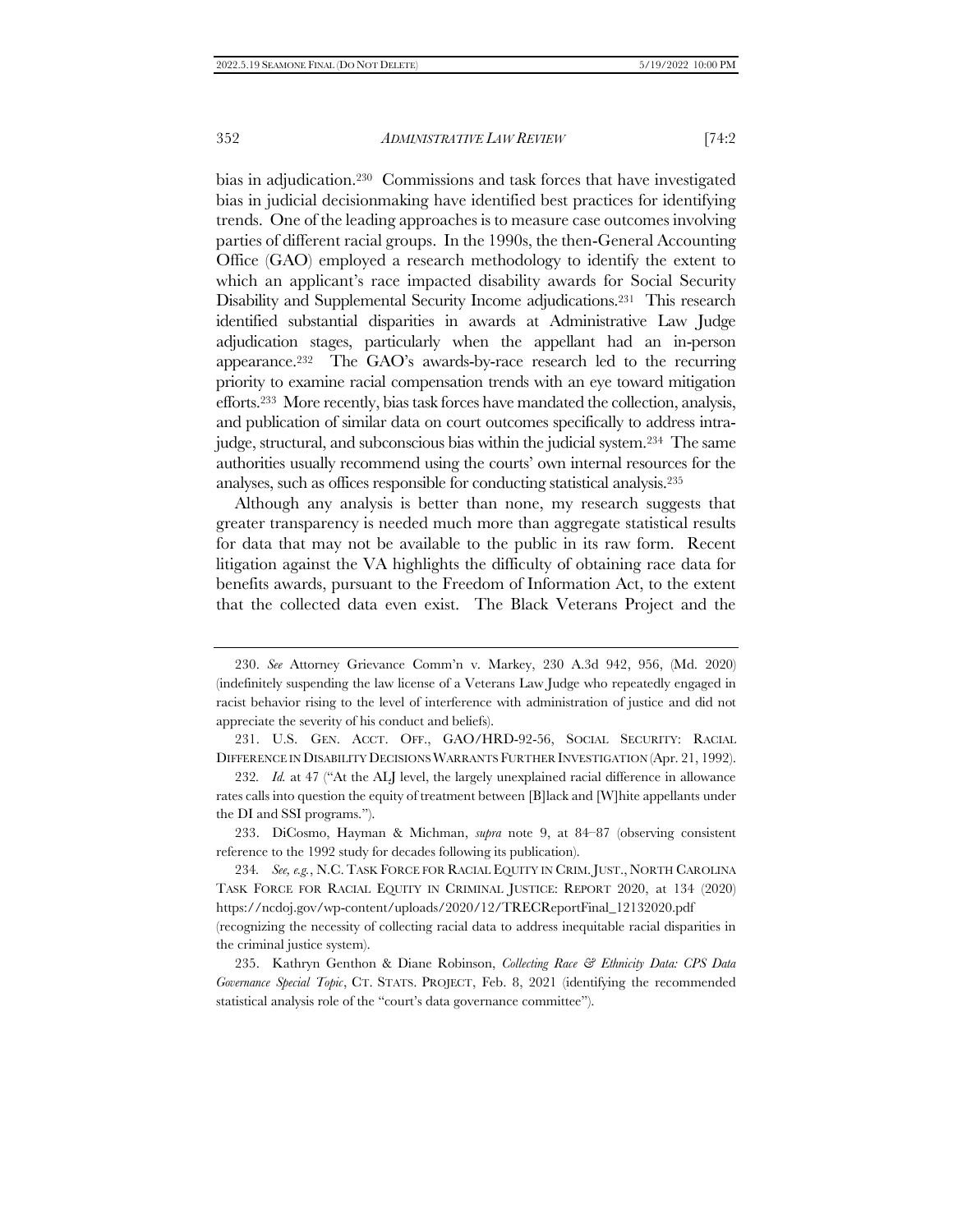bias in adjudication.[230] Commissions and task forces that have investigated bias in judicial decisionmaking have identified best practices for identifying trends. One of the leading approaches is to measure case outcomes involving parties of different racial groups. In the 1990s, the then-General Accounting Office (GAO) employed a research methodology to identify the extent to which an applicant's race impacted disability awards for Social Security Disability and Supplemental Security Income adjudications.[231] This research identified substantial disparities in awards at Administrative Law Judge adjudication stages, particularly when the appellant had an in-person appearance.[232] The GAO's awards-by-race research led to the recurring priority to examine racial compensation trends with an eye toward mitigation efforts.[233] More recently, bias task forces have mandated the collection, analysis, and publication of similar data on court outcomes specifically to address intra-judge, structural, and subconscious bias within the judicial system.[234] The same authorities usually recommend using the courts' own internal resources for the analyses, such as offices responsible for conducting statistical analysis.[235]

Although any analysis is better than none, my research suggests that greater transparency is needed much more than aggregate statistical results for data that may not be available to the public in its raw form. Recent litigation against the VA highlights the difficulty of obtaining race data for benefits awards, pursuant to the Freedom of Information Act, to the extent that the collected data even exist. The Black Veterans Project and the

---

230. *See* Attorney Grievance Comm'n v. Markey, 230 A.3d 942, 956, (Md. 2020) (indefinitely suspending the law license of a Veterans Law Judge who repeatedly engaged in racist behavior rising to the level of interference with administration of justice and did not appreciate the severity of his conduct and beliefs).

231. U.S. GEN. ACCT. OFF., GAO/HRD-92-56, SOCIAL SECURITY: RACIAL DIFFERENCE IN DISABILITY DECISIONS WARRANTS FURTHER INVESTIGATION (Apr. 21, 1992).

232. *Id.* at 47 ("At the ALJ level, the largely unexplained racial difference in allowance rates calls into question the equity of treatment between [B]lack and [W]hite appellants under the DI and SSI programs.").

233. DiCosmo, Hayman & Michman, *supra* note 9, at 84–87 (observing consistent reference to the 1992 study for decades following its publication).

234. *See, e.g.*, N.C. TASK FORCE FOR RACIAL EQUITY IN CRIM. JUST., NORTH CAROLINA TASK FORCE FOR RACIAL EQUITY IN CRIMINAL JUSTICE: REPORT 2020, at 134 (2020) https://ncdoj.gov/wp-content/uploads/2020/12/TRECReportFinal_12132020.pdf (recognizing the necessity of collecting racial data to address inequitable racial disparities in the criminal justice system).

235. Kathryn Genthon & Diane Robinson, *Collecting Race & Ethnicity Data: CPS Data Governance Special Topic*, CT. STATS. PROJECT, Feb. 8, 2021 (identifying the recommended statistical analysis role of the "court's data governance committee").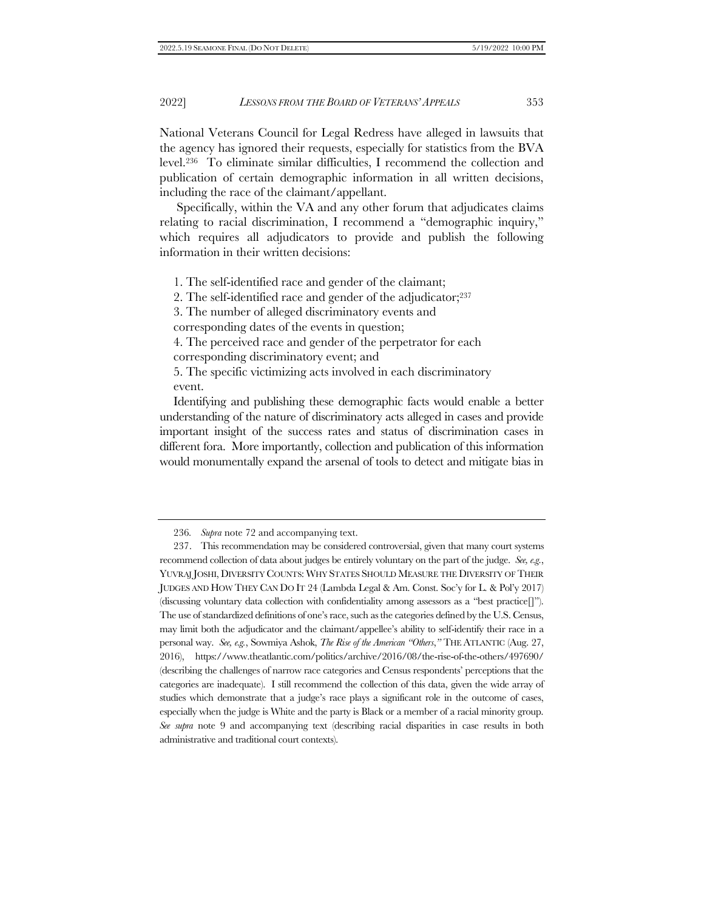National Veterans Council for Legal Redress have alleged in lawsuits that the agency has ignored their requests, especially for statistics from the BVA level.[236] To eliminate similar difficulties, I recommend the collection and publication of certain demographic information in all written decisions, including the race of the claimant/appellant.

Specifically, within the VA and any other forum that adjudicates claims relating to racial discrimination, I recommend a "demographic inquiry," which requires all adjudicators to provide and publish the following information in their written decisions:

1. The self-identified race and gender of the claimant;
2. The self-identified race and gender of the adjudicator;[237]
3. The number of alleged discriminatory events and corresponding dates of the events in question;
4. The perceived race and gender of the perpetrator for each corresponding discriminatory event; and
5. The specific victimizing acts involved in each discriminatory event.

Identifying and publishing these demographic facts would enable a better understanding of the nature of discriminatory acts alleged in cases and provide important insight of the success rates and status of discrimination cases in different fora. More importantly, collection and publication of this information would monumentally expand the arsenal of tools to detect and mitigate bias in

---

236. *Supra* note 72 and accompanying text.

237. This recommendation may be considered controversial, given that many court systems recommend collection of data about judges be entirely voluntary on the part of the judge. *See, e.g.*, YUVRAJ JOSHI, DIVERSITY COUNTS: WHY STATES SHOULD MEASURE THE DIVERSITY OF THEIR JUDGES AND HOW THEY CAN DO IT 24 (Lambda Legal & Am. Const. Soc'y for L. & Pol'y 2017) (discussing voluntary data collection with confidentiality among assessors as a "best practice[]"). The use of standardized definitions of one's race, such as the categories defined by the U.S. Census, may limit both the adjudicator and the claimant/appellee's ability to self-identify their race in a personal way. *See, e.g.*, Sowmiya Ashok, *The Rise of the American "Others*,*"* THE ATLANTIC (Aug. 27, 2016), https://www.theatlantic.com/politics/archive/2016/08/the-rise-of-the-others/497690/ (describing the challenges of narrow race categories and Census respondents' perceptions that the categories are inadequate). I still recommend the collection of this data, given the wide array of studies which demonstrate that a judge's race plays a significant role in the outcome of cases, especially when the judge is White and the party is Black or a member of a racial minority group. *See supra* note 9 and accompanying text (describing racial disparities in case results in both administrative and traditional court contexts).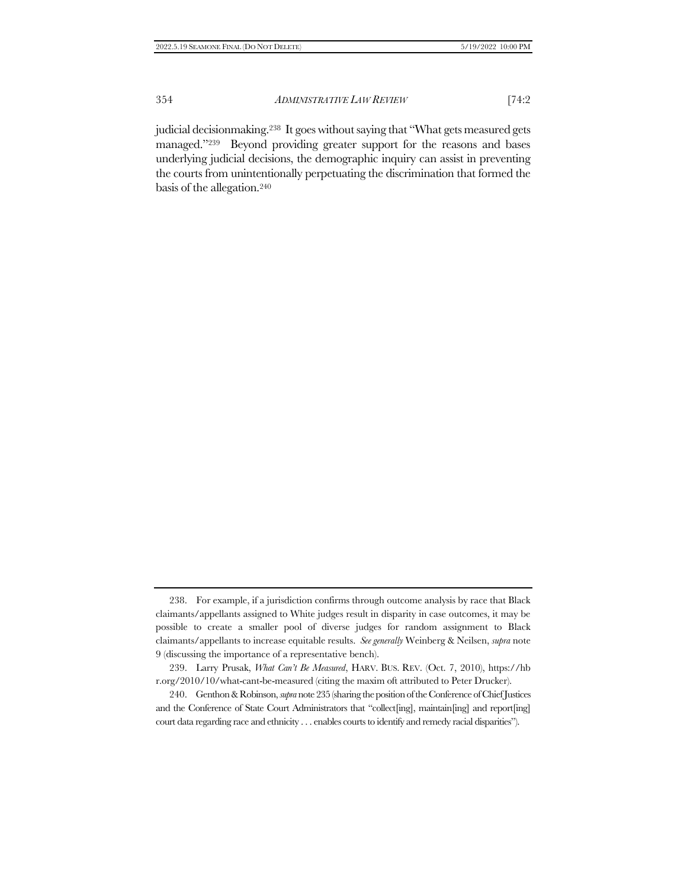judicial decisionmaking.[238] It goes without saying that "What gets measured gets managed."[239] Beyond providing greater support for the reasons and bases underlying judicial decisions, the demographic inquiry can assist in preventing the courts from unintentionally perpetuating the discrimination that formed the basis of the allegation.[240]

---

238. For example, if a jurisdiction confirms through outcome analysis by race that Black claimants/appellants assigned to White judges result in disparity in case outcomes, it may be possible to create a smaller pool of diverse judges for random assignment to Black claimants/appellants to increase equitable results. *See generally* Weinberg & Neilsen, *supra* note 9 (discussing the importance of a representative bench).

239. Larry Prusak, *What Can't Be Measured*, HARV. BUS. REV. (Oct. 7, 2010), https://hbr.org/2010/10/what-cant-be-measured (citing the maxim oft attributed to Peter Drucker).

240. Genthon & Robinson, *supra* note 235 (sharing the position of the Conference of Chief Justices and the Conference of State Court Administrators that "collect[ing], maintain[ing] and report[ing] court data regarding race and ethnicity . . . enables courts to identify and remedy racial disparities").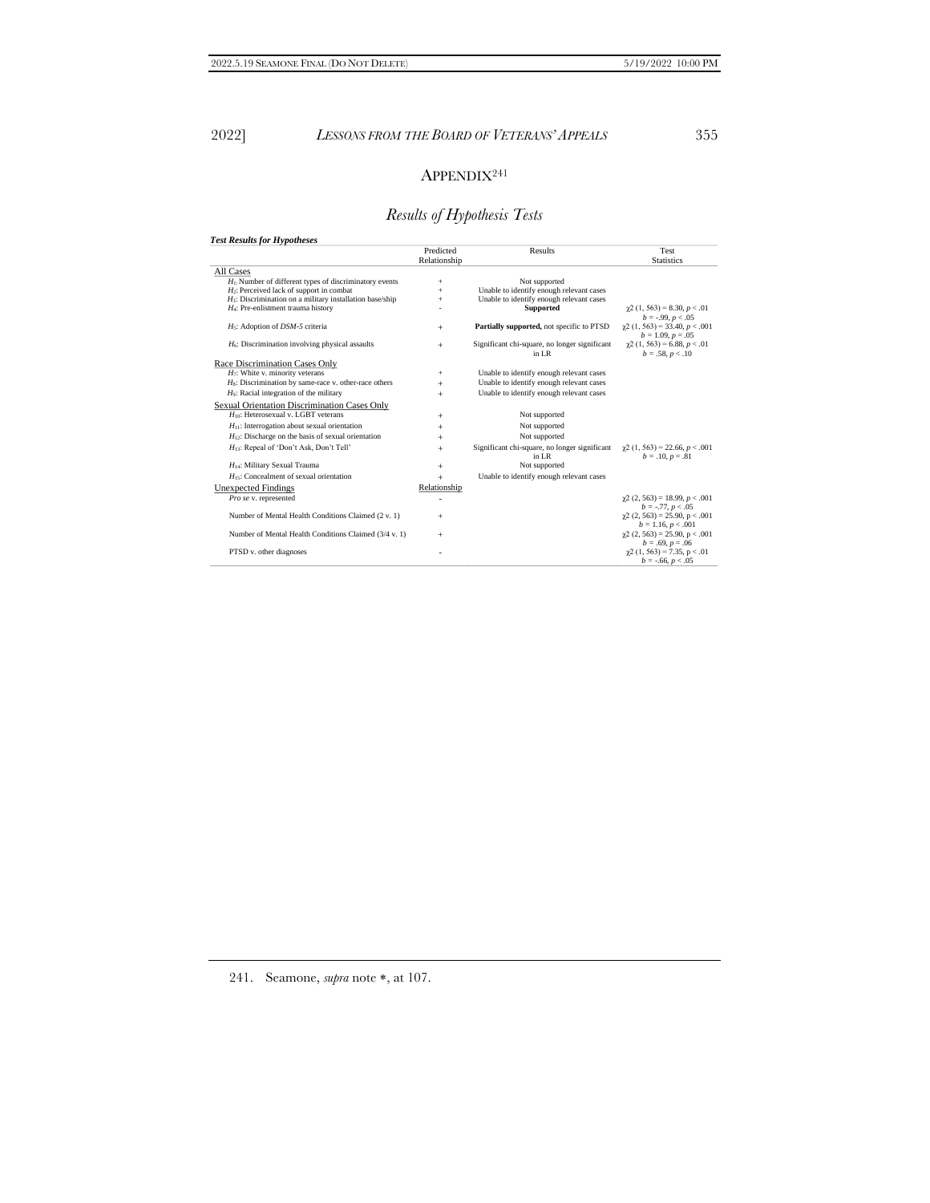# APPENDIX[241]

## *Results of Hypothesis Tests*

***Test Results for Hypotheses***

| | Predicted Relationship | Results | Test Statistics |
|---|---|---|---|
| All Cases | | | |
| $H_1$: Number of different types of discriminatory events | + | Not supported | |
| $H_2$: Perceived lack of support in combat | + | Unable to identify enough relevant cases | |
| $H_3$: Discrimination on a military installation base/ship | + | Unable to identify enough relevant cases | |
| $H_4$: Pre-enlistment trauma history | - | **Supported** | $\chi 2\ (1, 563) = 8.30,\ p < .01$ <br> $b = -.99,\ p < .05$ |
| $H_5$: Adoption of *DSM-5* criteria | + | **Partially supported,** not specific to PTSD | $\chi 2\ (1, 563) = 33.40,\ p < .001$ <br> $b = 1.09,\ p = .05$ |
| $H_6$: Discrimination involving physical assaults | + | Significant chi-square, no longer significant in LR | $\chi 2\ (1, 563) = 6.88,\ p < .01$ <br> $b = .58,\ p < .10$ |
| Race Discrimination Cases Only | | | |
| $H_7$: White v. minority veterans | + | Unable to identify enough relevant cases | |
| $H_8$: Discrimination by same-race v. other-race others | + | Unable to identify enough relevant cases | |
| $H_9$: Racial integration of the military | + | Unable to identify enough relevant cases | |
| Sexual Orientation Discrimination Cases Only | | | |
| $H_{10}$: Heterosexual v. LGBT veterans | + | Not supported | |
| $H_{11}$: Interrogation about sexual orientation | + | Not supported | |
| $H_{12}$: Discharge on the basis of sexual orientation | + | Not supported | |
| $H_{13}$: Repeal of 'Don't Ask, Don't Tell' | + | Significant chi-square, no longer significant in LR | $\chi 2\ (1, 563) = 22.66,\ p < .001$ <br> $b = .10,\ p = .81$ |
| $H_{14}$: Military Sexual Trauma | + | Not supported | |
| $H_{15}$: Concealment of sexual orientation | + | Unable to identify enough relevant cases | |
| Unexpected Findings | Relationship | | |
| *Pro se* v. represented | - | | $\chi 2\ (2, 563) = 18.99,\ p < .001$ <br> $b = -.77,\ p < .05$ |
| Number of Mental Health Conditions Claimed (2 v. 1) | + | | $\chi 2\ (2, 563) = 25.90,\ p < .001$ <br> $b = 1.16,\ p < .001$ |
| Number of Mental Health Conditions Claimed (3/4 v. 1) | + | | $\chi 2\ (2, 563) = 25.90,\ p < .001$ <br> $b = .69,\ p = .06$ |
| PTSD v. other diagnoses | - | | $\chi 2\ (1, 563) = 7.35,\ p < .01$ <br> $b = -.66,\ p < .05$ |

241. Seamone, *supra* note *, at 107.